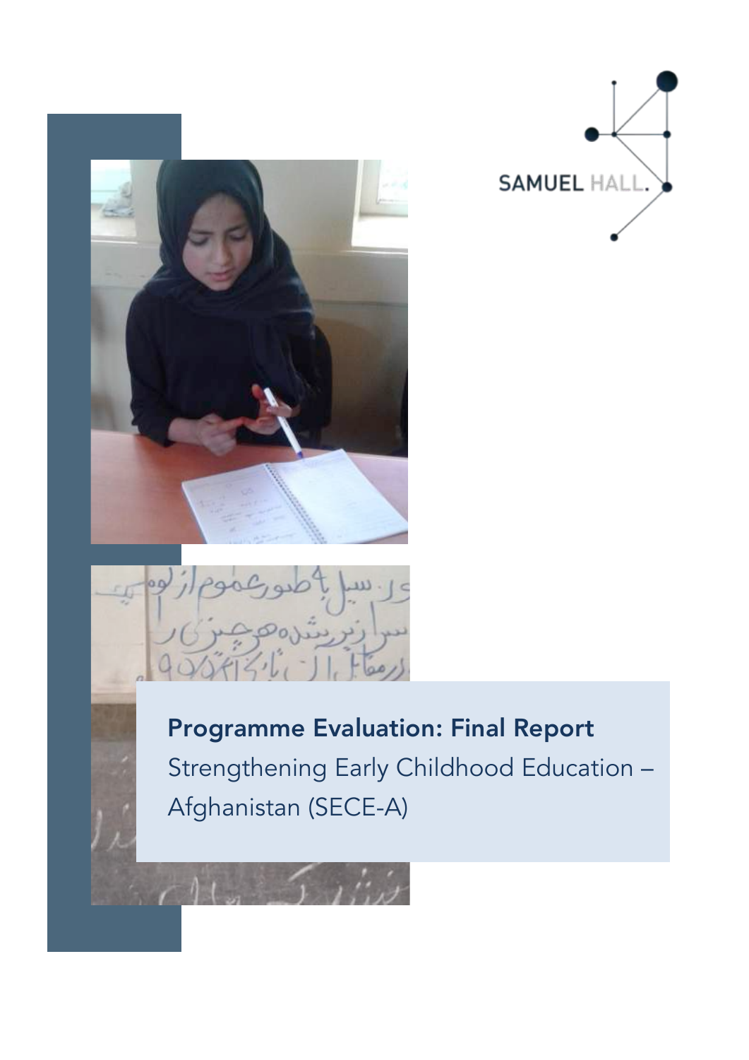SAMUEL HALL.

# Programme Evaluation: Final Report

Strengthening Early Childhood Education – Afghanistan (SECE-A)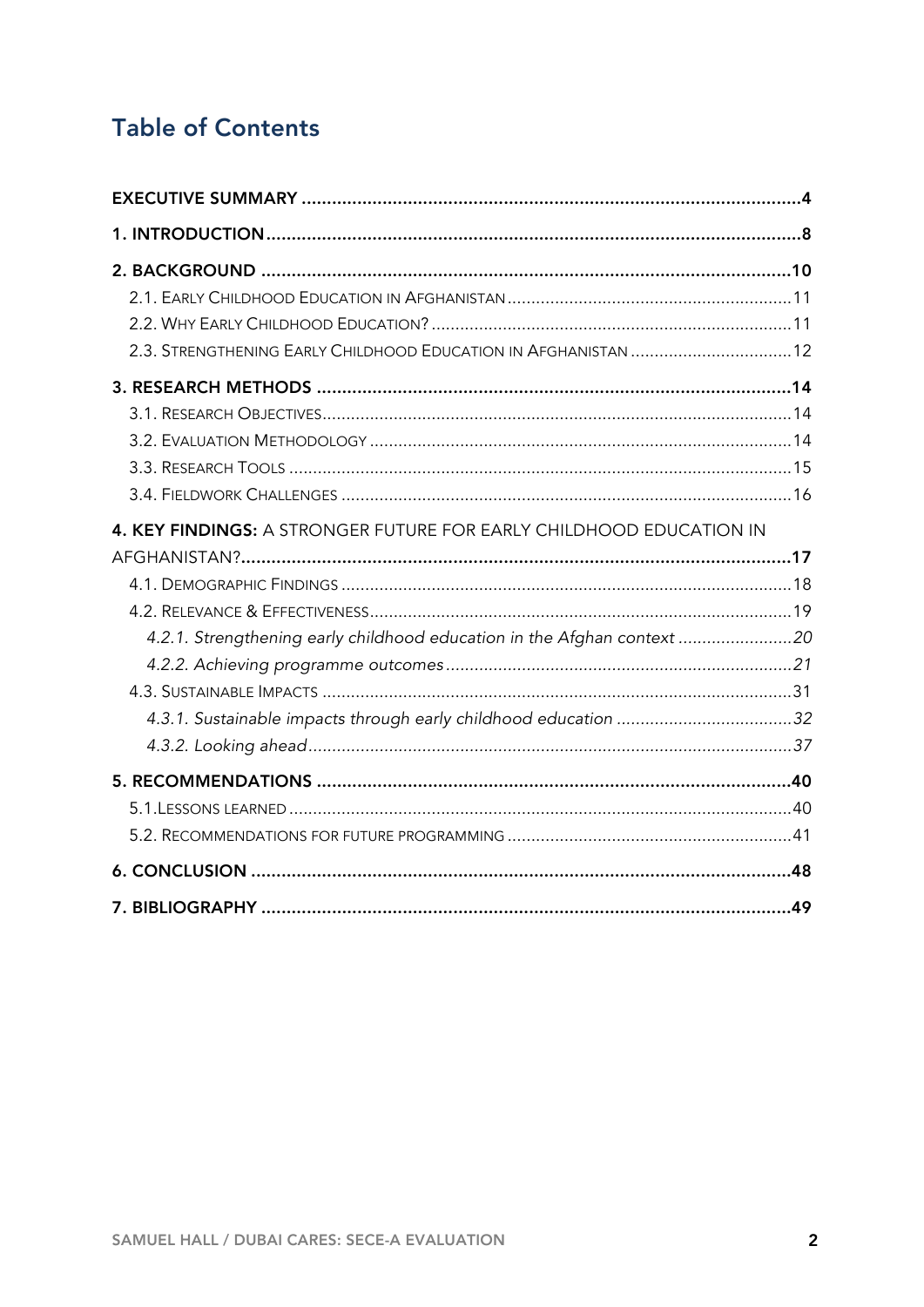## Table of Contents

**EXECUTIVE SUMMARY** .................................................................................................... **4**

**1. INTRODUCTION** ........................................................................................................... **8**

**2. BACKGROUND** ........................................................................................................... **10**

2.1. EARLY CHILDHOOD EDUCATION IN AFGHANISTAN ........................................................... 11

2.2. WHY EARLY CHILDHOOD EDUCATION? ............................................................................. 11

2.3. STRENGTHENING EARLY CHILDHOOD EDUCATION IN AFGHANISTAN ................................. 12

**3. RESEARCH METHODS** ............................................................................................... **14**

3.1. RESEARCH OBJECTIVES ..................................................................................................... 14

3.2. EVALUATION METHODOLOGY ............................................................................................ 14

3.3. RESEARCH TOOLS ............................................................................................................. 15

3.4. FIELDWORK CHALLENGES .................................................................................................. 16

**4. KEY FINDINGS:** A STRONGER FUTURE FOR EARLY CHILDHOOD EDUCATION IN AFGHANISTAN? ............................................................................................................... **17**

4.1. DEMOGRAPHIC FINDINGS .................................................................................................. 18

4.2. RELEVANCE & EFFECTIVENESS ........................................................................................... 19

*4.2.1. Strengthening early childhood education in the Afghan context ........................ 20*

*4.2.2. Achieving programme outcomes ........................................................................ 21*

4.3. SUSTAINABLE IMPACTS ..................................................................................................... 31

*4.3.1. Sustainable impacts through early childhood education ..................................... 32*

*4.3.2. Looking ahead ..................................................................................................... 37*

**5. RECOMMENDATIONS** ............................................................................................... **40**

5.1. LESSONS LEARNED ............................................................................................................ 40

5.2. RECOMMENDATIONS FOR FUTURE PROGRAMMING ............................................................ 41

**6. CONCLUSION** ............................................................................................................. **48**

**7. BIBLIOGRAPHY** .......................................................................................................... **49**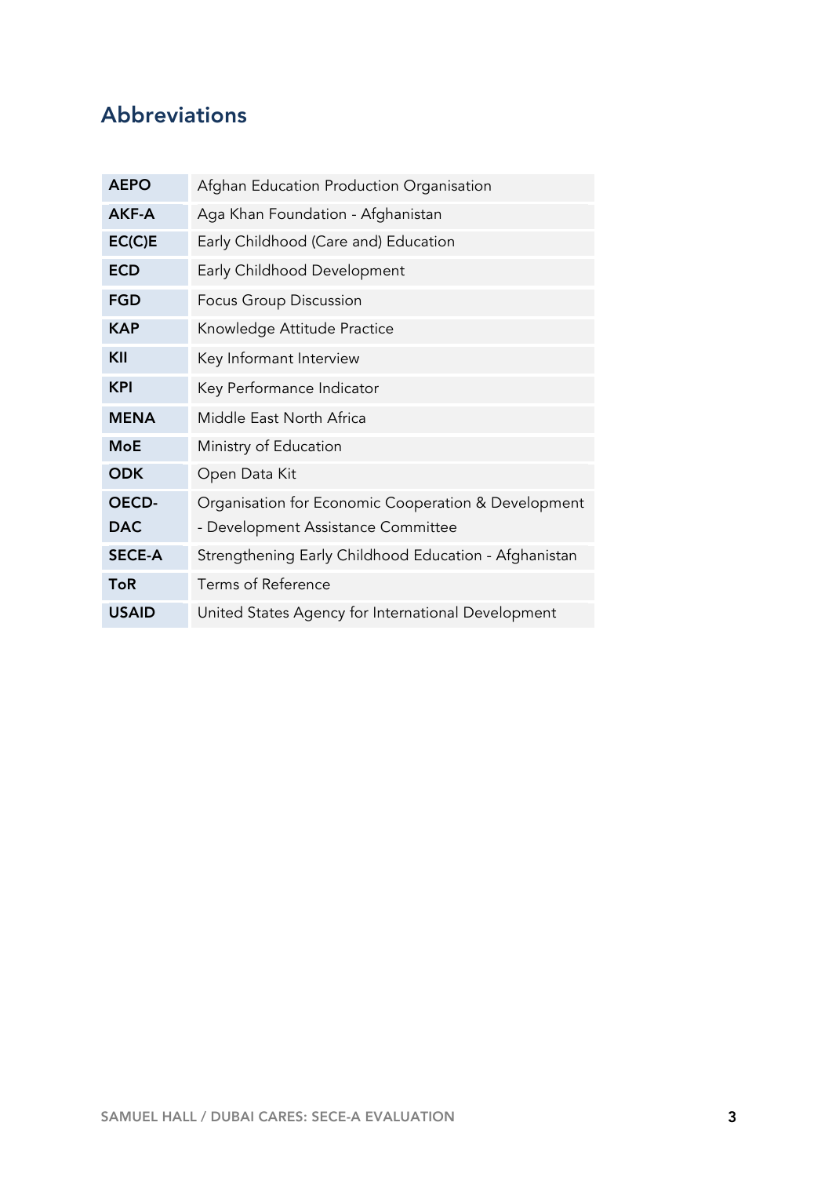## Abbreviations

| | |
|---|---|
| **AEPO** | Afghan Education Production Organisation |
| **AKF-A** | Aga Khan Foundation - Afghanistan |
| **EC(C)E** | Early Childhood (Care and) Education |
| **ECD** | Early Childhood Development |
| **FGD** | Focus Group Discussion |
| **KAP** | Knowledge Attitude Practice |
| **KII** | Key Informant Interview |
| **KPI** | Key Performance Indicator |
| **MENA** | Middle East North Africa |
| **MoE** | Ministry of Education |
| **ODK** | Open Data Kit |
| **OECD-DAC** | Organisation for Economic Cooperation & Development - Development Assistance Committee |
| **SECE-A** | Strengthening Early Childhood Education - Afghanistan |
| **ToR** | Terms of Reference |
| **USAID** | United States Agency for International Development |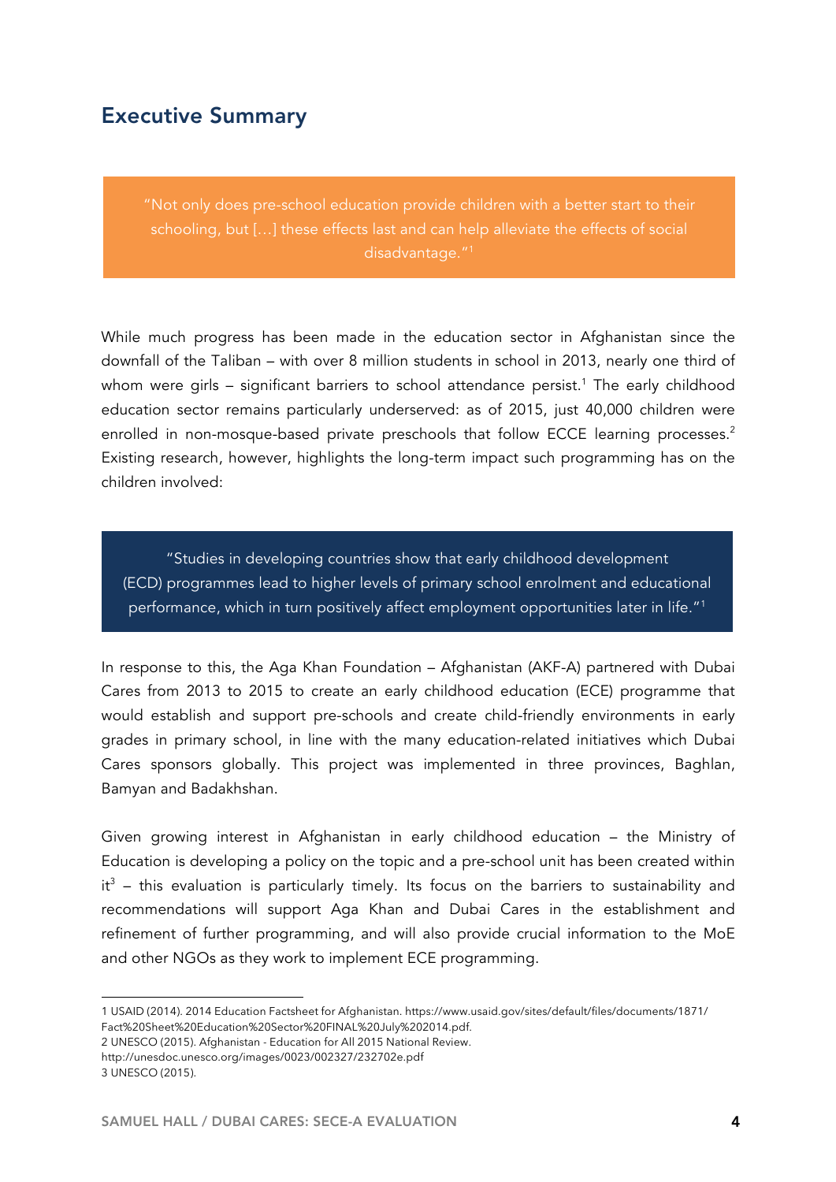## Executive Summary

> "Not only does pre-school education provide children with a better start to their schooling, but [...] these effects last and can help alleviate the effects of social disadvantage."[1]

While much progress has been made in the education sector in Afghanistan since the downfall of the Taliban – with over 8 million students in school in 2013, nearly one third of whom were girls – significant barriers to school attendance persist.[1] The early childhood education sector remains particularly underserved: as of 2015, just 40,000 children were enrolled in non-mosque-based private preschools that follow ECCE learning processes.[2] Existing research, however, highlights the long-term impact such programming has on the children involved:

> "Studies in developing countries show that early childhood development (ECD) programmes lead to higher levels of primary school enrolment and educational performance, which in turn positively affect employment opportunities later in life."[1]

In response to this, the Aga Khan Foundation – Afghanistan (AKF-A) partnered with Dubai Cares from 2013 to 2015 to create an early childhood education (ECE) programme that would establish and support pre-schools and create child-friendly environments in early grades in primary school, in line with the many education-related initiatives which Dubai Cares sponsors globally. This project was implemented in three provinces, Baghlan, Bamyan and Badakhshan.

Given growing interest in Afghanistan in early childhood education – the Ministry of Education is developing a policy on the topic and a pre-school unit has been created within it[3] – this evaluation is particularly timely. Its focus on the barriers to sustainability and recommendations will support Aga Khan and Dubai Cares in the establishment and refinement of further programming, and will also provide crucial information to the MoE and other NGOs as they work to implement ECE programming.

---

1 USAID (2014). 2014 Education Factsheet for Afghanistan. https://www.usaid.gov/sites/default/files/documents/1871/Fact%20Sheet%20Education%20Sector%20FINAL%20July%202014.pdf.

2 UNESCO (2015). Afghanistan - Education for All 2015 National Review. http://unesdoc.unesco.org/images/0023/002327/232702e.pdf

3 UNESCO (2015).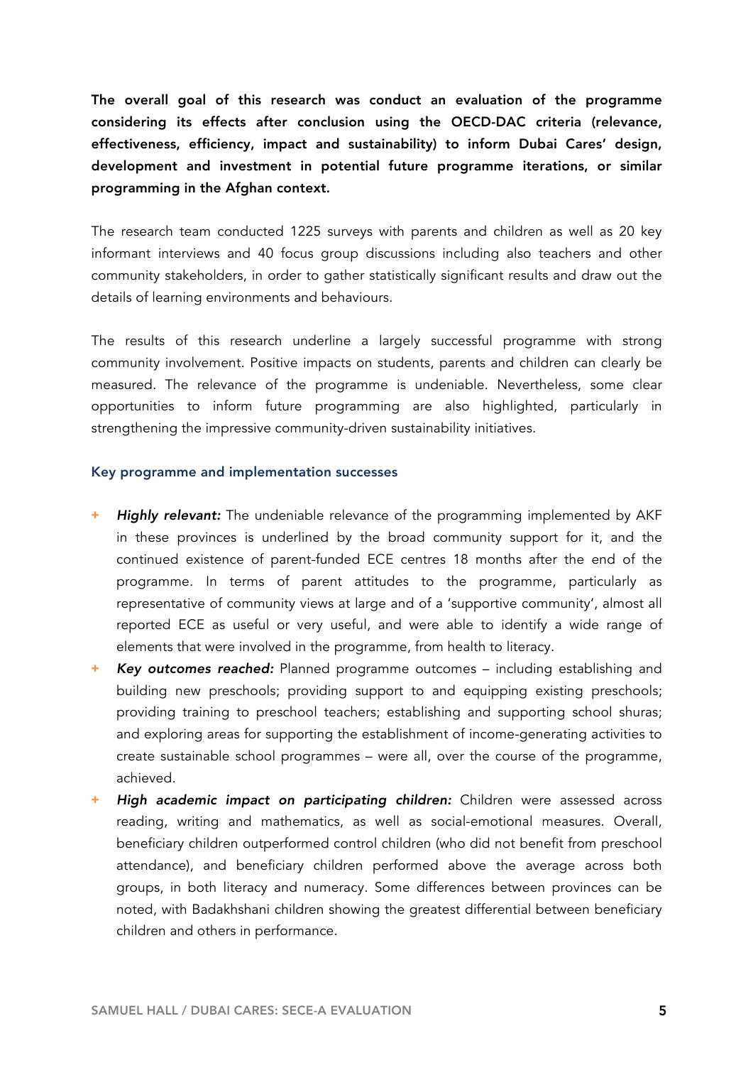**The overall goal of this research was conduct an evaluation of the programme considering its effects after conclusion using the OECD-DAC criteria (relevance, effectiveness, efficiency, impact and sustainability) to inform Dubai Cares' design, development and investment in potential future programme iterations, or similar programming in the Afghan context.**

The research team conducted 1225 surveys with parents and children as well as 20 key informant interviews and 40 focus group discussions including also teachers and other community stakeholders, in order to gather statistically significant results and draw out the details of learning environments and behaviours.

The results of this research underline a largely successful programme with strong community involvement. Positive impacts on students, parents and children can clearly be measured. The relevance of the programme is undeniable. Nevertheless, some clear opportunities to inform future programming are also highlighted, particularly in strengthening the impressive community-driven sustainability initiatives.

### Key programme and implementation successes

+ ***Highly relevant:*** The undeniable relevance of the programming implemented by AKF in these provinces is underlined by the broad community support for it, and the continued existence of parent-funded ECE centres 18 months after the end of the programme. In terms of parent attitudes to the programme, particularly as representative of community views at large and of a 'supportive community', almost all reported ECE as useful or very useful, and were able to identify a wide range of elements that were involved in the programme, from health to literacy.
+ ***Key outcomes reached:*** Planned programme outcomes – including establishing and building new preschools; providing support to and equipping existing preschools; providing training to preschool teachers; establishing and supporting school shuras; and exploring areas for supporting the establishment of income-generating activities to create sustainable school programmes – were all, over the course of the programme, achieved.
+ ***High academic impact on participating children:*** Children were assessed across reading, writing and mathematics, as well as social-emotional measures. Overall, beneficiary children outperformed control children (who did not benefit from preschool attendance), and beneficiary children performed above the average across both groups, in both literacy and numeracy. Some differences between provinces can be noted, with Badakhshani children showing the greatest differential between beneficiary children and others in performance.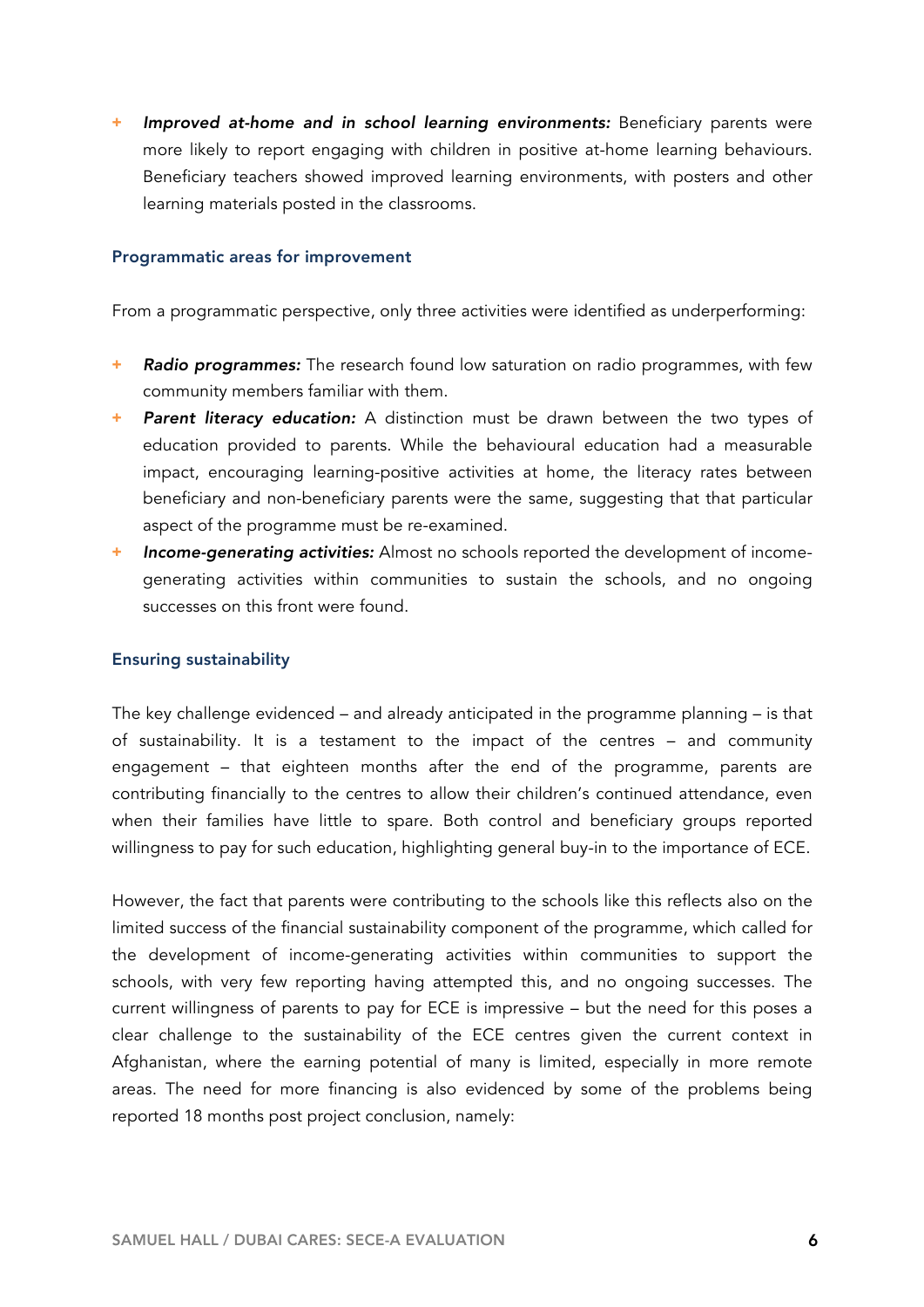- ***Improved at-home and in school learning environments:*** Beneficiary parents were more likely to report engaging with children in positive at-home learning behaviours. Beneficiary teachers showed improved learning environments, with posters and other learning materials posted in the classrooms.

### Programmatic areas for improvement

From a programmatic perspective, only three activities were identified as underperforming:

- ***Radio programmes:*** The research found low saturation on radio programmes, with few community members familiar with them.
- ***Parent literacy education:*** A distinction must be drawn between the two types of education provided to parents. While the behavioural education had a measurable impact, encouraging learning-positive activities at home, the literacy rates between beneficiary and non-beneficiary parents were the same, suggesting that that particular aspect of the programme must be re-examined.
- ***Income-generating activities:*** Almost no schools reported the development of income-generating activities within communities to sustain the schools, and no ongoing successes on this front were found.

### Ensuring sustainability

The key challenge evidenced – and already anticipated in the programme planning – is that of sustainability. It is a testament to the impact of the centres – and community engagement – that eighteen months after the end of the programme, parents are contributing financially to the centres to allow their children's continued attendance, even when their families have little to spare. Both control and beneficiary groups reported willingness to pay for such education, highlighting general buy-in to the importance of ECE.

However, the fact that parents were contributing to the schools like this reflects also on the limited success of the financial sustainability component of the programme, which called for the development of income-generating activities within communities to support the schools, with very few reporting having attempted this, and no ongoing successes. The current willingness of parents to pay for ECE is impressive – but the need for this poses a clear challenge to the sustainability of the ECE centres given the current context in Afghanistan, where the earning potential of many is limited, especially in more remote areas. The need for more financing is also evidenced by some of the problems being reported 18 months post project conclusion, namely: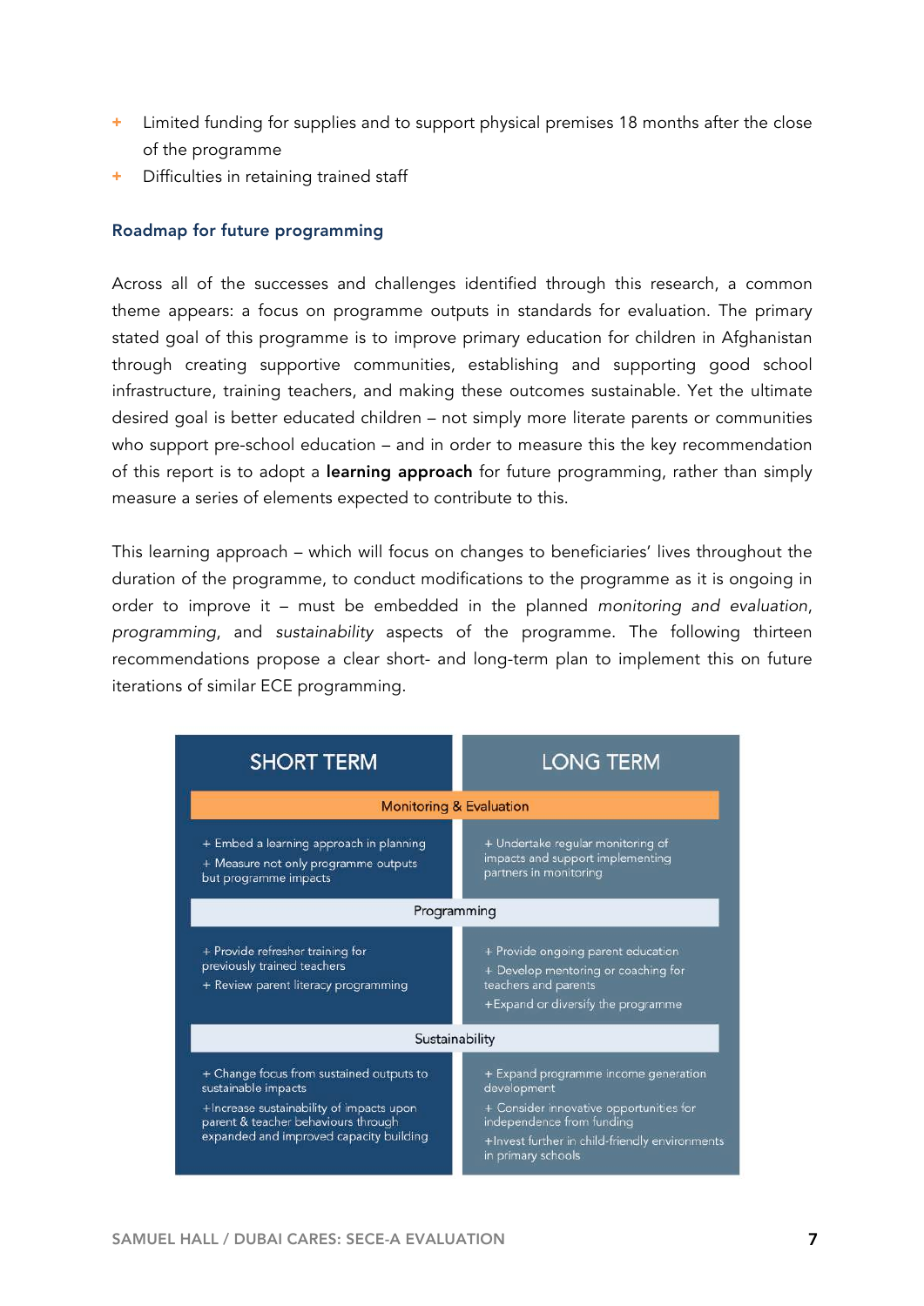- Limited funding for supplies and to support physical premises 18 months after the close of the programme
- Difficulties in retaining trained staff

### Roadmap for future programming

Across all of the successes and challenges identified through this research, a common theme appears: a focus on programme outputs in standards for evaluation. The primary stated goal of this programme is to improve primary education for children in Afghanistan through creating supportive communities, establishing and supporting good school infrastructure, training teachers, and making these outcomes sustainable. Yet the ultimate desired goal is better educated children – not simply more literate parents or communities who support pre-school education – and in order to measure this the key recommendation of this report is to adopt a **learning approach** for future programming, rather than simply measure a series of elements expected to contribute to this.

This learning approach – which will focus on changes to beneficiaries' lives throughout the duration of the programme, to conduct modifications to the programme as it is ongoing in order to improve it – must be embedded in the planned *monitoring and evaluation*, *programming*, and *sustainability* aspects of the programme. The following thirteen recommendations propose a clear short- and long-term plan to implement this on future iterations of similar ECE programming.

| | SHORT TERM | LONG TERM |
|---|---|---|
| **Monitoring & Evaluation** | + Embed a learning approach in planning<br>+ Measure not only programme outputs but programme impacts | + Undertake regular monitoring of impacts and support implementing partners in monitoring |
| **Programming** | + Provide refresher training for previously trained teachers<br>+ Review parent literacy programming | + Provide ongoing parent education<br>+ Develop mentoring or coaching for teachers and parents<br>+ Expand or diversify the programme |
| **Sustainability** | + Change focus from sustained outputs to sustainable impacts<br>+ Increase sustainability of impacts upon parent & teacher behaviours through expanded and improved capacity building | + Expand programme income generation development<br>+ Consider innovative opportunities for independence from funding<br>+ Invest further in child-friendly environments in primary schools |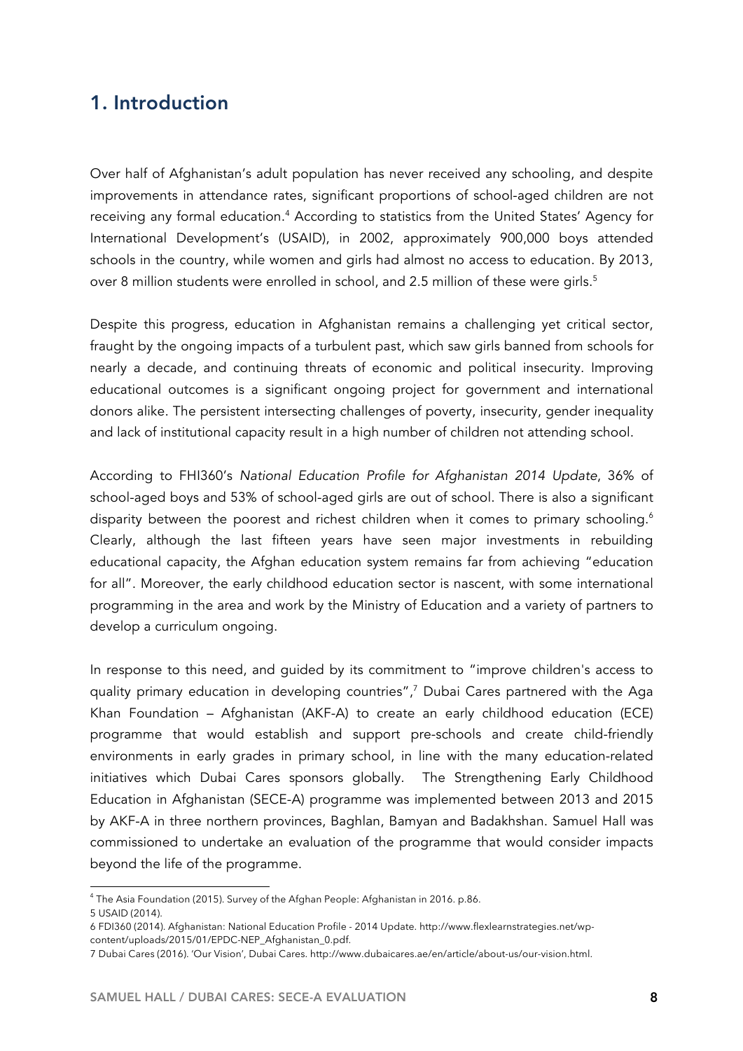## 1. Introduction

Over half of Afghanistan's adult population has never received any schooling, and despite improvements in attendance rates, significant proportions of school-aged children are not receiving any formal education.[4] According to statistics from the United States' Agency for International Development's (USAID), in 2002, approximately 900,000 boys attended schools in the country, while women and girls had almost no access to education. By 2013, over 8 million students were enrolled in school, and 2.5 million of these were girls.[5]

Despite this progress, education in Afghanistan remains a challenging yet critical sector, fraught by the ongoing impacts of a turbulent past, which saw girls banned from schools for nearly a decade, and continuing threats of economic and political insecurity. Improving educational outcomes is a significant ongoing project for government and international donors alike. The persistent intersecting challenges of poverty, insecurity, gender inequality and lack of institutional capacity result in a high number of children not attending school.

According to FHI360's *National Education Profile for Afghanistan 2014 Update*, 36% of school-aged boys and 53% of school-aged girls are out of school. There is also a significant disparity between the poorest and richest children when it comes to primary schooling.[6] Clearly, although the last fifteen years have seen major investments in rebuilding educational capacity, the Afghan education system remains far from achieving "education for all". Moreover, the early childhood education sector is nascent, with some international programming in the area and work by the Ministry of Education and a variety of partners to develop a curriculum ongoing.

In response to this need, and guided by its commitment to "improve children's access to quality primary education in developing countries",[7] Dubai Cares partnered with the Aga Khan Foundation – Afghanistan (AKF-A) to create an early childhood education (ECE) programme that would establish and support pre-schools and create child-friendly environments in early grades in primary school, in line with the many education-related initiatives which Dubai Cares sponsors globally. The Strengthening Early Childhood Education in Afghanistan (SECE-A) programme was implemented between 2013 and 2015 by AKF-A in three northern provinces, Baghlan, Bamyan and Badakhshan. Samuel Hall was commissioned to undertake an evaluation of the programme that would consider impacts beyond the life of the programme.

---

[4] The Asia Foundation (2015). Survey of the Afghan People: Afghanistan in 2016. p.86.

5 USAID (2014).

6 FDI360 (2014). Afghanistan: National Education Profile - 2014 Update. http://www.flexlearnstrategies.net/wp-content/uploads/2015/01/EPDC-NEP_Afghanistan_0.pdf.

7 Dubai Cares (2016). 'Our Vision', Dubai Cares. http://www.dubaicares.ae/en/article/about-us/our-vision.html.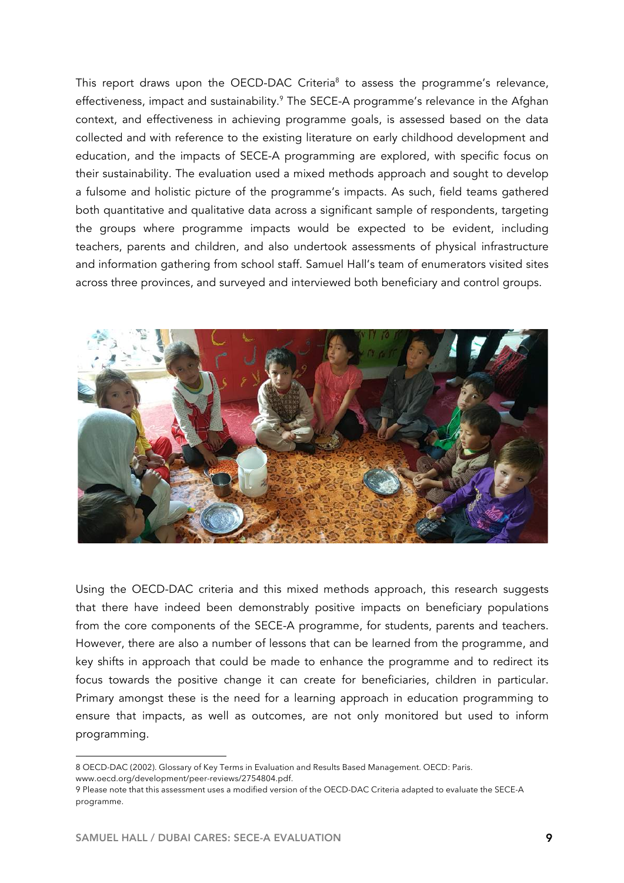This report draws upon the OECD-DAC Criteria[8] to assess the programme's relevance, effectiveness, impact and sustainability.[9] The SECE-A programme's relevance in the Afghan context, and effectiveness in achieving programme goals, is assessed based on the data collected and with reference to the existing literature on early childhood development and education, and the impacts of SECE-A programming are explored, with specific focus on their sustainability. The evaluation used a mixed methods approach and sought to develop a fulsome and holistic picture of the programme's impacts. As such, field teams gathered both quantitative and qualitative data across a significant sample of respondents, targeting the groups where programme impacts would be expected to be evident, including teachers, parents and children, and also undertook assessments of physical infrastructure and information gathering from school staff. Samuel Hall's team of enumerators visited sites across three provinces, and surveyed and interviewed both beneficiary and control groups.

Using the OECD-DAC criteria and this mixed methods approach, this research suggests that there have indeed been demonstrably positive impacts on beneficiary populations from the core components of the SECE-A programme, for students, parents and teachers. However, there are also a number of lessons that can be learned from the programme, and key shifts in approach that could be made to enhance the programme and to redirect its focus towards the positive change it can create for beneficiaries, children in particular. Primary amongst these is the need for a learning approach in education programming to ensure that impacts, as well as outcomes, are not only monitored but used to inform programming.

---

8 OECD-DAC (2002). Glossary of Key Terms in Evaluation and Results Based Management. OECD: Paris. www.oecd.org/development/peer-reviews/2754804.pdf.

9 Please note that this assessment uses a modified version of the OECD-DAC Criteria adapted to evaluate the SECE-A programme.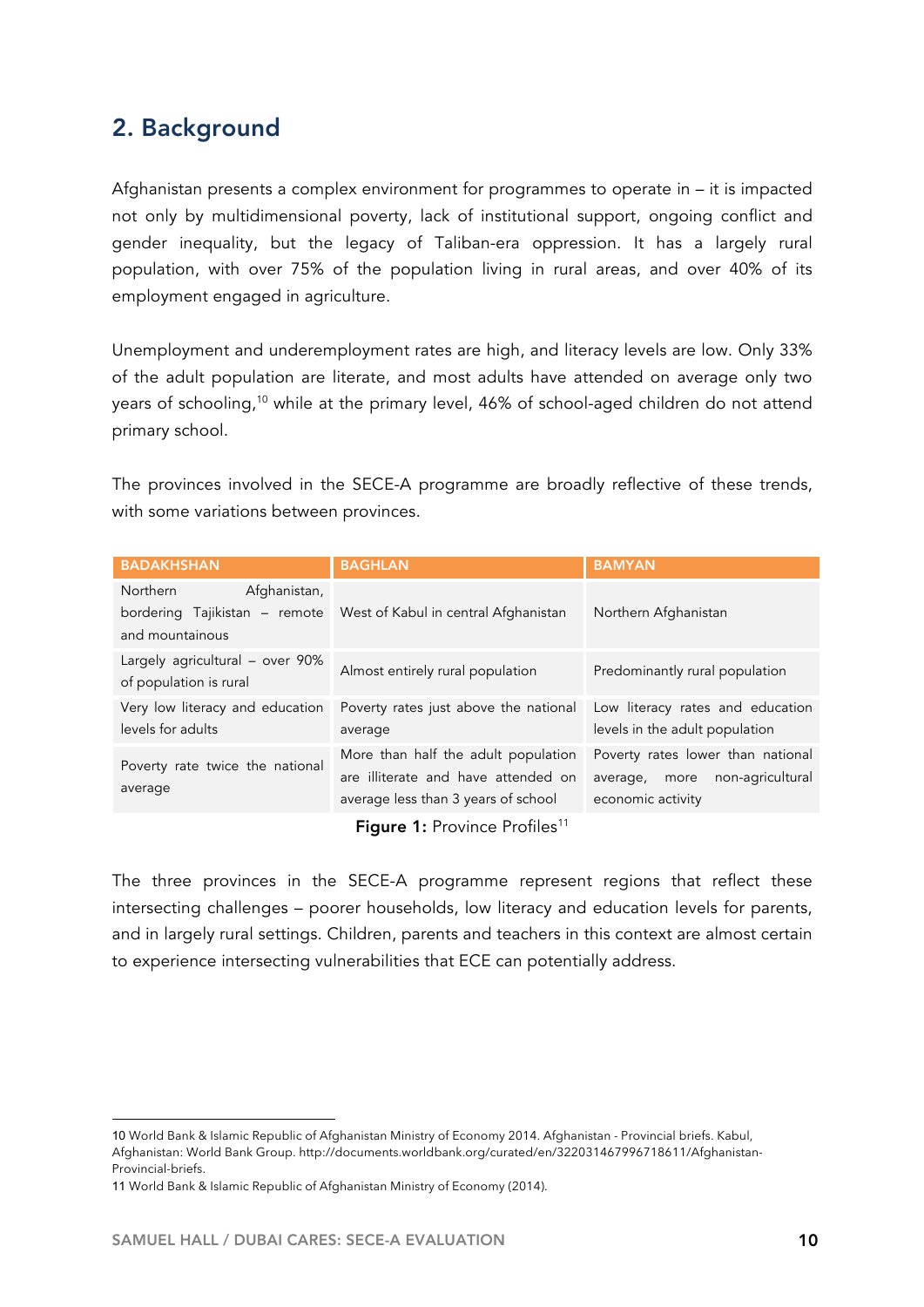## 2. Background

Afghanistan presents a complex environment for programmes to operate in – it is impacted not only by multidimensional poverty, lack of institutional support, ongoing conflict and gender inequality, but the legacy of Taliban-era oppression. It has a largely rural population, with over 75% of the population living in rural areas, and over 40% of its employment engaged in agriculture.

Unemployment and underemployment rates are high, and literacy levels are low. Only 33% of the adult population are literate, and most adults have attended on average only two years of schooling,[10] while at the primary level, 46% of school-aged children do not attend primary school.

The provinces involved in the SECE-A programme are broadly reflective of these trends, with some variations between provinces.

| BADAKHSHAN | BAGHLAN | BAMYAN |
|---|---|---|
| Northern Afghanistan, bordering Tajikistan – remote and mountainous | West of Kabul in central Afghanistan | Northern Afghanistan |
| Largely agricultural – over 90% of population is rural | Almost entirely rural population | Predominantly rural population |
| Very low literacy and education levels for adults | Poverty rates just above the national average | Low literacy rates and education levels in the adult population |
| Poverty rate twice the national average | More than half the adult population are illiterate and have attended on average less than 3 years of school | Poverty rates lower than national average, more non-agricultural economic activity |

**Figure 1:** Province Profiles[11]

The three provinces in the SECE-A programme represent regions that reflect these intersecting challenges – poorer households, low literacy and education levels for parents, and in largely rural settings. Children, parents and teachers in this context are almost certain to experience intersecting vulnerabilities that ECE can potentially address.

---

10 World Bank & Islamic Republic of Afghanistan Ministry of Economy 2014. Afghanistan - Provincial briefs. Kabul, Afghanistan: World Bank Group. http://documents.worldbank.org/curated/en/322031467996718611/Afghanistan-Provincial-briefs.

11 World Bank & Islamic Republic of Afghanistan Ministry of Economy (2014).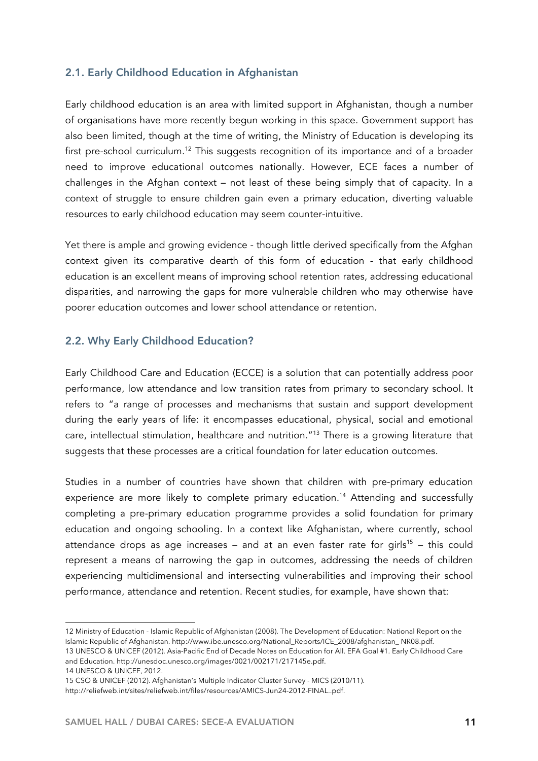## 2.1. Early Childhood Education in Afghanistan

Early childhood education is an area with limited support in Afghanistan, though a number of organisations have more recently begun working in this space. Government support has also been limited, though at the time of writing, the Ministry of Education is developing its first pre-school curriculum.[12] This suggests recognition of its importance and of a broader need to improve educational outcomes nationally. However, ECE faces a number of challenges in the Afghan context – not least of these being simply that of capacity. In a context of struggle to ensure children gain even a primary education, diverting valuable resources to early childhood education may seem counter-intuitive.

Yet there is ample and growing evidence - though little derived specifically from the Afghan context given its comparative dearth of this form of education - that early childhood education is an excellent means of improving school retention rates, addressing educational disparities, and narrowing the gaps for more vulnerable children who may otherwise have poorer education outcomes and lower school attendance or retention.

## 2.2. Why Early Childhood Education?

Early Childhood Care and Education (ECCE) is a solution that can potentially address poor performance, low attendance and low transition rates from primary to secondary school. It refers to "a range of processes and mechanisms that sustain and support development during the early years of life: it encompasses educational, physical, social and emotional care, intellectual stimulation, healthcare and nutrition."[13] There is a growing literature that suggests that these processes are a critical foundation for later education outcomes.

Studies in a number of countries have shown that children with pre-primary education experience are more likely to complete primary education.[14] Attending and successfully completing a pre-primary education programme provides a solid foundation for primary education and ongoing schooling. In a context like Afghanistan, where currently, school attendance drops as age increases – and at an even faster rate for girls[15] – this could represent a means of narrowing the gap in outcomes, addressing the needs of children experiencing multidimensional and intersecting vulnerabilities and improving their school performance, attendance and retention. Recent studies, for example, have shown that:

---

12 Ministry of Education - Islamic Republic of Afghanistan (2008). The Development of Education: National Report on the Islamic Republic of Afghanistan. http://www.ibe.unesco.org/National_Reports/ICE_2008/afghanistan_ NR08.pdf.

13 UNESCO & UNICEF (2012). Asia-Pacific End of Decade Notes on Education for All. EFA Goal #1. Early Childhood Care and Education. http://unesdoc.unesco.org/images/0021/002171/217145e.pdf.

14 UNESCO & UNICEF, 2012.

15 CSO & UNICEF (2012). Afghanistan's Multiple Indicator Cluster Survey - MICS (2010/11). http://reliefweb.int/sites/reliefweb.int/files/resources/AMICS-Jun24-2012-FINAL..pdf.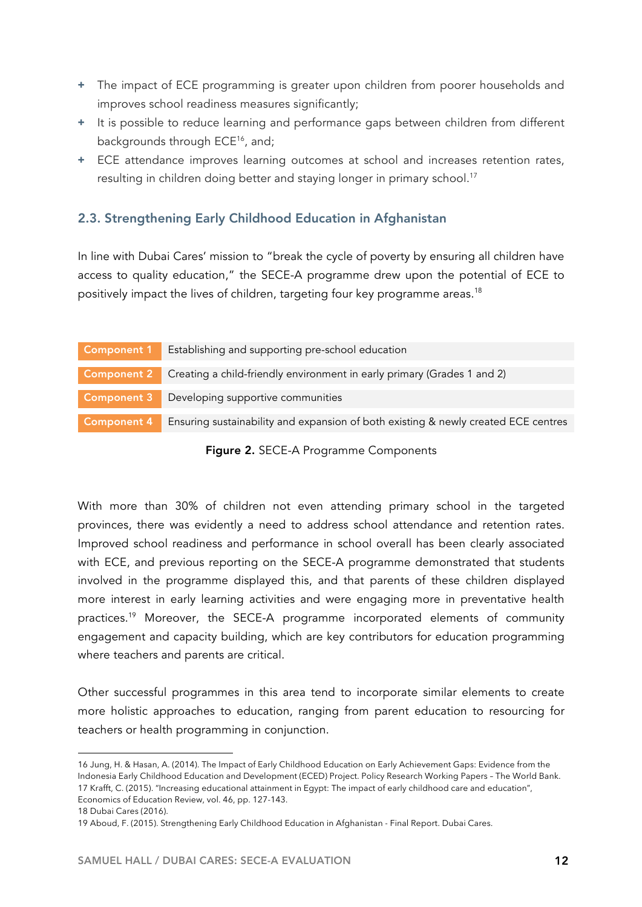- The impact of ECE programming is greater upon children from poorer households and improves school readiness measures significantly;
- It is possible to reduce learning and performance gaps between children from different backgrounds through ECE[16], and;
- ECE attendance improves learning outcomes at school and increases retention rates, resulting in children doing better and staying longer in primary school.[17]

## 2.3. Strengthening Early Childhood Education in Afghanistan

In line with Dubai Cares' mission to "break the cycle of poverty by ensuring all children have access to quality education," the SECE-A programme drew upon the potential of ECE to positively impact the lives of children, targeting four key programme areas.[18]

| | |
|---|---|
| **Component 1** | Establishing and supporting pre-school education |
| **Component 2** | Creating a child-friendly environment in early primary (Grades 1 and 2) |
| **Component 3** | Developing supportive communities |
| **Component 4** | Ensuring sustainability and expansion of both existing & newly created ECE centres |

**Figure 2.** SECE-A Programme Components

With more than 30% of children not even attending primary school in the targeted provinces, there was evidently a need to address school attendance and retention rates. Improved school readiness and performance in school overall has been clearly associated with ECE, and previous reporting on the SECE-A programme demonstrated that students involved in the programme displayed this, and that parents of these children displayed more interest in early learning activities and were engaging more in preventative health practices.[19] Moreover, the SECE-A programme incorporated elements of community engagement and capacity building, which are key contributors for education programming where teachers and parents are critical.

Other successful programmes in this area tend to incorporate similar elements to create more holistic approaches to education, ranging from parent education to resourcing for teachers or health programming in conjunction.

---

16 Jung, H. & Hasan, A. (2014). The Impact of Early Childhood Education on Early Achievement Gaps: Evidence from the Indonesia Early Childhood Education and Development (ECED) Project. Policy Research Working Papers – The World Bank.
17 Krafft, C. (2015). "Increasing educational attainment in Egypt: The impact of early childhood care and education", Economics of Education Review, vol. 46, pp. 127-143.
18 Dubai Cares (2016).
19 Aboud, F. (2015). Strengthening Early Childhood Education in Afghanistan - Final Report. Dubai Cares.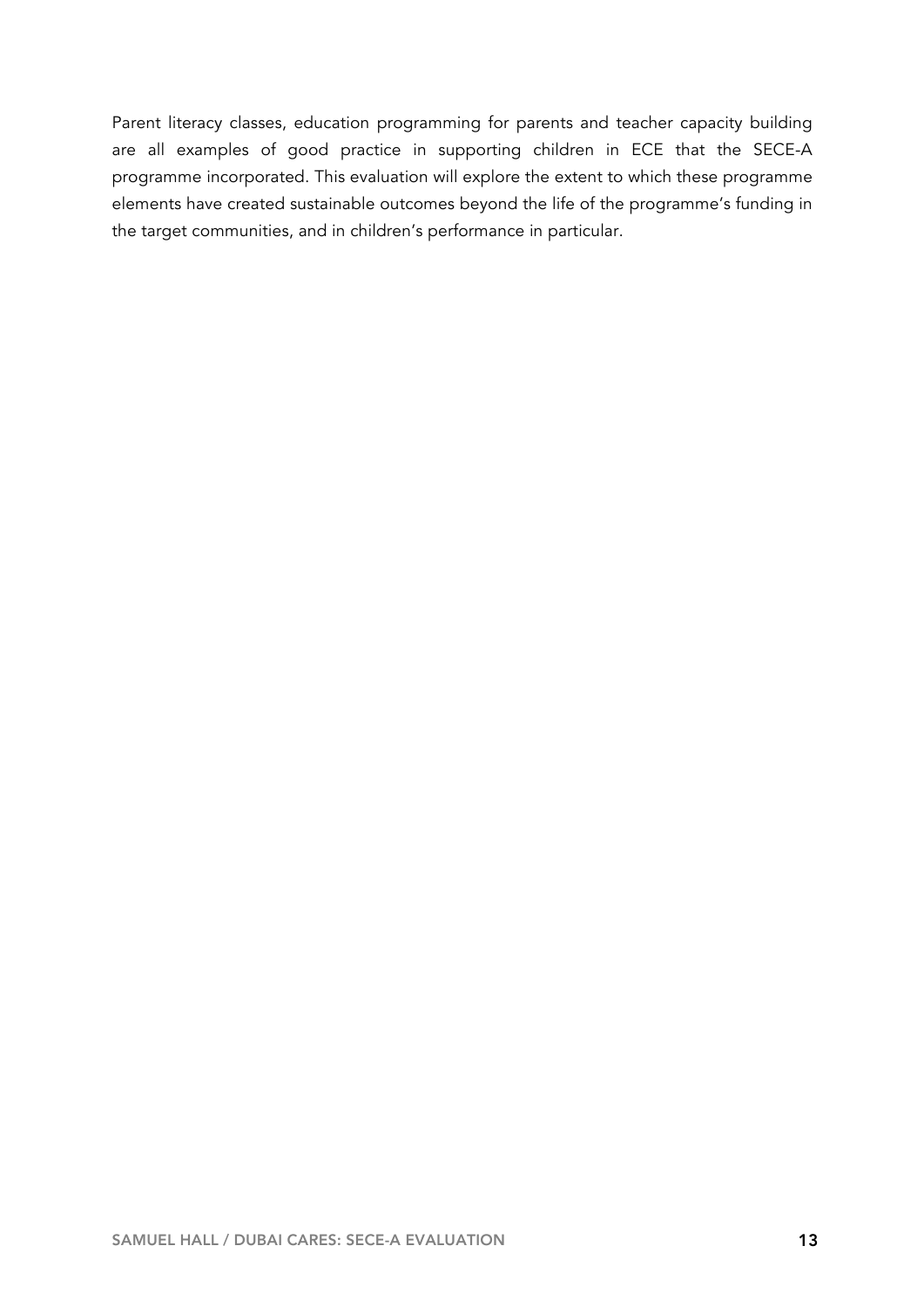Parent literacy classes, education programming for parents and teacher capacity building are all examples of good practice in supporting children in ECE that the SECE-A programme incorporated. This evaluation will explore the extent to which these programme elements have created sustainable outcomes beyond the life of the programme's funding in the target communities, and in children's performance in particular.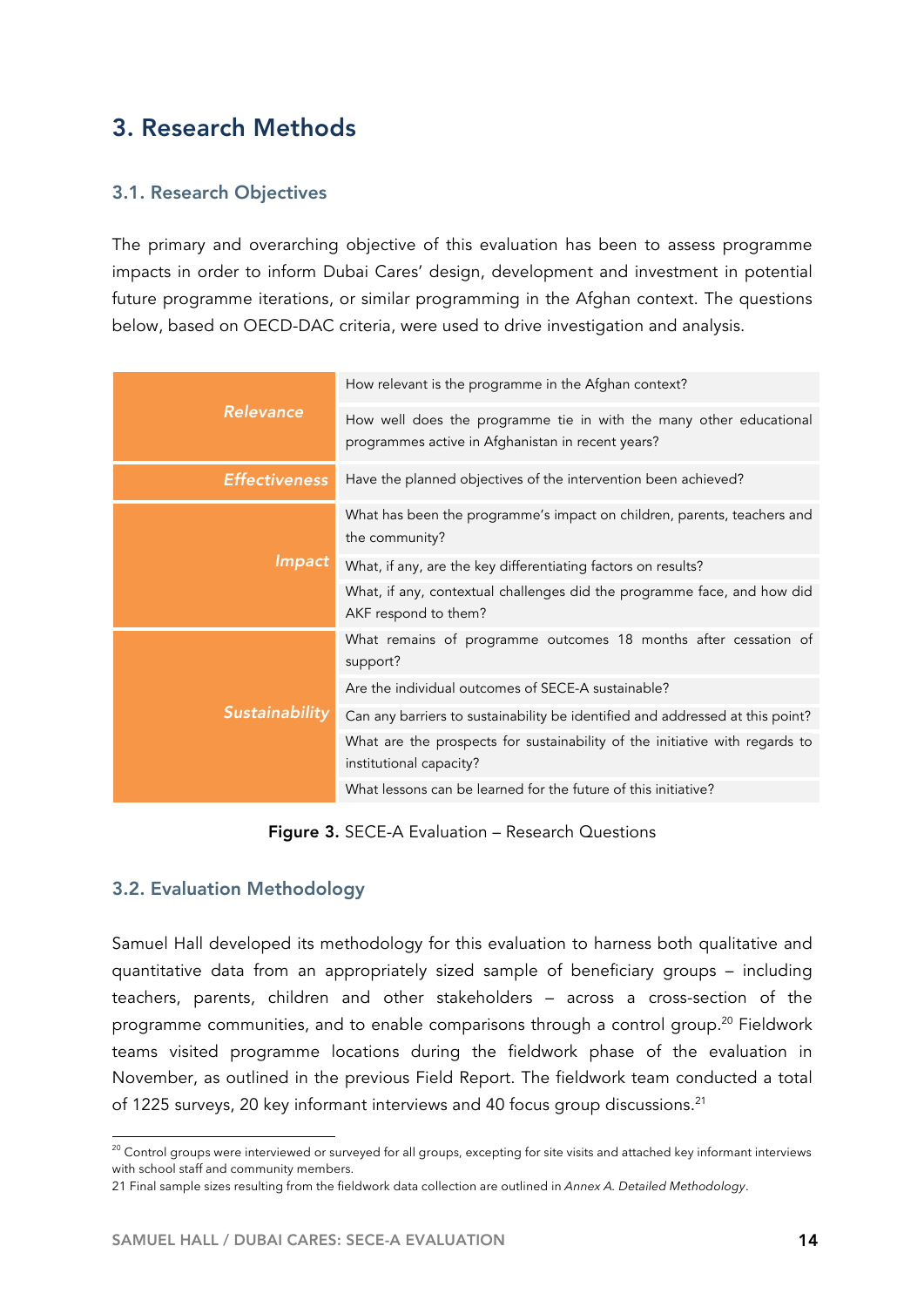# 3. Research Methods

## 3.1. Research Objectives

The primary and overarching objective of this evaluation has been to assess programme impacts in order to inform Dubai Cares' design, development and investment in potential future programme iterations, or similar programming in the Afghan context. The questions below, based on OECD-DAC criteria, were used to drive investigation and analysis.

| | |
|---|---|
| ***Relevance*** | How relevant is the programme in the Afghan context? |
| | How well does the programme tie in with the many other educational programmes active in Afghanistan in recent years? |
| ***Effectiveness*** | Have the planned objectives of the intervention been achieved? |
| ***Impact*** | What has been the programme's impact on children, parents, teachers and the community? |
| | What, if any, are the key differentiating factors on results? |
| | What, if any, contextual challenges did the programme face, and how did AKF respond to them? |
| ***Sustainability*** | What remains of programme outcomes 18 months after cessation of support? |
| | Are the individual outcomes of SECE-A sustainable? |
| | Can any barriers to sustainability be identified and addressed at this point? |
| | What are the prospects for sustainability of the initiative with regards to institutional capacity? |
| | What lessons can be learned for the future of this initiative? |

**Figure 3.** SECE-A Evaluation – Research Questions

## 3.2. Evaluation Methodology

Samuel Hall developed its methodology for this evaluation to harness both qualitative and quantitative data from an appropriately sized sample of beneficiary groups – including teachers, parents, children and other stakeholders – across a cross-section of the programme communities, and to enable comparisons through a control group.[20] Fieldwork teams visited programme locations during the fieldwork phase of the evaluation in November, as outlined in the previous Field Report. The fieldwork team conducted a total of 1225 surveys, 20 key informant interviews and 40 focus group discussions.[21]

[20] Control groups were interviewed or surveyed for all groups, excepting for site visits and attached key informant interviews with school staff and community members.

21 Final sample sizes resulting from the fieldwork data collection are outlined in *Annex A. Detailed Methodology*.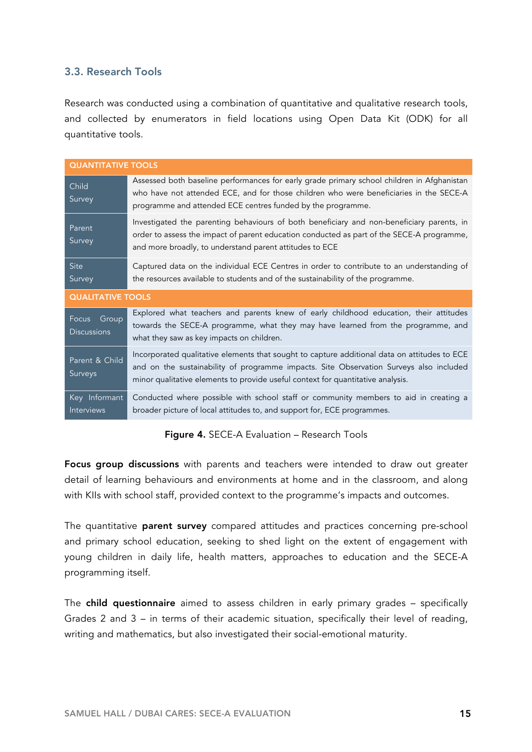### 3.3. Research Tools

Research was conducted using a combination of quantitative and qualitative research tools, and collected by enumerators in field locations using Open Data Kit (ODK) for all quantitative tools.

| QUANTITATIVE TOOLS | |
|---|---|
| Child Survey | Assessed both baseline performances for early grade primary school children in Afghanistan who have not attended ECE, and for those children who were beneficiaries in the SECE-A programme and attended ECE centres funded by the programme. |
| Parent Survey | Investigated the parenting behaviours of both beneficiary and non-beneficiary parents, in order to assess the impact of parent education conducted as part of the SECE-A programme, and more broadly, to understand parent attitudes to ECE |
| Site Survey | Captured data on the individual ECE Centres in order to contribute to an understanding of the resources available to students and of the sustainability of the programme. |
| **QUALITATIVE TOOLS** | |
| Focus Group Discussions | Explored what teachers and parents knew of early childhood education, their attitudes towards the SECE-A programme, what they may have learned from the programme, and what they saw as key impacts on children. |
| Parent & Child Surveys | Incorporated qualitative elements that sought to capture additional data on attitudes to ECE and on the sustainability of programme impacts. Site Observation Surveys also included minor qualitative elements to provide useful context for quantitative analysis. |
| Key Informant Interviews | Conducted where possible with school staff or community members to aid in creating a broader picture of local attitudes to, and support for, ECE programmes. |

**Figure 4.** SECE-A Evaluation – Research Tools

**Focus group discussions** with parents and teachers were intended to draw out greater detail of learning behaviours and environments at home and in the classroom, and along with KIIs with school staff, provided context to the programme's impacts and outcomes.

The quantitative **parent survey** compared attitudes and practices concerning pre-school and primary school education, seeking to shed light on the extent of engagement with young children in daily life, health matters, approaches to education and the SECE-A programming itself.

The **child questionnaire** aimed to assess children in early primary grades – specifically Grades 2 and 3 – in terms of their academic situation, specifically their level of reading, writing and mathematics, but also investigated their social-emotional maturity.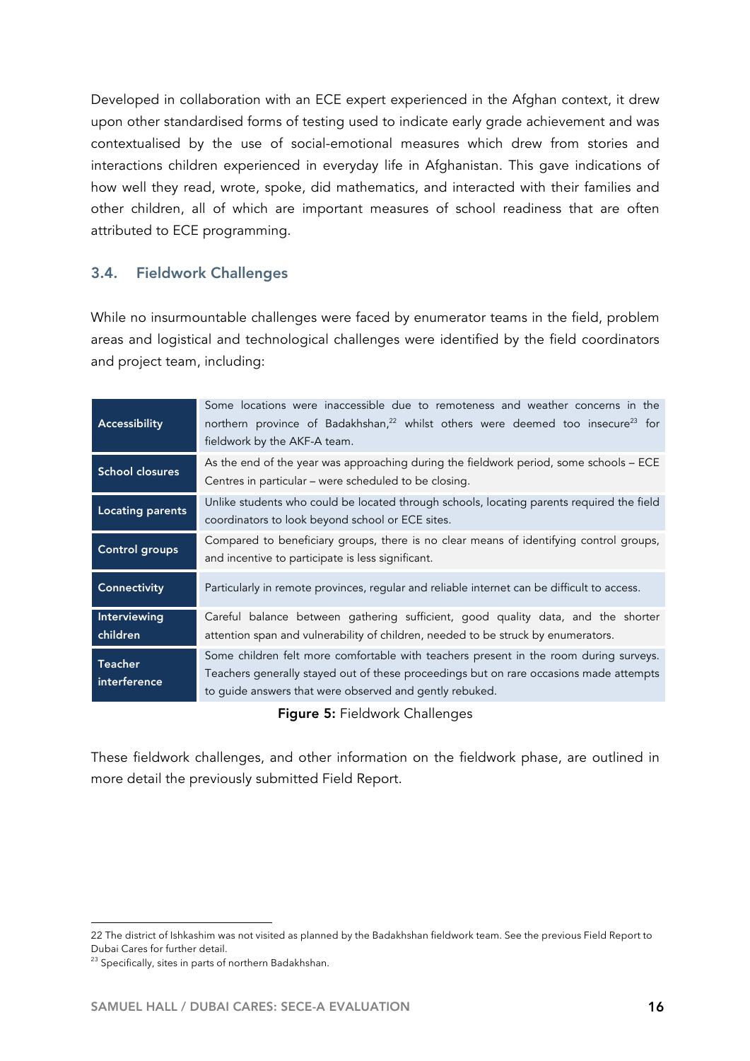Developed in collaboration with an ECE expert experienced in the Afghan context, it drew upon other standardised forms of testing used to indicate early grade achievement and was contextualised by the use of social-emotional measures which drew from stories and interactions children experienced in everyday life in Afghanistan. This gave indications of how well they read, wrote, spoke, did mathematics, and interacted with their families and other children, all of which are important measures of school readiness that are often attributed to ECE programming.

### 3.4. Fieldwork Challenges

While no insurmountable challenges were faced by enumerator teams in the field, problem areas and logistical and technological challenges were identified by the field coordinators and project team, including:

| | |
|---|---|
| **Accessibility** | Some locations were inaccessible due to remoteness and weather concerns in the northern province of Badakhshan,[22] whilst others were deemed too insecure[23] for fieldwork by the AKF-A team. |
| **School closures** | As the end of the year was approaching during the fieldwork period, some schools – ECE Centres in particular – were scheduled to be closing. |
| **Locating parents** | Unlike students who could be located through schools, locating parents required the field coordinators to look beyond school or ECE sites. |
| **Control groups** | Compared to beneficiary groups, there is no clear means of identifying control groups, and incentive to participate is less significant. |
| **Connectivity** | Particularly in remote provinces, regular and reliable internet can be difficult to access. |
| **Interviewing children** | Careful balance between gathering sufficient, good quality data, and the shorter attention span and vulnerability of children, needed to be struck by enumerators. |
| **Teacher interference** | Some children felt more comfortable with teachers present in the room during surveys. Teachers generally stayed out of these proceedings but on rare occasions made attempts to guide answers that were observed and gently rebuked. |

**Figure 5:** Fieldwork Challenges

These fieldwork challenges, and other information on the fieldwork phase, are outlined in more detail the previously submitted Field Report.

---

22 The district of Ishkashim was not visited as planned by the Badakhshan fieldwork team. See the previous Field Report to Dubai Cares for further detail.

23 Specifically, sites in parts of northern Badakhshan.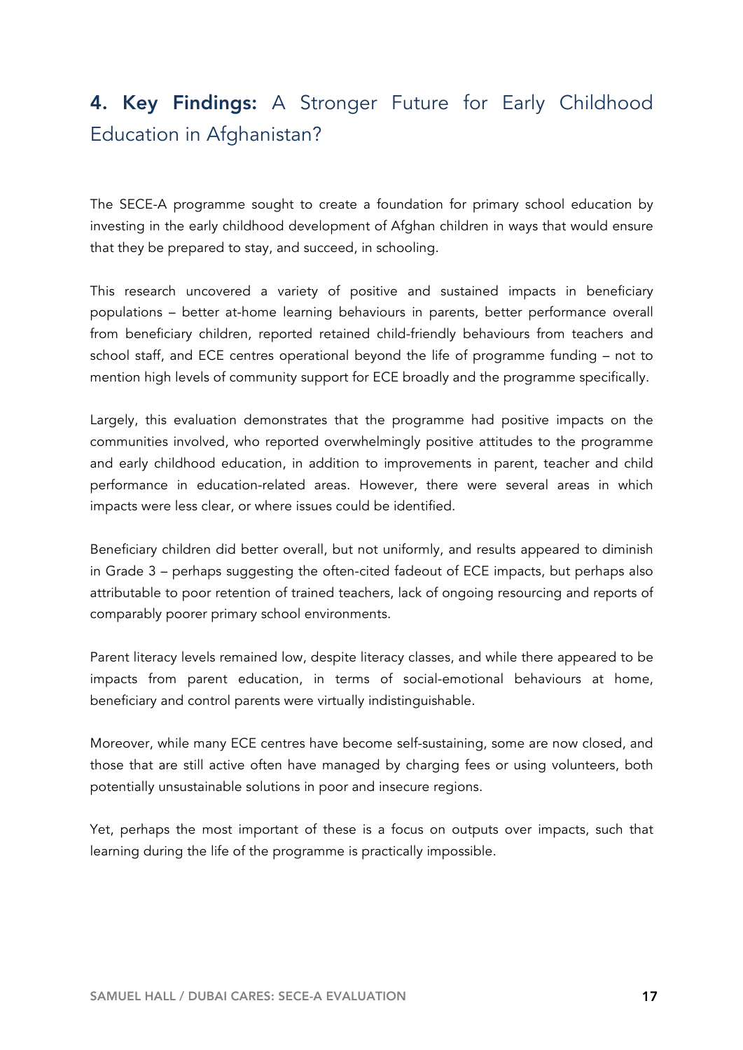## 4. **Key Findings:** A Stronger Future for Early Childhood Education in Afghanistan?

The SECE-A programme sought to create a foundation for primary school education by investing in the early childhood development of Afghan children in ways that would ensure that they be prepared to stay, and succeed, in schooling.

This research uncovered a variety of positive and sustained impacts in beneficiary populations – better at-home learning behaviours in parents, better performance overall from beneficiary children, reported retained child-friendly behaviours from teachers and school staff, and ECE centres operational beyond the life of programme funding – not to mention high levels of community support for ECE broadly and the programme specifically.

Largely, this evaluation demonstrates that the programme had positive impacts on the communities involved, who reported overwhelmingly positive attitudes to the programme and early childhood education, in addition to improvements in parent, teacher and child performance in education-related areas. However, there were several areas in which impacts were less clear, or where issues could be identified.

Beneficiary children did better overall, but not uniformly, and results appeared to diminish in Grade 3 – perhaps suggesting the often-cited fadeout of ECE impacts, but perhaps also attributable to poor retention of trained teachers, lack of ongoing resourcing and reports of comparably poorer primary school environments.

Parent literacy levels remained low, despite literacy classes, and while there appeared to be impacts from parent education, in terms of social-emotional behaviours at home, beneficiary and control parents were virtually indistinguishable.

Moreover, while many ECE centres have become self-sustaining, some are now closed, and those that are still active often have managed by charging fees or using volunteers, both potentially unsustainable solutions in poor and insecure regions.

Yet, perhaps the most important of these is a focus on outputs over impacts, such that learning during the life of the programme is practically impossible.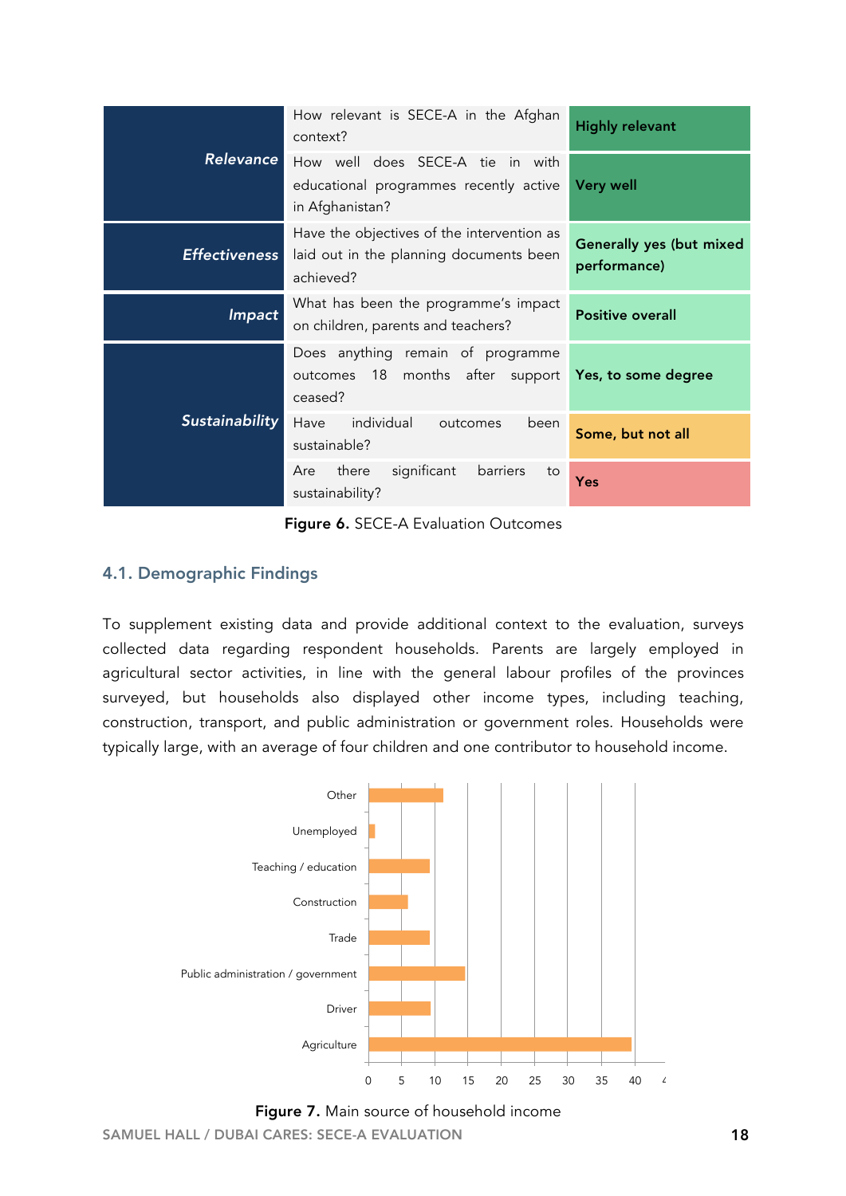| Criterion | Question | Outcome |
|---|---|---|
| ***Relevance*** | How relevant is SECE-A in the Afghan context? | **Highly relevant** |
| | How well does SECE-A tie in with educational programmes recently active in Afghanistan? | **Very well** |
| ***Effectiveness*** | Have the objectives of the intervention as laid out in the planning documents been achieved? | **Generally yes (but mixed performance)** |
| ***Impact*** | What has been the programme's impact on children, parents and teachers? | **Positive overall** |
| ***Sustainability*** | Does anything remain of programme outcomes 18 months after support ceased? | **Yes, to some degree** |
| | Have individual outcomes been sustainable? | **Some, but not all** |
| | Are there significant barriers to sustainability? | **Yes** |

**Figure 6.** SECE-A Evaluation Outcomes

## 4.1. Demographic Findings

To supplement existing data and provide additional context to the evaluation, surveys collected data regarding respondent households. Parents are largely employed in agricultural sector activities, in line with the general labour profiles of the provinces surveyed, but households also displayed other income types, including teaching, construction, transport, and public administration or government roles. Households were typically large, with an average of four children and one contributor to household income.

**Figure 7.** Main source of household income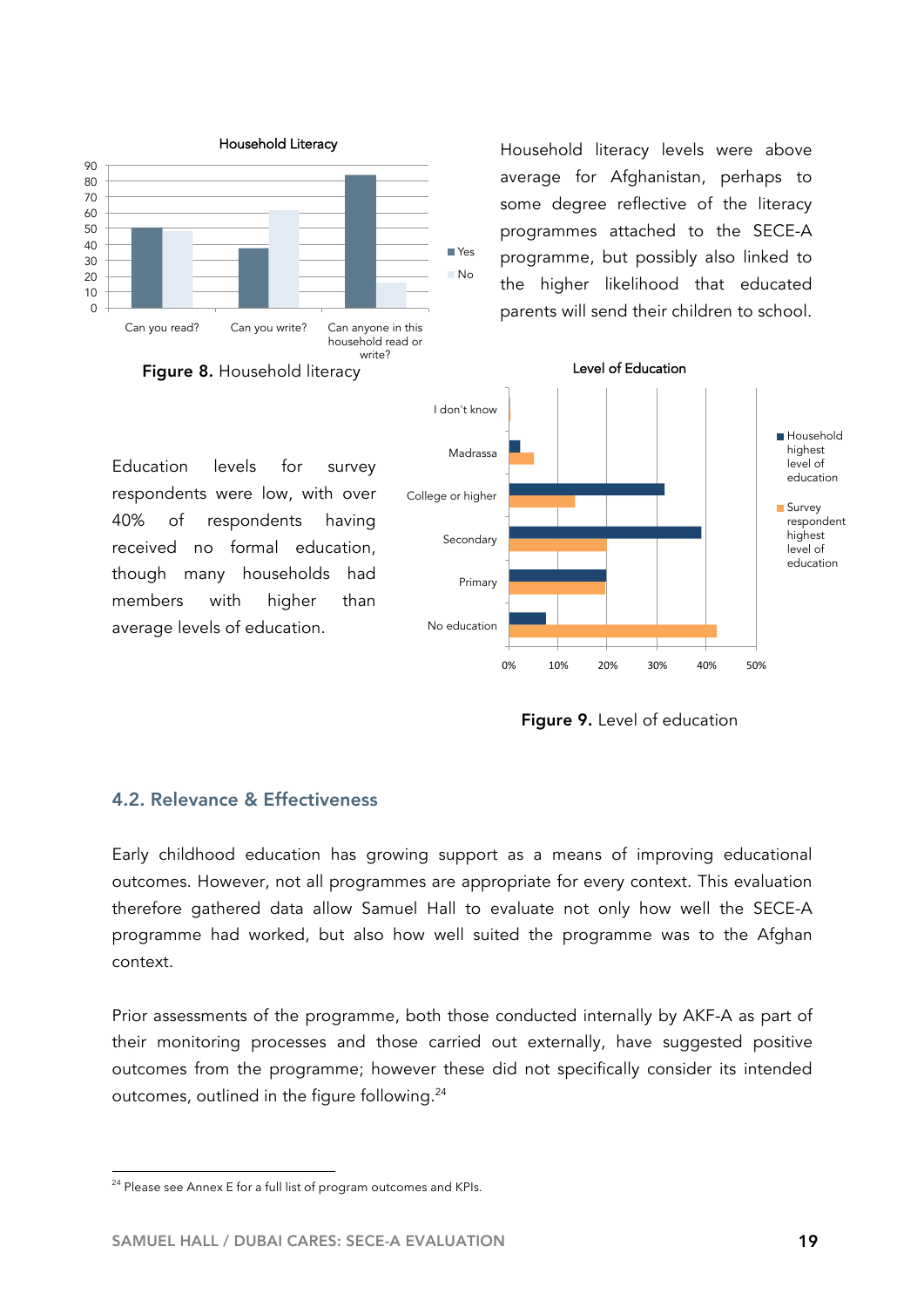Household literacy levels were above average for Afghanistan, perhaps to some degree reflective of the literacy programmes attached to the SECE-A programme, but possibly also linked to the higher likelihood that educated parents will send their children to school.

**Figure 8.** Household literacy

Education levels for survey respondents were low, with over 40% of respondents having received no formal education, though many households had members with higher than average levels of education.

**Figure 9.** Level of education

## 4.2. Relevance & Effectiveness

Early childhood education has growing support as a means of improving educational outcomes. However, not all programmes are appropriate for every context. This evaluation therefore gathered data allow Samuel Hall to evaluate not only how well the SECE-A programme had worked, but also how well suited the programme was to the Afghan context.

Prior assessments of the programme, both those conducted internally by AKF-A as part of their monitoring processes and those carried out externally, have suggested positive outcomes from the programme; however these did not specifically consider its intended outcomes, outlined in the figure following.[24]

[24] Please see Annex E for a full list of program outcomes and KPIs.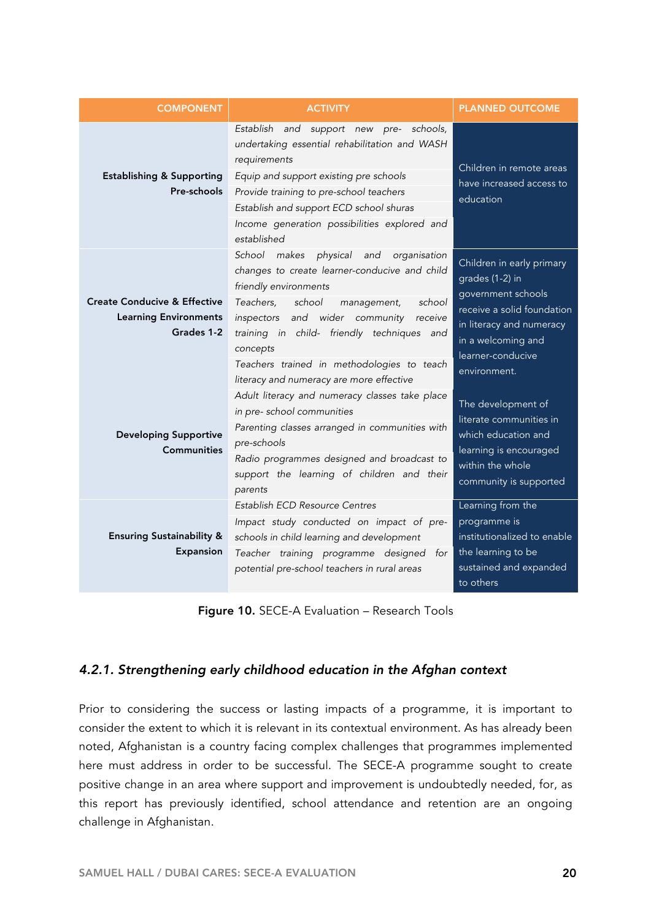| COMPONENT | ACTIVITY | PLANNED OUTCOME |
|---|---|---|
| **Establishing & Supporting Pre-schools** | *Establish and support new pre- schools, undertaking essential rehabilitation and WASH requirements* | Children in remote areas have increased access to education |
| | *Equip and support existing pre schools* | |
| | *Provide training to pre-school teachers* | |
| | *Establish and support ECD school shuras* | |
| | *Income generation possibilities explored and established* | |
| **Create Conducive & Effective Learning Environments Grades 1-2** | *School makes physical and organisation changes to create learner-conducive and child friendly environments* | Children in early primary grades (1-2) in government schools receive a solid foundation in literacy and numeracy in a welcoming and learner-conducive environment. |
| | *Teachers, school management, school inspectors and wider community receive training in child- friendly techniques and concepts* | |
| | *Teachers trained in methodologies to teach literacy and numeracy are more effective* | |
| **Developing Supportive Communities** | *Adult literacy and numeracy classes take place in pre- school communities* | The development of literate communities in which education and learning is encouraged within the whole community is supported |
| | *Parenting classes arranged in communities with pre-schools* | |
| | *Radio programmes designed and broadcast to support the learning of children and their parents* | |
| **Ensuring Sustainability & Expansion** | *Establish ECD Resource Centres* | Learning from the programme is institutionalized to enable the learning to be sustained and expanded to others |
| | *Impact study conducted on impact of pre-schools in child learning and development* | |
| | *Teacher training programme designed for potential pre-school teachers in rural areas* | |

**Figure 10.** SECE-A Evaluation – Research Tools

### *4.2.1. Strengthening early childhood education in the Afghan context*

Prior to considering the success or lasting impacts of a programme, it is important to consider the extent to which it is relevant in its contextual environment. As has already been noted, Afghanistan is a country facing complex challenges that programmes implemented here must address in order to be successful. The SECE-A programme sought to create positive change in an area where support and improvement is undoubtedly needed, for, as this report has previously identified, school attendance and retention are an ongoing challenge in Afghanistan.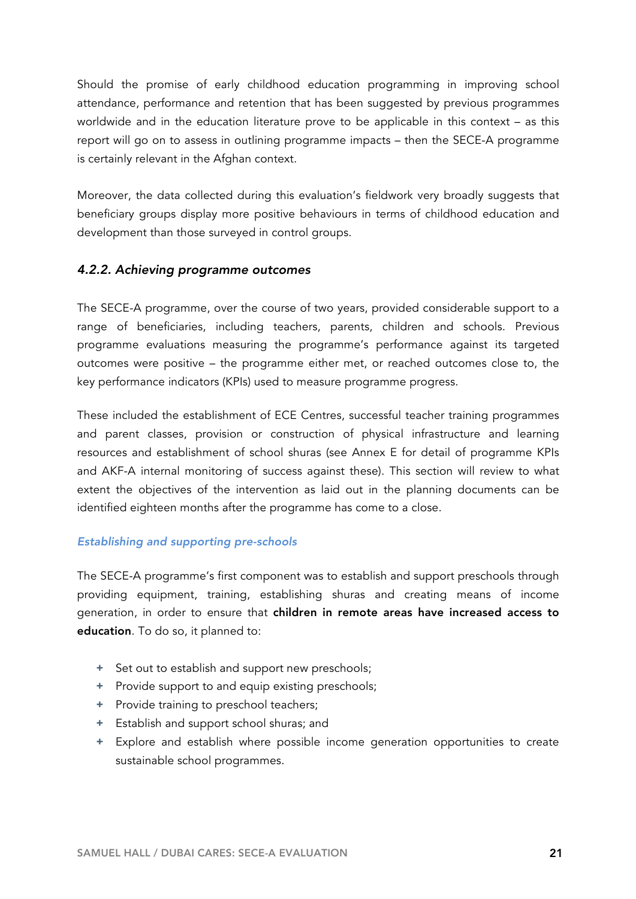Should the promise of early childhood education programming in improving school attendance, performance and retention that has been suggested by previous programmes worldwide and in the education literature prove to be applicable in this context – as this report will go on to assess in outlining programme impacts – then the SECE-A programme is certainly relevant in the Afghan context.

Moreover, the data collected during this evaluation's fieldwork very broadly suggests that beneficiary groups display more positive behaviours in terms of childhood education and development than those surveyed in control groups.

### *4.2.2. Achieving programme outcomes*

The SECE-A programme, over the course of two years, provided considerable support to a range of beneficiaries, including teachers, parents, children and schools. Previous programme evaluations measuring the programme's performance against its targeted outcomes were positive – the programme either met, or reached outcomes close to, the key performance indicators (KPIs) used to measure programme progress.

These included the establishment of ECE Centres, successful teacher training programmes and parent classes, provision or construction of physical infrastructure and learning resources and establishment of school shuras (see Annex E for detail of programme KPIs and AKF-A internal monitoring of success against these). This section will review to what extent the objectives of the intervention as laid out in the planning documents can be identified eighteen months after the programme has come to a close.

#### *Establishing and supporting pre-schools*

The SECE-A programme's first component was to establish and support preschools through providing equipment, training, establishing shuras and creating means of income generation, in order to ensure that **children in remote areas have increased access to education**. To do so, it planned to:

- Set out to establish and support new preschools;
- Provide support to and equip existing preschools;
- Provide training to preschool teachers;
- Establish and support school shuras; and
- Explore and establish where possible income generation opportunities to create sustainable school programmes.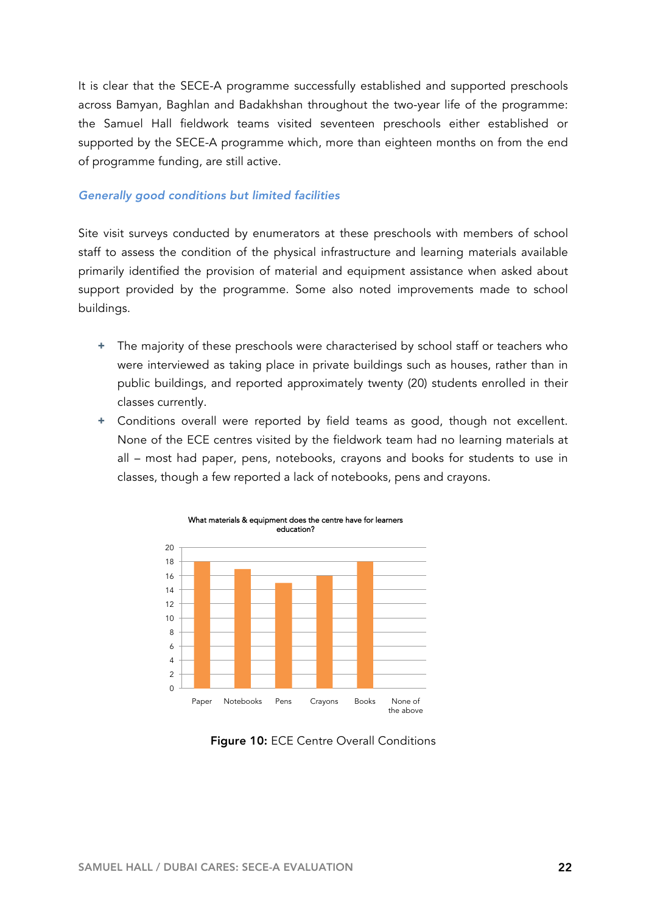It is clear that the SECE-A programme successfully established and supported preschools across Bamyan, Baghlan and Badakhshan throughout the two-year life of the programme: the Samuel Hall fieldwork teams visited seventeen preschools either established or supported by the SECE-A programme which, more than eighteen months on from the end of programme funding, are still active.

### *Generally good conditions but limited facilities*

Site visit surveys conducted by enumerators at these preschools with members of school staff to assess the condition of the physical infrastructure and learning materials available primarily identified the provision of material and equipment assistance when asked about support provided by the programme. Some also noted improvements made to school buildings.

+ The majority of these preschools were characterised by school staff or teachers who were interviewed as taking place in private buildings such as houses, rather than in public buildings, and reported approximately twenty (20) students enrolled in their classes currently.
+ Conditions overall were reported by field teams as good, though not excellent. None of the ECE centres visited by the fieldwork team had no learning materials at all – most had paper, pens, notebooks, crayons and books for students to use in classes, though a few reported a lack of notebooks, pens and crayons.

What materials & equipment does the centre have for learners education?

| Paper | Notebooks | Pens | Crayons | Books | None of the above |
|---|---|---|---|---|---|
| 18 | 17 | 15 | 16 | 18 | 0 |

**Figure 10:** ECE Centre Overall Conditions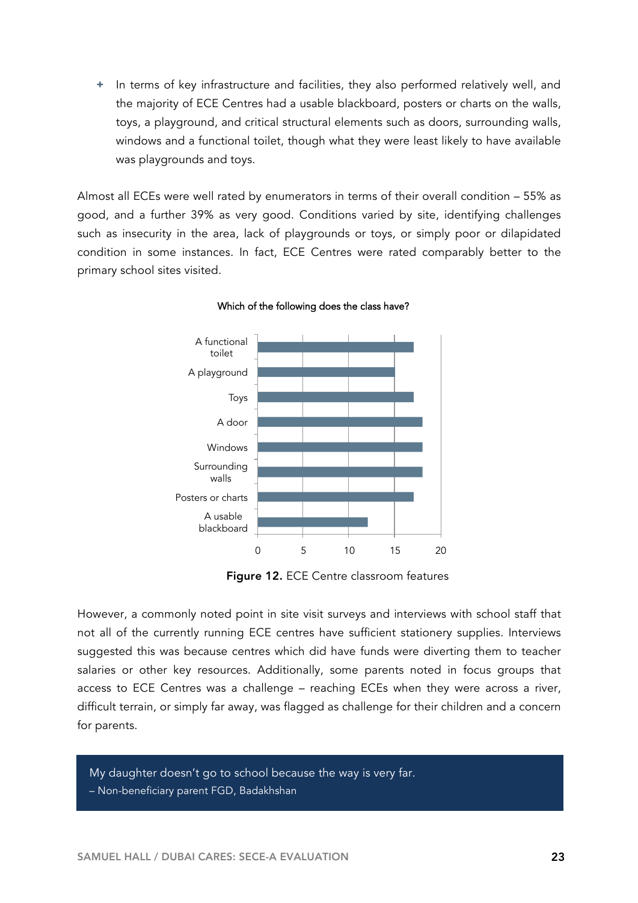- In terms of key infrastructure and facilities, they also performed relatively well, and the majority of ECE Centres had a usable blackboard, posters or charts on the walls, toys, a playground, and critical structural elements such as doors, surrounding walls, windows and a functional toilet, though what they were least likely to have available was playgrounds and toys.

Almost all ECEs were well rated by enumerators in terms of their overall condition – 55% as good, and a further 39% as very good. Conditions varied by site, identifying challenges such as insecurity in the area, lack of playgrounds or toys, or simply poor or dilapidated condition in some instances. In fact, ECE Centres were rated comparably better to the primary school sites visited.

Which of the following does the class have?

| Feature | Count |
|---|---|
| A functional toilet | 17 |
| A playground | 15 |
| Toys | 17 |
| A door | 18 |
| Windows | 18 |
| Surrounding walls | 18 |
| Posters or charts | 17 |
| A usable blackboard | 12 |

**Figure 12.** ECE Centre classroom features

However, a commonly noted point in site visit surveys and interviews with school staff that not all of the currently running ECE centres have sufficient stationery supplies. Interviews suggested this was because centres which did have funds were diverting them to teacher salaries or other key resources. Additionally, some parents noted in focus groups that access to ECE Centres was a challenge – reaching ECEs when they were across a river, difficult terrain, or simply far away, was flagged as challenge for their children and a concern for parents.

> My daughter doesn't go to school because the way is very far.
> – Non-beneficiary parent FGD, Badakhshan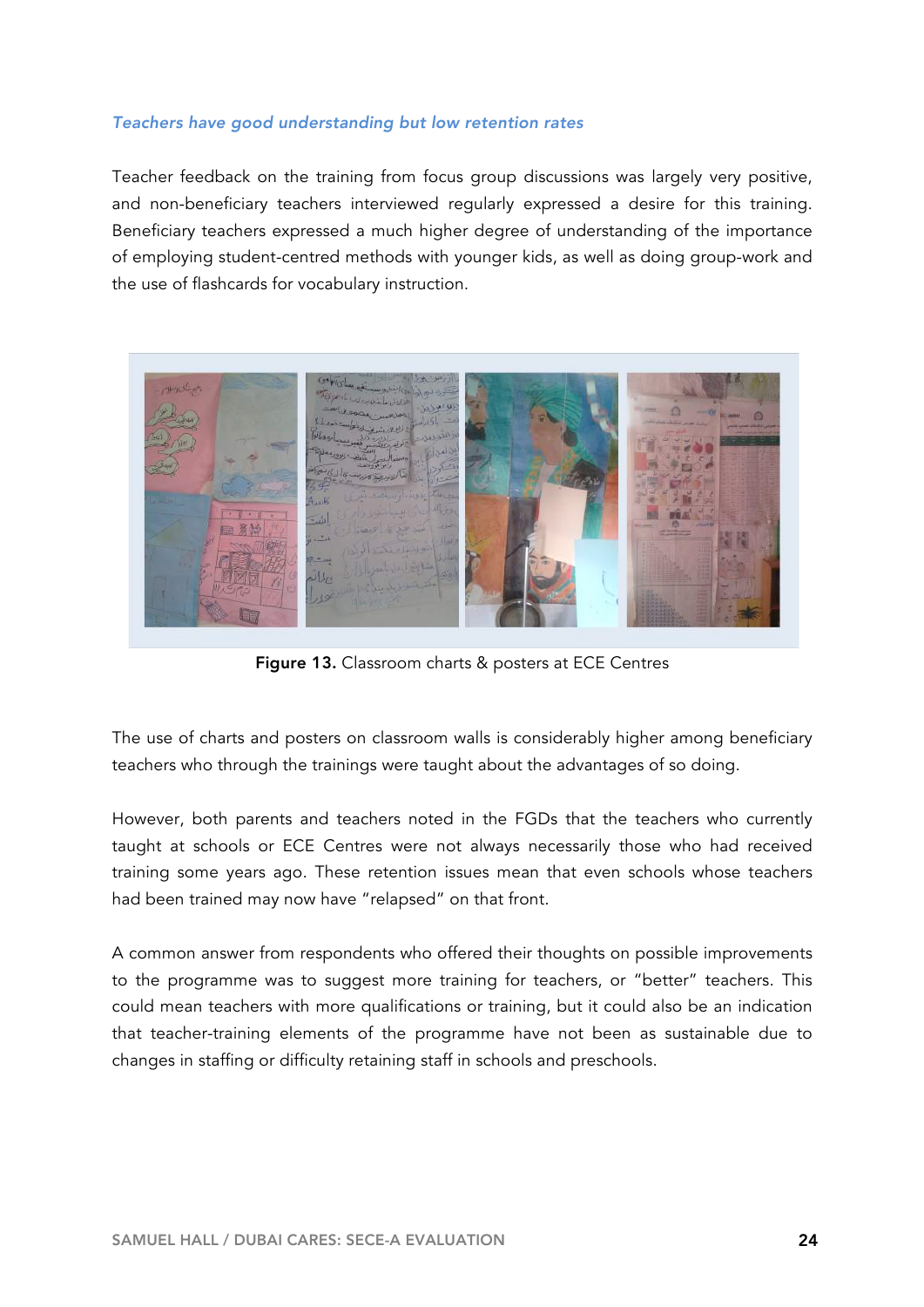### *Teachers have good understanding but low retention rates*

Teacher feedback on the training from focus group discussions was largely very positive, and non-beneficiary teachers interviewed regularly expressed a desire for this training. Beneficiary teachers expressed a much higher degree of understanding of the importance of employing student-centred methods with younger kids, as well as doing group-work and the use of flashcards for vocabulary instruction.

**Figure 13.** Classroom charts & posters at ECE Centres

The use of charts and posters on classroom walls is considerably higher among beneficiary teachers who through the trainings were taught about the advantages of so doing.

However, both parents and teachers noted in the FGDs that the teachers who currently taught at schools or ECE Centres were not always necessarily those who had received training some years ago. These retention issues mean that even schools whose teachers had been trained may now have "relapsed" on that front.

A common answer from respondents who offered their thoughts on possible improvements to the programme was to suggest more training for teachers, or "better" teachers. This could mean teachers with more qualifications or training, but it could also be an indication that teacher-training elements of the programme have not been as sustainable due to changes in staffing or difficulty retaining staff in schools and preschools.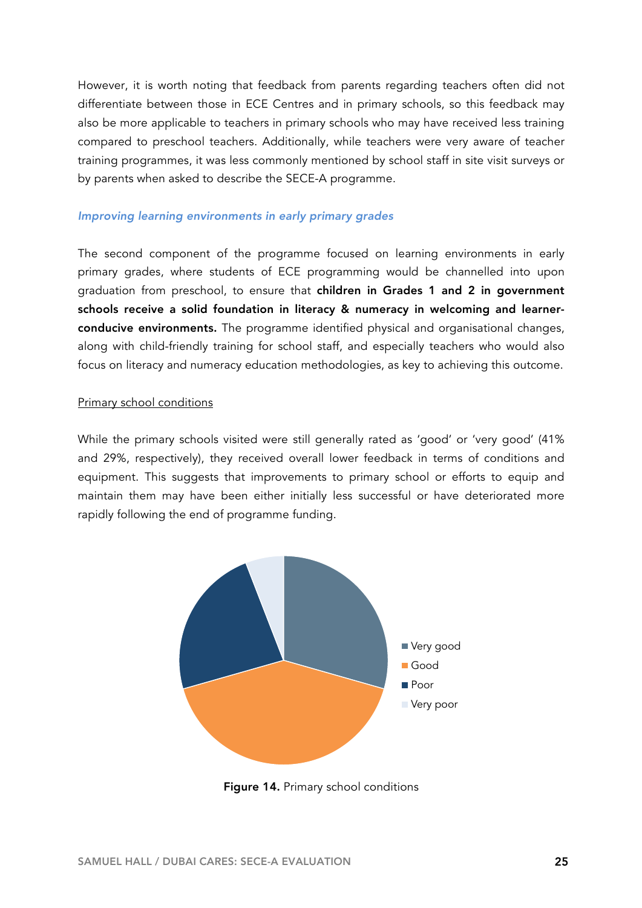However, it is worth noting that feedback from parents regarding teachers often did not differentiate between those in ECE Centres and in primary schools, so this feedback may also be more applicable to teachers in primary schools who may have received less training compared to preschool teachers. Additionally, while teachers were very aware of teacher training programmes, it was less commonly mentioned by school staff in site visit surveys or by parents when asked to describe the SECE-A programme.

### *Improving learning environments in early primary grades*

The second component of the programme focused on learning environments in early primary grades, where students of ECE programming would be channelled into upon graduation from preschool, to ensure that **children in Grades 1 and 2 in government schools receive a solid foundation in literacy & numeracy in welcoming and learner-conducive environments.** The programme identified physical and organisational changes, along with child-friendly training for school staff, and especially teachers who would also focus on literacy and numeracy education methodologies, as key to achieving this outcome.

#### Primary school conditions

While the primary schools visited were still generally rated as 'good' or 'very good' (41% and 29%, respectively), they received overall lower feedback in terms of conditions and equipment. This suggests that improvements to primary school or efforts to equip and maintain them may have been either initially less successful or have deteriorated more rapidly following the end of programme funding.

**Figure 14.** Primary school conditions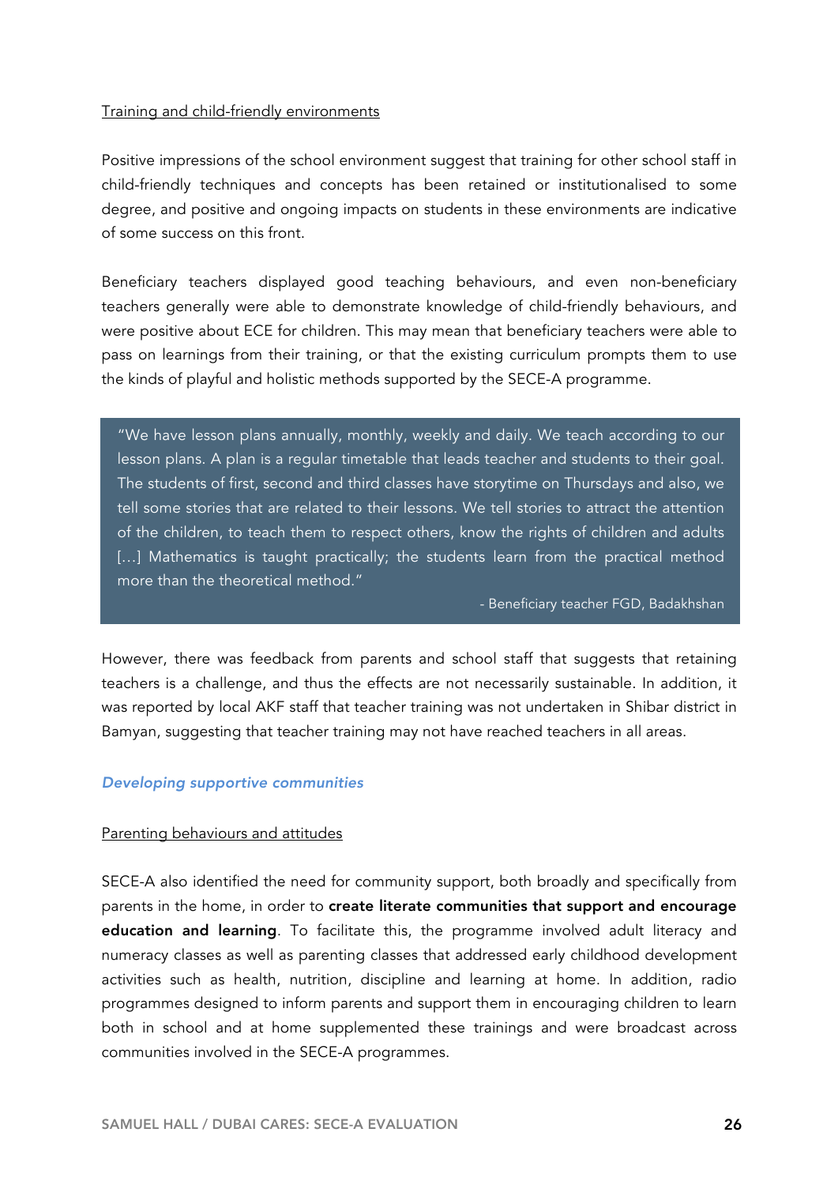Training and child-friendly environments

Positive impressions of the school environment suggest that training for other school staff in child-friendly techniques and concepts has been retained or institutionalised to some degree, and positive and ongoing impacts on students in these environments are indicative of some success on this front.

Beneficiary teachers displayed good teaching behaviours, and even non-beneficiary teachers generally were able to demonstrate knowledge of child-friendly behaviours, and were positive about ECE for children. This may mean that beneficiary teachers were able to pass on learnings from their training, or that the existing curriculum prompts them to use the kinds of playful and holistic methods supported by the SECE-A programme.

> "We have lesson plans annually, monthly, weekly and daily. We teach according to our lesson plans. A plan is a regular timetable that leads teacher and students to their goal. The students of first, second and third classes have storytime on Thursdays and also, we tell some stories that are related to their lessons. We tell stories to attract the attention of the children, to teach them to respect others, know the rights of children and adults […] Mathematics is taught practically; the students learn from the practical method more than the theoretical method."
>
> \- Beneficiary teacher FGD, Badakhshan

However, there was feedback from parents and school staff that suggests that retaining teachers is a challenge, and thus the effects are not necessarily sustainable. In addition, it was reported by local AKF staff that teacher training was not undertaken in Shibar district in Bamyan, suggesting that teacher training may not have reached teachers in all areas.

### *Developing supportive communities*

Parenting behaviours and attitudes

SECE-A also identified the need for community support, both broadly and specifically from parents in the home, in order to **create literate communities that support and encourage education and learning**. To facilitate this, the programme involved adult literacy and numeracy classes as well as parenting classes that addressed early childhood development activities such as health, nutrition, discipline and learning at home. In addition, radio programmes designed to inform parents and support them in encouraging children to learn both in school and at home supplemented these trainings and were broadcast across communities involved in the SECE-A programmes.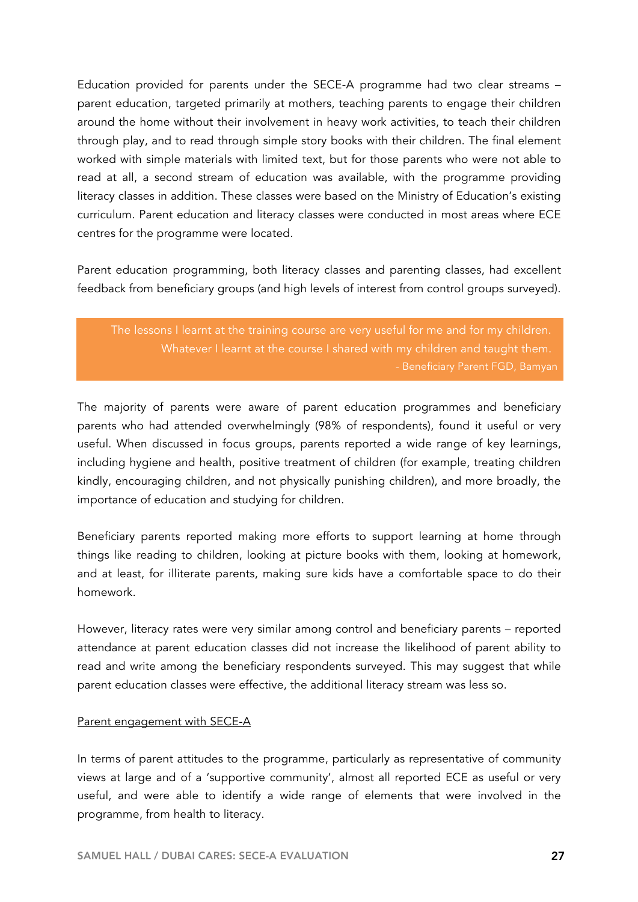Education provided for parents under the SECE-A programme had two clear streams – parent education, targeted primarily at mothers, teaching parents to engage their children around the home without their involvement in heavy work activities, to teach their children through play, and to read through simple story books with their children. The final element worked with simple materials with limited text, but for those parents who were not able to read at all, a second stream of education was available, with the programme providing literacy classes in addition. These classes were based on the Ministry of Education's existing curriculum. Parent education and literacy classes were conducted in most areas where ECE centres for the programme were located.

Parent education programming, both literacy classes and parenting classes, had excellent feedback from beneficiary groups (and high levels of interest from control groups surveyed).

> The lessons I learnt at the training course are very useful for me and for my children. Whatever I learnt at the course I shared with my children and taught them.
> - Beneficiary Parent FGD, Bamyan

The majority of parents were aware of parent education programmes and beneficiary parents who had attended overwhelmingly (98% of respondents), found it useful or very useful. When discussed in focus groups, parents reported a wide range of key learnings, including hygiene and health, positive treatment of children (for example, treating children kindly, encouraging children, and not physically punishing children), and more broadly, the importance of education and studying for children.

Beneficiary parents reported making more efforts to support learning at home through things like reading to children, looking at picture books with them, looking at homework, and at least, for illiterate parents, making sure kids have a comfortable space to do their homework.

However, literacy rates were very similar among control and beneficiary parents – reported attendance at parent education classes did not increase the likelihood of parent ability to read and write among the beneficiary respondents surveyed. This may suggest that while parent education classes were effective, the additional literacy stream was less so.

<u>Parent engagement with SECE-A</u>

In terms of parent attitudes to the programme, particularly as representative of community views at large and of a 'supportive community', almost all reported ECE as useful or very useful, and were able to identify a wide range of elements that were involved in the programme, from health to literacy.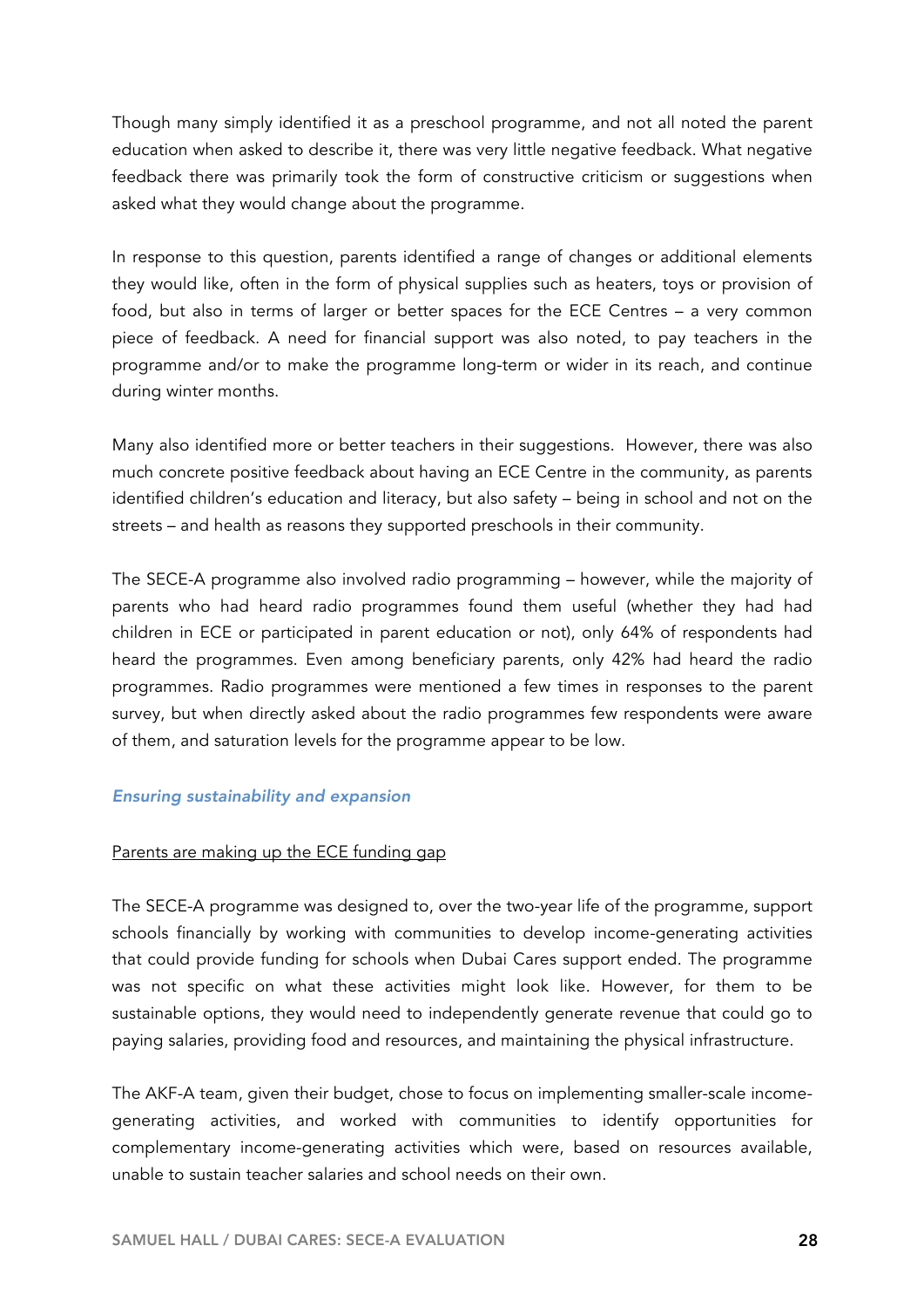Though many simply identified it as a preschool programme, and not all noted the parent education when asked to describe it, there was very little negative feedback. What negative feedback there was primarily took the form of constructive criticism or suggestions when asked what they would change about the programme.

In response to this question, parents identified a range of changes or additional elements they would like, often in the form of physical supplies such as heaters, toys or provision of food, but also in terms of larger or better spaces for the ECE Centres – a very common piece of feedback. A need for financial support was also noted, to pay teachers in the programme and/or to make the programme long-term or wider in its reach, and continue during winter months.

Many also identified more or better teachers in their suggestions. However, there was also much concrete positive feedback about having an ECE Centre in the community, as parents identified children's education and literacy, but also safety – being in school and not on the streets – and health as reasons they supported preschools in their community.

The SECE-A programme also involved radio programming – however, while the majority of parents who had heard radio programmes found them useful (whether they had had children in ECE or participated in parent education or not), only 64% of respondents had heard the programmes. Even among beneficiary parents, only 42% had heard the radio programmes. Radio programmes were mentioned a few times in responses to the parent survey, but when directly asked about the radio programmes few respondents were aware of them, and saturation levels for the programme appear to be low.

### *Ensuring sustainability and expansion*

#### Parents are making up the ECE funding gap

The SECE-A programme was designed to, over the two-year life of the programme, support schools financially by working with communities to develop income-generating activities that could provide funding for schools when Dubai Cares support ended. The programme was not specific on what these activities might look like. However, for them to be sustainable options, they would need to independently generate revenue that could go to paying salaries, providing food and resources, and maintaining the physical infrastructure.

The AKF-A team, given their budget, chose to focus on implementing smaller-scale income-generating activities, and worked with communities to identify opportunities for complementary income-generating activities which were, based on resources available, unable to sustain teacher salaries and school needs on their own.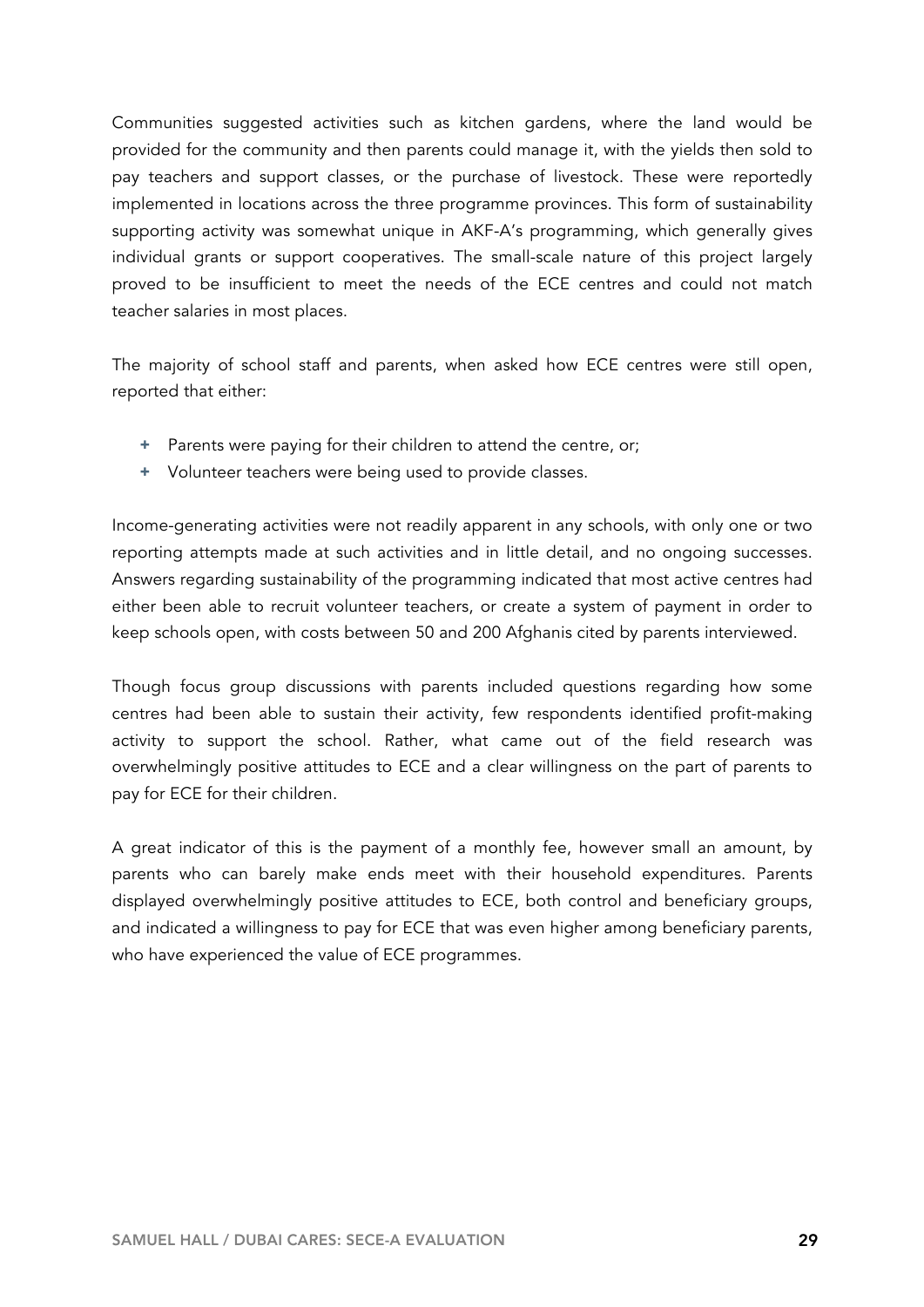Communities suggested activities such as kitchen gardens, where the land would be provided for the community and then parents could manage it, with the yields then sold to pay teachers and support classes, or the purchase of livestock. These were reportedly implemented in locations across the three programme provinces. This form of sustainability supporting activity was somewhat unique in AKF-A's programming, which generally gives individual grants or support cooperatives. The small-scale nature of this project largely proved to be insufficient to meet the needs of the ECE centres and could not match teacher salaries in most places.

The majority of school staff and parents, when asked how ECE centres were still open, reported that either:

+ Parents were paying for their children to attend the centre, or;
+ Volunteer teachers were being used to provide classes.

Income-generating activities were not readily apparent in any schools, with only one or two reporting attempts made at such activities and in little detail, and no ongoing successes. Answers regarding sustainability of the programming indicated that most active centres had either been able to recruit volunteer teachers, or create a system of payment in order to keep schools open, with costs between 50 and 200 Afghanis cited by parents interviewed.

Though focus group discussions with parents included questions regarding how some centres had been able to sustain their activity, few respondents identified profit-making activity to support the school. Rather, what came out of the field research was overwhelmingly positive attitudes to ECE and a clear willingness on the part of parents to pay for ECE for their children.

A great indicator of this is the payment of a monthly fee, however small an amount, by parents who can barely make ends meet with their household expenditures. Parents displayed overwhelmingly positive attitudes to ECE, both control and beneficiary groups, and indicated a willingness to pay for ECE that was even higher among beneficiary parents, who have experienced the value of ECE programmes.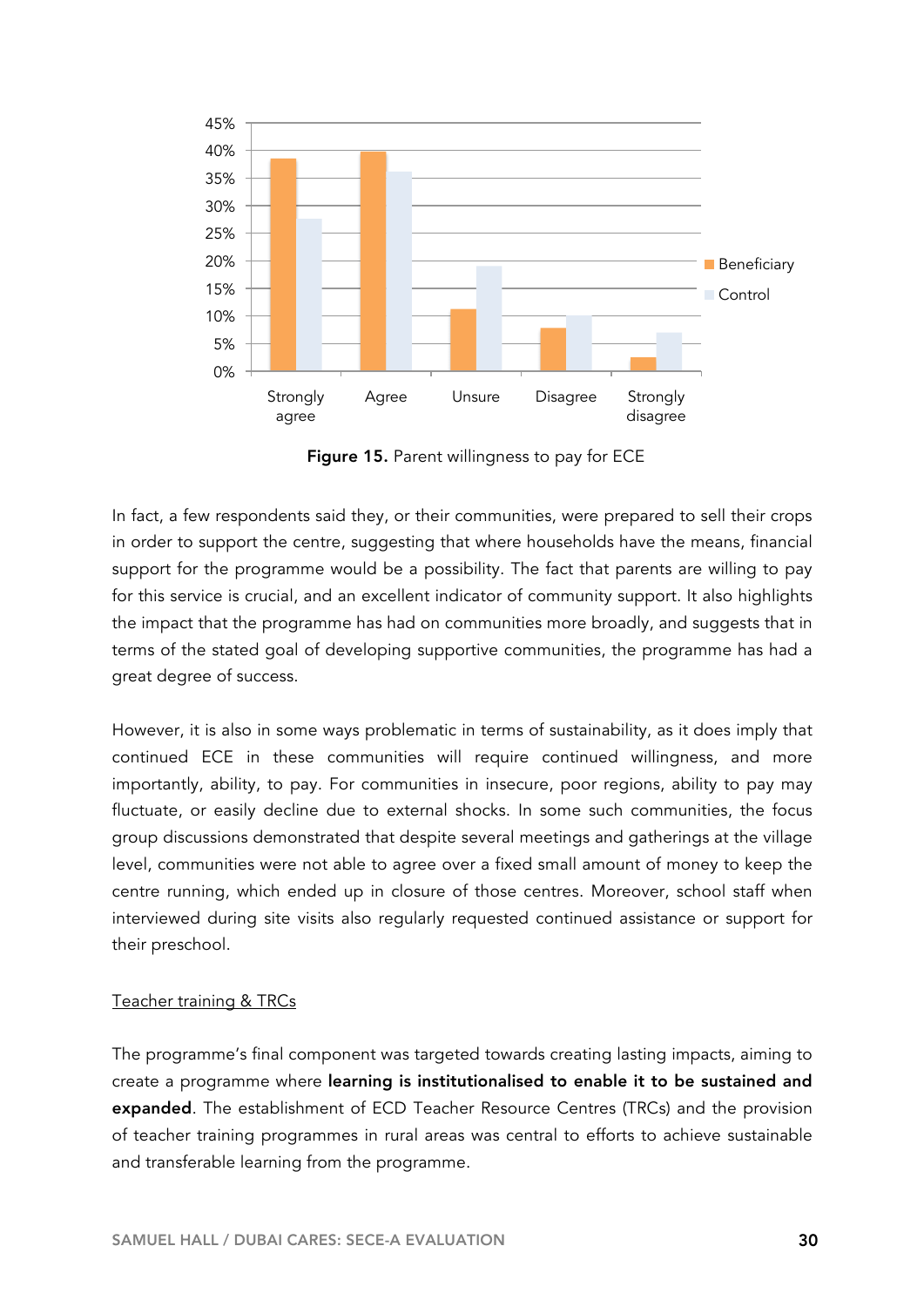**Figure 15.** Parent willingness to pay for ECE

In fact, a few respondents said they, or their communities, were prepared to sell their crops in order to support the centre, suggesting that where households have the means, financial support for the programme would be a possibility. The fact that parents are willing to pay for this service is crucial, and an excellent indicator of community support. It also highlights the impact that the programme has had on communities more broadly, and suggests that in terms of the stated goal of developing supportive communities, the programme has had a great degree of success.

However, it is also in some ways problematic in terms of sustainability, as it does imply that continued ECE in these communities will require continued willingness, and more importantly, ability, to pay. For communities in insecure, poor regions, ability to pay may fluctuate, or easily decline due to external shocks. In some such communities, the focus group discussions demonstrated that despite several meetings and gatherings at the village level, communities were not able to agree over a fixed small amount of money to keep the centre running, which ended up in closure of those centres. Moreover, school staff when interviewed during site visits also regularly requested continued assistance or support for their preschool.

<u>Teacher training & TRCs</u>

The programme's final component was targeted towards creating lasting impacts, aiming to create a programme where **learning is institutionalised to enable it to be sustained and expanded**. The establishment of ECD Teacher Resource Centres (TRCs) and the provision of teacher training programmes in rural areas was central to efforts to achieve sustainable and transferable learning from the programme.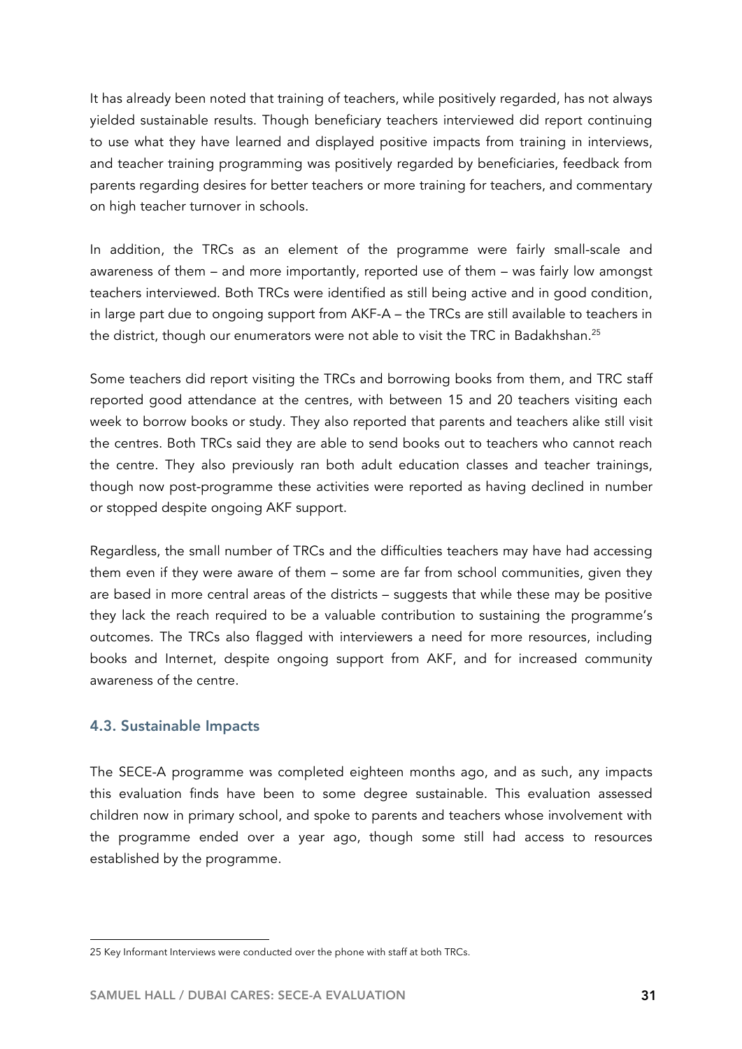It has already been noted that training of teachers, while positively regarded, has not always yielded sustainable results. Though beneficiary teachers interviewed did report continuing to use what they have learned and displayed positive impacts from training in interviews, and teacher training programming was positively regarded by beneficiaries, feedback from parents regarding desires for better teachers or more training for teachers, and commentary on high teacher turnover in schools.

In addition, the TRCs as an element of the programme were fairly small-scale and awareness of them – and more importantly, reported use of them – was fairly low amongst teachers interviewed. Both TRCs were identified as still being active and in good condition, in large part due to ongoing support from AKF-A – the TRCs are still available to teachers in the district, though our enumerators were not able to visit the TRC in Badakhshan.[25]

Some teachers did report visiting the TRCs and borrowing books from them, and TRC staff reported good attendance at the centres, with between 15 and 20 teachers visiting each week to borrow books or study. They also reported that parents and teachers alike still visit the centres. Both TRCs said they are able to send books out to teachers who cannot reach the centre. They also previously ran both adult education classes and teacher trainings, though now post-programme these activities were reported as having declined in number or stopped despite ongoing AKF support.

Regardless, the small number of TRCs and the difficulties teachers may have had accessing them even if they were aware of them – some are far from school communities, given they are based in more central areas of the districts – suggests that while these may be positive they lack the reach required to be a valuable contribution to sustaining the programme's outcomes. The TRCs also flagged with interviewers a need for more resources, including books and Internet, despite ongoing support from AKF, and for increased community awareness of the centre.

### 4.3. Sustainable Impacts

The SECE-A programme was completed eighteen months ago, and as such, any impacts this evaluation finds have been to some degree sustainable. This evaluation assessed children now in primary school, and spoke to parents and teachers whose involvement with the programme ended over a year ago, though some still had access to resources established by the programme.

---

[25] Key Informant Interviews were conducted over the phone with staff at both TRCs.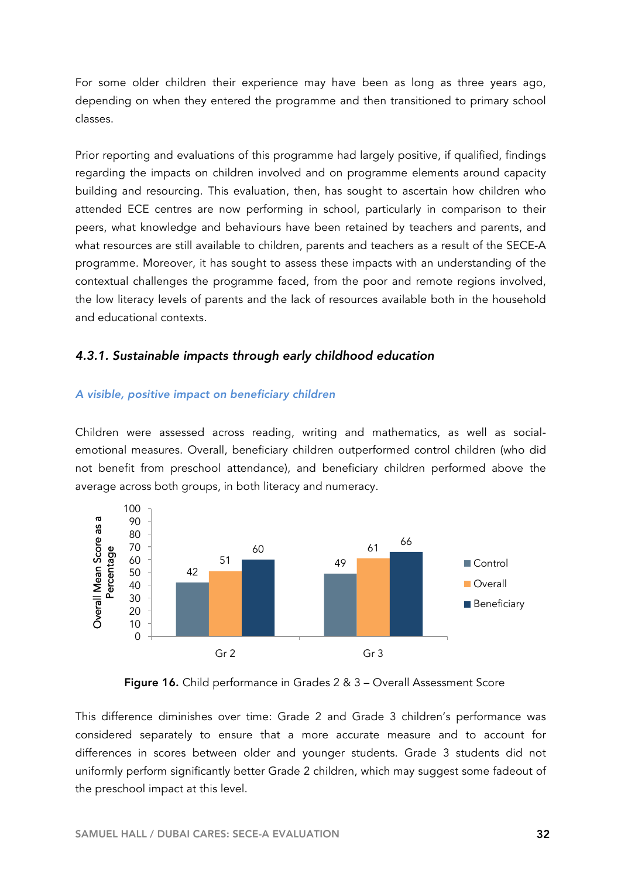For some older children their experience may have been as long as three years ago, depending on when they entered the programme and then transitioned to primary school classes.

Prior reporting and evaluations of this programme had largely positive, if qualified, findings regarding the impacts on children involved and on programme elements around capacity building and resourcing. This evaluation, then, has sought to ascertain how children who attended ECE centres are now performing in school, particularly in comparison to their peers, what knowledge and behaviours have been retained by teachers and parents, and what resources are still available to children, parents and teachers as a result of the SECE-A programme. Moreover, it has sought to assess these impacts with an understanding of the contextual challenges the programme faced, from the poor and remote regions involved, the low literacy levels of parents and the lack of resources available both in the household and educational contexts.

### *4.3.1. Sustainable impacts through early childhood education*

#### *A visible, positive impact on beneficiary children*

Children were assessed across reading, writing and mathematics, as well as social-emotional measures. Overall, beneficiary children outperformed control children (who did not benefit from preschool attendance), and beneficiary children performed above the average across both groups, in both literacy and numeracy.

| Overall Mean Score as a Percentage | Control | Overall | Beneficiary |
|---|---|---|---|
| Gr 2 | 42 | 51 | 60 |
| Gr 3 | 49 | 61 | 66 |

**Figure 16.** Child performance in Grades 2 & 3 – Overall Assessment Score

This difference diminishes over time: Grade 2 and Grade 3 children's performance was considered separately to ensure that a more accurate measure and to account for differences in scores between older and younger students. Grade 3 students did not uniformly perform significantly better Grade 2 children, which may suggest some fadeout of the preschool impact at this level.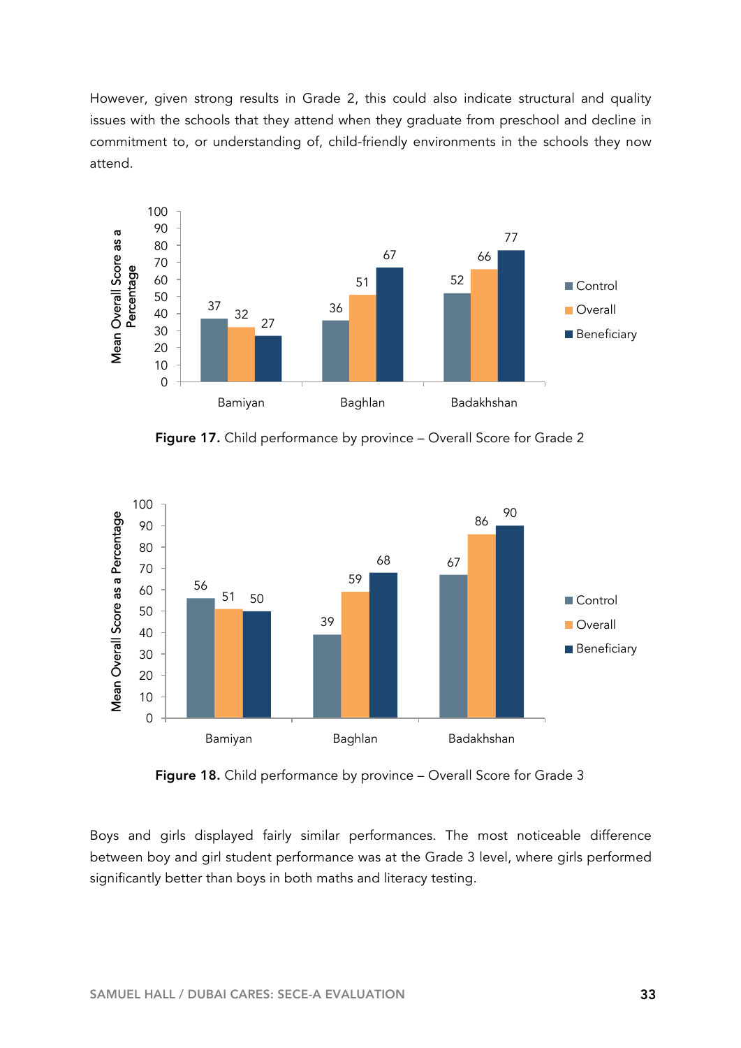However, given strong results in Grade 2, this could also indicate structural and quality issues with the schools that they attend when they graduate from preschool and decline in commitment to, or understanding of, child-friendly environments in the schools they now attend.

| Province | Control | Overall | Beneficiary |
|---|---|---|---|
| Bamiyan | 37 | 32 | 27 |
| Baghlan | 36 | 51 | 67 |
| Badakhshan | 52 | 66 | 77 |

**Figure 17.** Child performance by province – Overall Score for Grade 2

| Province | Control | Overall | Beneficiary |
|---|---|---|---|
| Bamiyan | 56 | 51 | 50 |
| Baghlan | 39 | 59 | 68 |
| Badakhshan | 67 | 86 | 90 |

**Figure 18.** Child performance by province – Overall Score for Grade 3

Boys and girls displayed fairly similar performances. The most noticeable difference between boy and girl student performance was at the Grade 3 level, where girls performed significantly better than boys in both maths and literacy testing.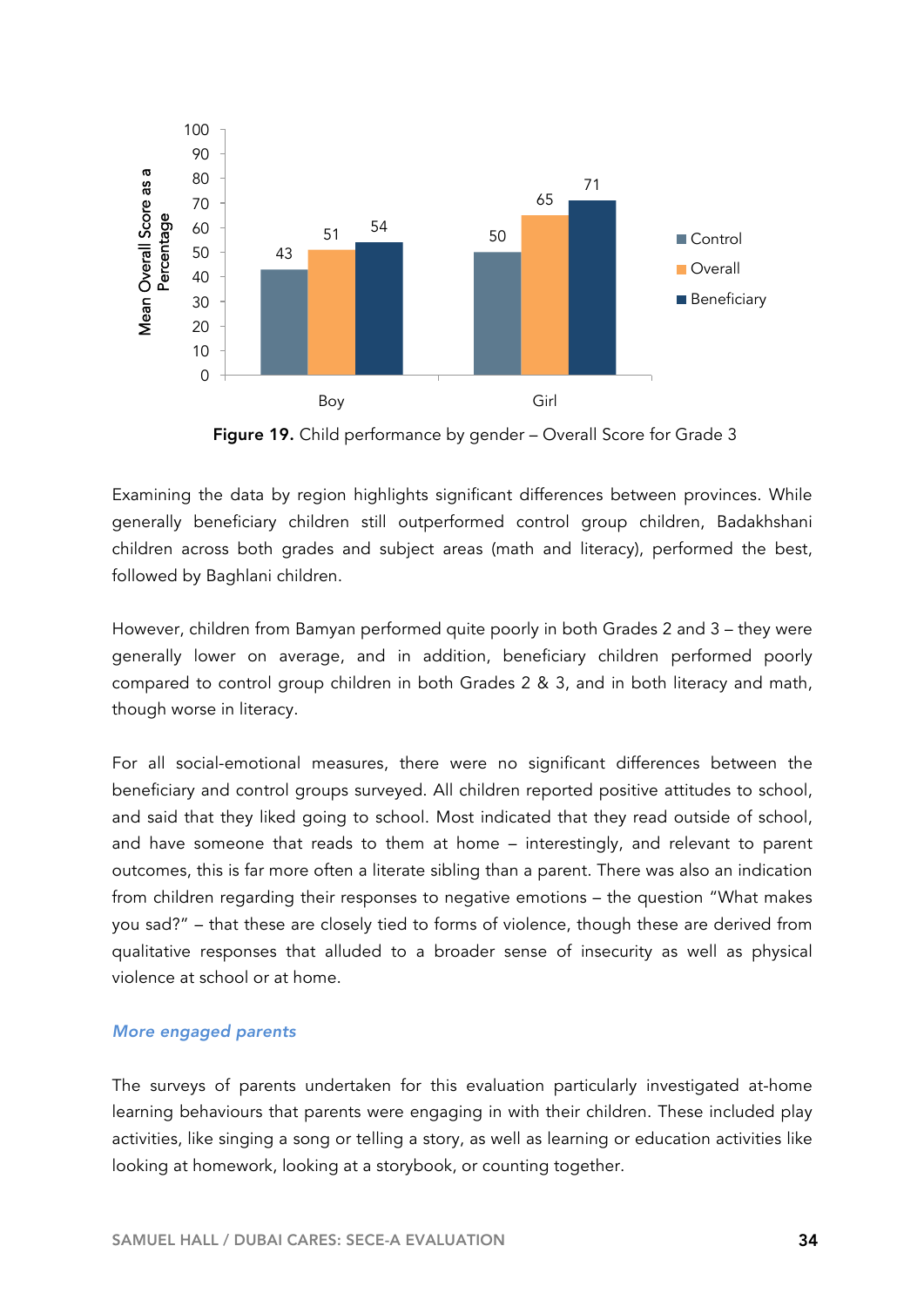**Figure 19.** Child performance by gender – Overall Score for Grade 3

Examining the data by region highlights significant differences between provinces. While generally beneficiary children still outperformed control group children, Badakhshani children across both grades and subject areas (math and literacy), performed the best, followed by Baghlani children.

However, children from Bamyan performed quite poorly in both Grades 2 and 3 – they were generally lower on average, and in addition, beneficiary children performed poorly compared to control group children in both Grades 2 & 3, and in both literacy and math, though worse in literacy.

For all social-emotional measures, there were no significant differences between the beneficiary and control groups surveyed. All children reported positive attitudes to school, and said that they liked going to school. Most indicated that they read outside of school, and have someone that reads to them at home – interestingly, and relevant to parent outcomes, this is far more often a literate sibling than a parent. There was also an indication from children regarding their responses to negative emotions – the question "What makes you sad?" – that these are closely tied to forms of violence, though these are derived from qualitative responses that alluded to a broader sense of insecurity as well as physical violence at school or at home.

### *More engaged parents*

The surveys of parents undertaken for this evaluation particularly investigated at-home learning behaviours that parents were engaging in with their children. These included play activities, like singing a song or telling a story, as well as learning or education activities like looking at homework, looking at a storybook, or counting together.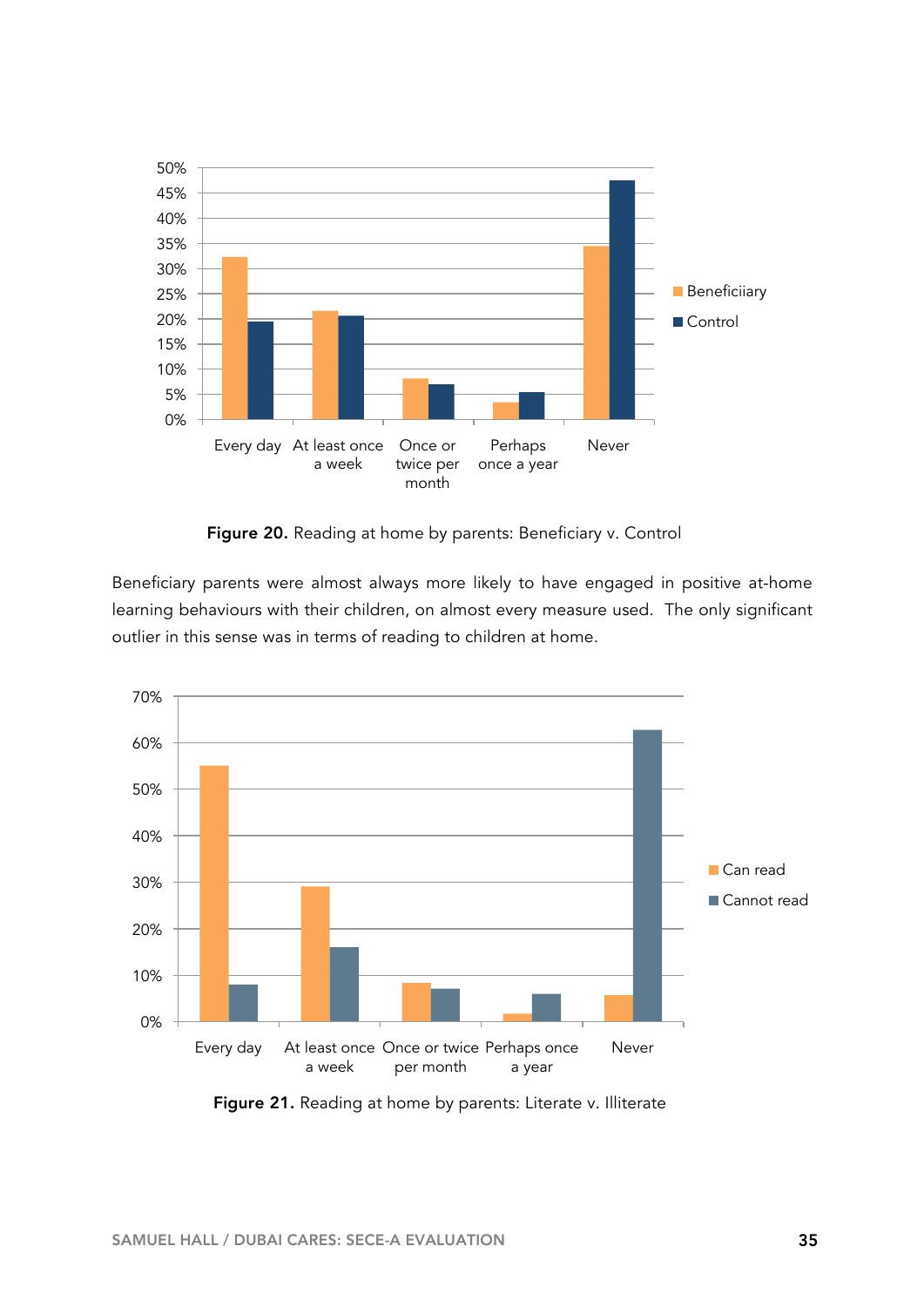**Figure 20.** Reading at home by parents: Beneficiary v. Control

Beneficiary parents were almost always more likely to have engaged in positive at-home learning behaviours with their children, on almost every measure used. The only significant outlier in this sense was in terms of reading to children at home.

**Figure 21.** Reading at home by parents: Literate v. Illiterate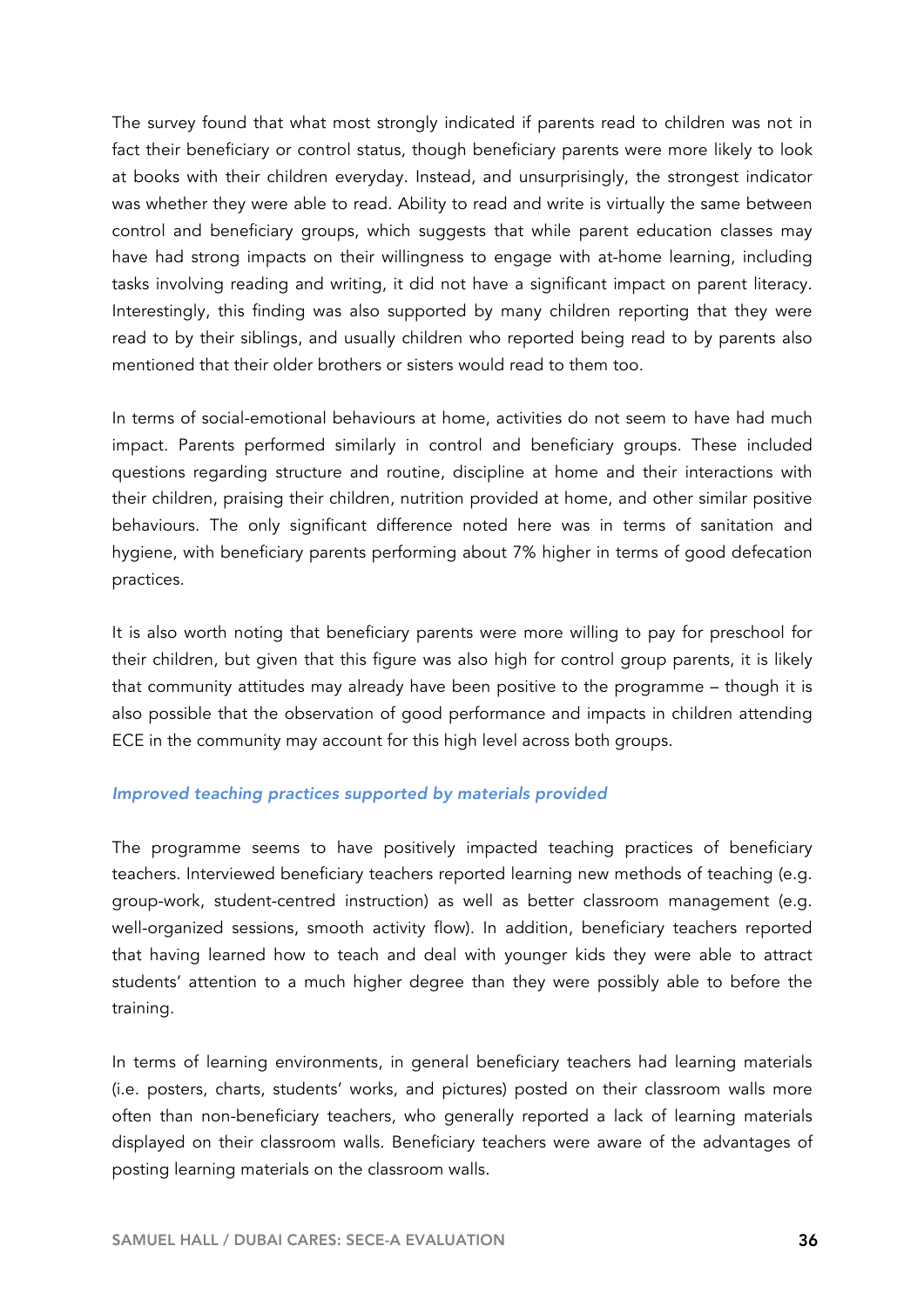The survey found that what most strongly indicated if parents read to children was not in fact their beneficiary or control status, though beneficiary parents were more likely to look at books with their children everyday. Instead, and unsurprisingly, the strongest indicator was whether they were able to read. Ability to read and write is virtually the same between control and beneficiary groups, which suggests that while parent education classes may have had strong impacts on their willingness to engage with at-home learning, including tasks involving reading and writing, it did not have a significant impact on parent literacy. Interestingly, this finding was also supported by many children reporting that they were read to by their siblings, and usually children who reported being read to by parents also mentioned that their older brothers or sisters would read to them too.

In terms of social-emotional behaviours at home, activities do not seem to have had much impact. Parents performed similarly in control and beneficiary groups. These included questions regarding structure and routine, discipline at home and their interactions with their children, praising their children, nutrition provided at home, and other similar positive behaviours. The only significant difference noted here was in terms of sanitation and hygiene, with beneficiary parents performing about 7% higher in terms of good defecation practices.

It is also worth noting that beneficiary parents were more willing to pay for preschool for their children, but given that this figure was also high for control group parents, it is likely that community attitudes may already have been positive to the programme – though it is also possible that the observation of good performance and impacts in children attending ECE in the community may account for this high level across both groups.

### *Improved teaching practices supported by materials provided*

The programme seems to have positively impacted teaching practices of beneficiary teachers. Interviewed beneficiary teachers reported learning new methods of teaching (e.g. group-work, student-centred instruction) as well as better classroom management (e.g. well-organized sessions, smooth activity flow). In addition, beneficiary teachers reported that having learned how to teach and deal with younger kids they were able to attract students' attention to a much higher degree than they were possibly able to before the training.

In terms of learning environments, in general beneficiary teachers had learning materials (i.e. posters, charts, students' works, and pictures) posted on their classroom walls more often than non-beneficiary teachers, who generally reported a lack of learning materials displayed on their classroom walls. Beneficiary teachers were aware of the advantages of posting learning materials on the classroom walls.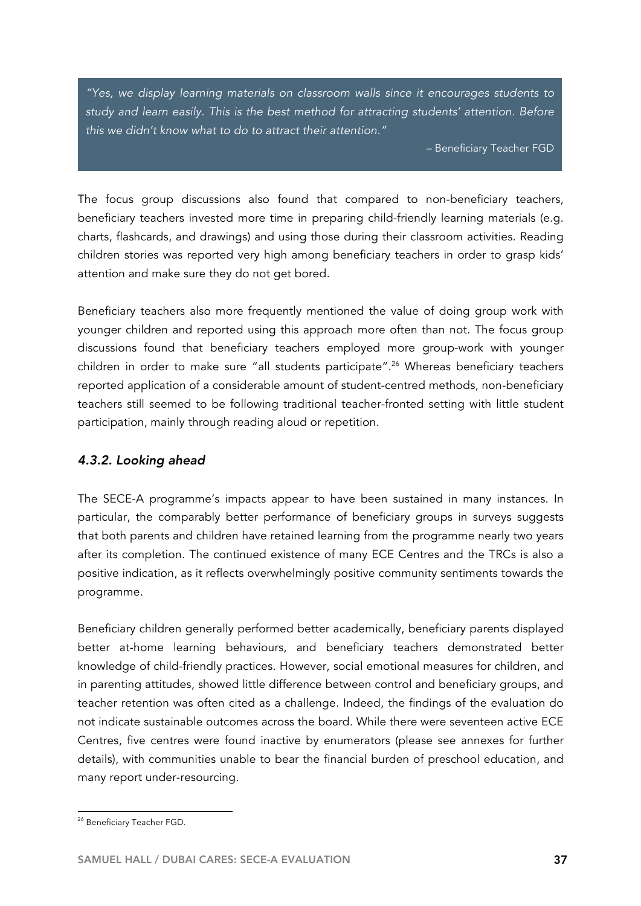> *"Yes, we display learning materials on classroom walls since it encourages students to study and learn easily. This is the best method for attracting students' attention. Before this we didn't know what to do to attract their attention."*
>
> – Beneficiary Teacher FGD

The focus group discussions also found that compared to non-beneficiary teachers, beneficiary teachers invested more time in preparing child-friendly learning materials (e.g. charts, flashcards, and drawings) and using those during their classroom activities. Reading children stories was reported very high among beneficiary teachers in order to grasp kids' attention and make sure they do not get bored.

Beneficiary teachers also more frequently mentioned the value of doing group work with younger children and reported using this approach more often than not. The focus group discussions found that beneficiary teachers employed more group-work with younger children in order to make sure "all students participate".[26] Whereas beneficiary teachers reported application of a considerable amount of student-centred methods, non-beneficiary teachers still seemed to be following traditional teacher-fronted setting with little student participation, mainly through reading aloud or repetition.

### *4.3.2. Looking ahead*

The SECE-A programme's impacts appear to have been sustained in many instances. In particular, the comparably better performance of beneficiary groups in surveys suggests that both parents and children have retained learning from the programme nearly two years after its completion. The continued existence of many ECE Centres and the TRCs is also a positive indication, as it reflects overwhelmingly positive community sentiments towards the programme.

Beneficiary children generally performed better academically, beneficiary parents displayed better at-home learning behaviours, and beneficiary teachers demonstrated better knowledge of child-friendly practices. However, social emotional measures for children, and in parenting attitudes, showed little difference between control and beneficiary groups, and teacher retention was often cited as a challenge. Indeed, the findings of the evaluation do not indicate sustainable outcomes across the board. While there were seventeen active ECE Centres, five centres were found inactive by enumerators (please see annexes for further details), with communities unable to bear the financial burden of preschool education, and many report under-resourcing.

---

[26] Beneficiary Teacher FGD.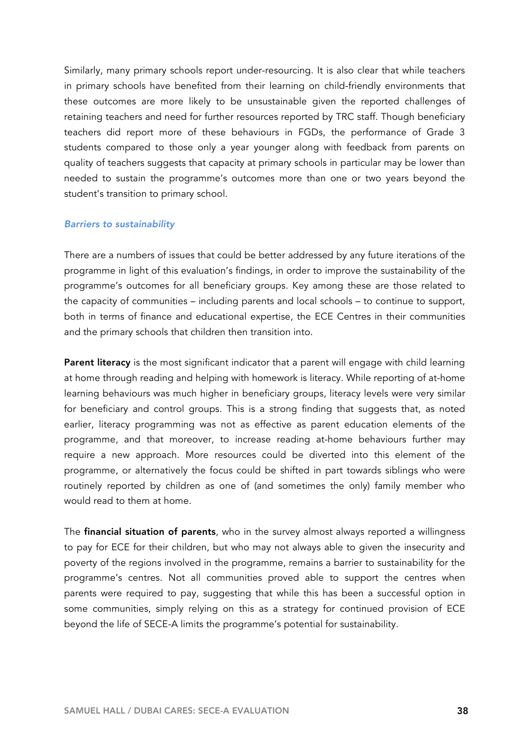Similarly, many primary schools report under-resourcing. It is also clear that while teachers in primary schools have benefited from their learning on child-friendly environments that these outcomes are more likely to be unsustainable given the reported challenges of retaining teachers and need for further resources reported by TRC staff. Though beneficiary teachers did report more of these behaviours in FGDs, the performance of Grade 3 students compared to those only a year younger along with feedback from parents on quality of teachers suggests that capacity at primary schools in particular may be lower than needed to sustain the programme's outcomes more than one or two years beyond the student's transition to primary school.

### *Barriers to sustainability*

There are a numbers of issues that could be better addressed by any future iterations of the programme in light of this evaluation's findings, in order to improve the sustainability of the programme's outcomes for all beneficiary groups. Key among these are those related to the capacity of communities – including parents and local schools – to continue to support, both in terms of finance and educational expertise, the ECE Centres in their communities and the primary schools that children then transition into.

**Parent literacy** is the most significant indicator that a parent will engage with child learning at home through reading and helping with homework is literacy. While reporting of at-home learning behaviours was much higher in beneficiary groups, literacy levels were very similar for beneficiary and control groups. This is a strong finding that suggests that, as noted earlier, literacy programming was not as effective as parent education elements of the programme, and that moreover, to increase reading at-home behaviours further may require a new approach. More resources could be diverted into this element of the programme, or alternatively the focus could be shifted in part towards siblings who were routinely reported by children as one of (and sometimes the only) family member who would read to them at home.

The **financial situation of parents**, who in the survey almost always reported a willingness to pay for ECE for their children, but who may not always able to given the insecurity and poverty of the regions involved in the programme, remains a barrier to sustainability for the programme's centres. Not all communities proved able to support the centres when parents were required to pay, suggesting that while this has been a successful option in some communities, simply relying on this as a strategy for continued provision of ECE beyond the life of SECE-A limits the programme's potential for sustainability.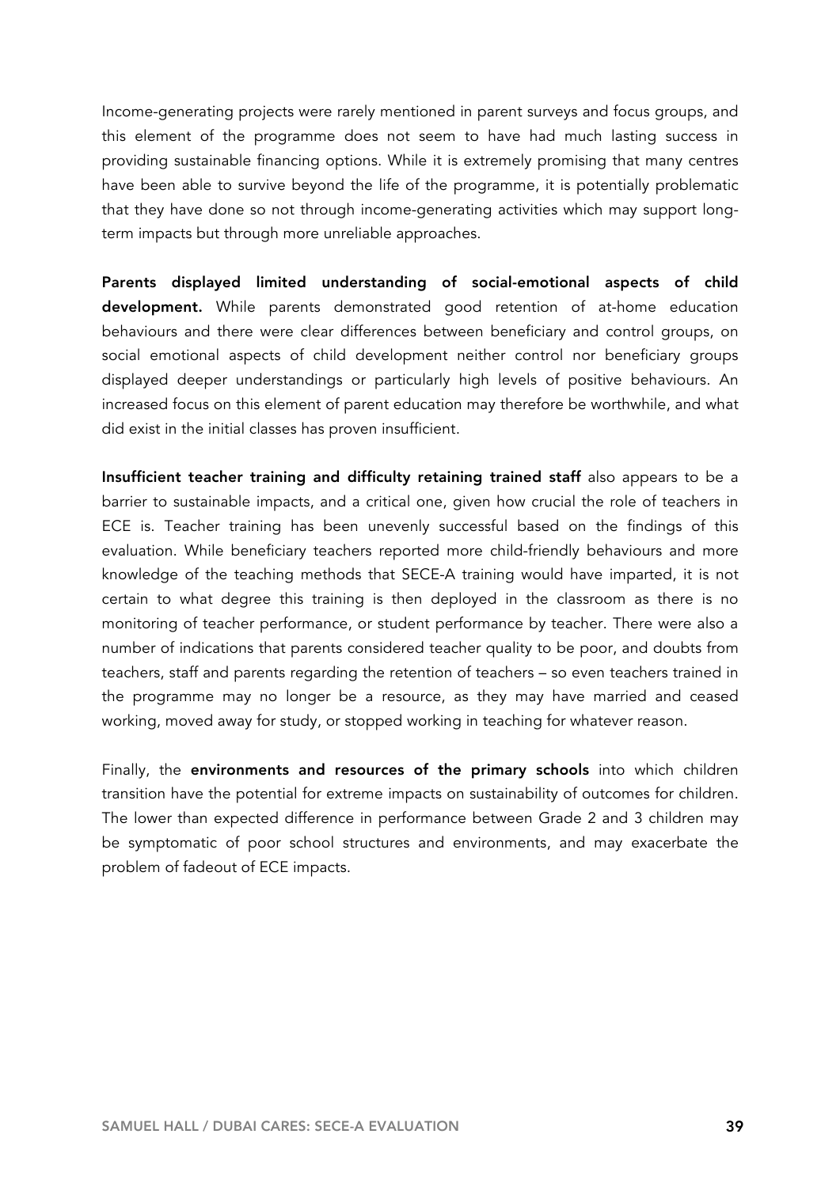Income-generating projects were rarely mentioned in parent surveys and focus groups, and this element of the programme does not seem to have had much lasting success in providing sustainable financing options. While it is extremely promising that many centres have been able to survive beyond the life of the programme, it is potentially problematic that they have done so not through income-generating activities which may support long-term impacts but through more unreliable approaches.

**Parents displayed limited understanding of social-emotional aspects of child development.** While parents demonstrated good retention of at-home education behaviours and there were clear differences between beneficiary and control groups, on social emotional aspects of child development neither control nor beneficiary groups displayed deeper understandings or particularly high levels of positive behaviours. An increased focus on this element of parent education may therefore be worthwhile, and what did exist in the initial classes has proven insufficient.

**Insufficient teacher training and difficulty retaining trained staff** also appears to be a barrier to sustainable impacts, and a critical one, given how crucial the role of teachers in ECE is. Teacher training has been unevenly successful based on the findings of this evaluation. While beneficiary teachers reported more child-friendly behaviours and more knowledge of the teaching methods that SECE-A training would have imparted, it is not certain to what degree this training is then deployed in the classroom as there is no monitoring of teacher performance, or student performance by teacher. There were also a number of indications that parents considered teacher quality to be poor, and doubts from teachers, staff and parents regarding the retention of teachers – so even teachers trained in the programme may no longer be a resource, as they may have married and ceased working, moved away for study, or stopped working in teaching for whatever reason.

Finally, the **environments and resources of the primary schools** into which children transition have the potential for extreme impacts on sustainability of outcomes for children. The lower than expected difference in performance between Grade 2 and 3 children may be symptomatic of poor school structures and environments, and may exacerbate the problem of fadeout of ECE impacts.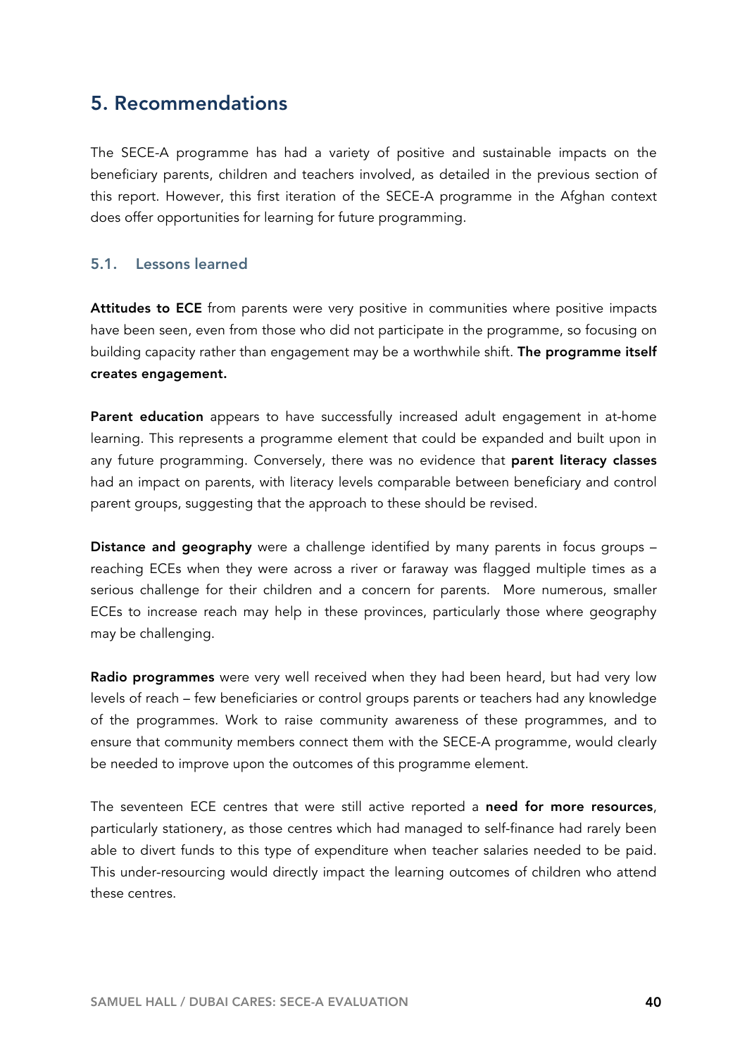## 5. Recommendations

The SECE-A programme has had a variety of positive and sustainable impacts on the beneficiary parents, children and teachers involved, as detailed in the previous section of this report. However, this first iteration of the SECE-A programme in the Afghan context does offer opportunities for learning for future programming.

### 5.1. Lessons learned

**Attitudes to ECE** from parents were very positive in communities where positive impacts have been seen, even from those who did not participate in the programme, so focusing on building capacity rather than engagement may be a worthwhile shift. **The programme itself creates engagement.**

**Parent education** appears to have successfully increased adult engagement in at-home learning. This represents a programme element that could be expanded and built upon in any future programming. Conversely, there was no evidence that **parent literacy classes** had an impact on parents, with literacy levels comparable between beneficiary and control parent groups, suggesting that the approach to these should be revised.

**Distance and geography** were a challenge identified by many parents in focus groups – reaching ECEs when they were across a river or faraway was flagged multiple times as a serious challenge for their children and a concern for parents. More numerous, smaller ECEs to increase reach may help in these provinces, particularly those where geography may be challenging.

**Radio programmes** were very well received when they had been heard, but had very low levels of reach – few beneficiaries or control groups parents or teachers had any knowledge of the programmes. Work to raise community awareness of these programmes, and to ensure that community members connect them with the SECE-A programme, would clearly be needed to improve upon the outcomes of this programme element.

The seventeen ECE centres that were still active reported a **need for more resources**, particularly stationery, as those centres which had managed to self-finance had rarely been able to divert funds to this type of expenditure when teacher salaries needed to be paid. This under-resourcing would directly impact the learning outcomes of children who attend these centres.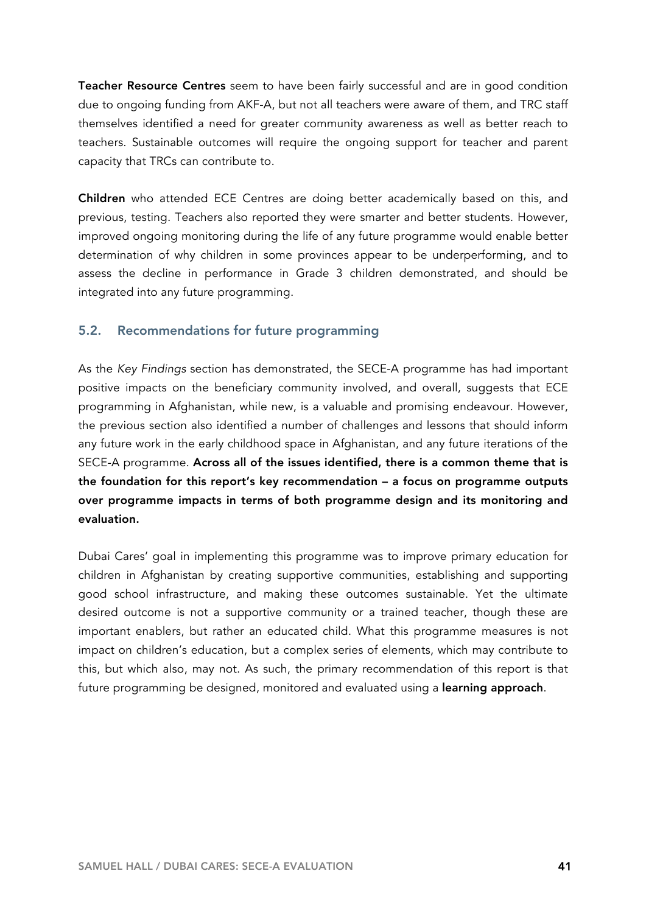**Teacher Resource Centres** seem to have been fairly successful and are in good condition due to ongoing funding from AKF-A, but not all teachers were aware of them, and TRC staff themselves identified a need for greater community awareness as well as better reach to teachers. Sustainable outcomes will require the ongoing support for teacher and parent capacity that TRCs can contribute to.

**Children** who attended ECE Centres are doing better academically based on this, and previous, testing. Teachers also reported they were smarter and better students. However, improved ongoing monitoring during the life of any future programme would enable better determination of why children in some provinces appear to be underperforming, and to assess the decline in performance in Grade 3 children demonstrated, and should be integrated into any future programming.

## 5.2. Recommendations for future programming

As the *Key Findings* section has demonstrated, the SECE-A programme has had important positive impacts on the beneficiary community involved, and overall, suggests that ECE programming in Afghanistan, while new, is a valuable and promising endeavour. However, the previous section also identified a number of challenges and lessons that should inform any future work in the early childhood space in Afghanistan, and any future iterations of the SECE-A programme. **Across all of the issues identified, there is a common theme that is the foundation for this report's key recommendation – a focus on programme outputs over programme impacts in terms of both programme design and its monitoring and evaluation.**

Dubai Cares' goal in implementing this programme was to improve primary education for children in Afghanistan by creating supportive communities, establishing and supporting good school infrastructure, and making these outcomes sustainable. Yet the ultimate desired outcome is not a supportive community or a trained teacher, though these are important enablers, but rather an educated child. What this programme measures is not impact on children's education, but a complex series of elements, which may contribute to this, but which also, may not. As such, the primary recommendation of this report is that future programming be designed, monitored and evaluated using a **learning approach**.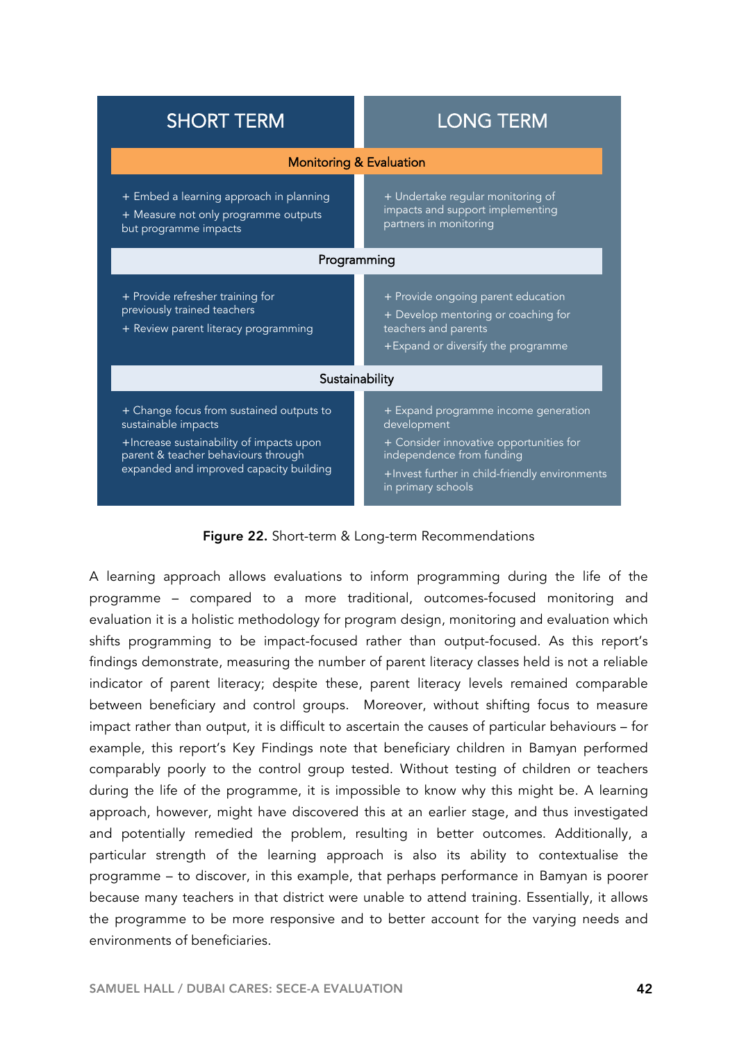| SHORT TERM | LONG TERM |
|---|---|
| **Monitoring & Evaluation** | |
| + Embed a learning approach in planning<br>+ Measure not only programme outputs but programme impacts | + Undertake regular monitoring of impacts and support implementing partners in monitoring |
| **Programming** | |
| + Provide refresher training for previously trained teachers<br>+ Review parent literacy programming | + Provide ongoing parent education<br>+ Develop mentoring or coaching for teachers and parents<br>+Expand or diversify the programme |
| **Sustainability** | |
| + Change focus from sustained outputs to sustainable impacts<br>+Increase sustainability of impacts upon parent & teacher behaviours through expanded and improved capacity building | + Expand programme income generation development<br>+ Consider innovative opportunities for independence from funding<br>+Invest further in child-friendly environments in primary schools |

**Figure 22.** Short-term & Long-term Recommendations

A learning approach allows evaluations to inform programming during the life of the programme – compared to a more traditional, outcomes-focused monitoring and evaluation it is a holistic methodology for program design, monitoring and evaluation which shifts programming to be impact-focused rather than output-focused. As this report's findings demonstrate, measuring the number of parent literacy classes held is not a reliable indicator of parent literacy; despite these, parent literacy levels remained comparable between beneficiary and control groups. Moreover, without shifting focus to measure impact rather than output, it is difficult to ascertain the causes of particular behaviours – for example, this report's Key Findings note that beneficiary children in Bamyan performed comparably poorly to the control group tested. Without testing of children or teachers during the life of the programme, it is impossible to know why this might be. A learning approach, however, might have discovered this at an earlier stage, and thus investigated and potentially remedied the problem, resulting in better outcomes. Additionally, a particular strength of the learning approach is also its ability to contextualise the programme – to discover, in this example, that perhaps performance in Bamyan is poorer because many teachers in that district were unable to attend training. Essentially, it allows the programme to be more responsive and to better account for the varying needs and environments of beneficiaries.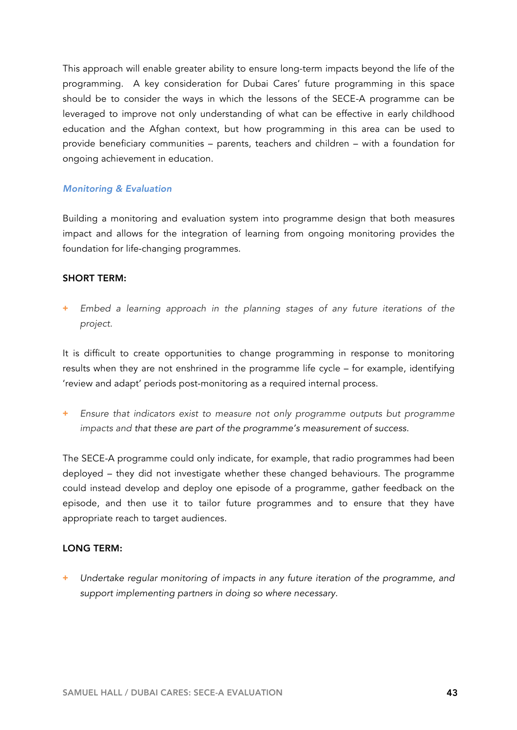This approach will enable greater ability to ensure long-term impacts beyond the life of the programming. A key consideration for Dubai Cares' future programming in this space should be to consider the ways in which the lessons of the SECE-A programme can be leveraged to improve not only understanding of what can be effective in early childhood education and the Afghan context, but how programming in this area can be used to provide beneficiary communities – parents, teachers and children – with a foundation for ongoing achievement in education.

### *Monitoring & Evaluation*

Building a monitoring and evaluation system into programme design that both measures impact and allows for the integration of learning from ongoing monitoring provides the foundation for life-changing programmes.

**SHORT TERM:**

+ *Embed a learning approach in the planning stages of any future iterations of the project.*

It is difficult to create opportunities to change programming in response to monitoring results when they are not enshrined in the programme life cycle – for example, identifying 'review and adapt' periods post-monitoring as a required internal process.

+ *Ensure that indicators exist to measure not only programme outputs but programme impacts and that these are part of the programme's measurement of success.*

The SECE-A programme could only indicate, for example, that radio programmes had been deployed – they did not investigate whether these changed behaviours. The programme could instead develop and deploy one episode of a programme, gather feedback on the episode, and then use it to tailor future programmes and to ensure that they have appropriate reach to target audiences.

**LONG TERM:**

+ *Undertake regular monitoring of impacts in any future iteration of the programme, and support implementing partners in doing so where necessary.*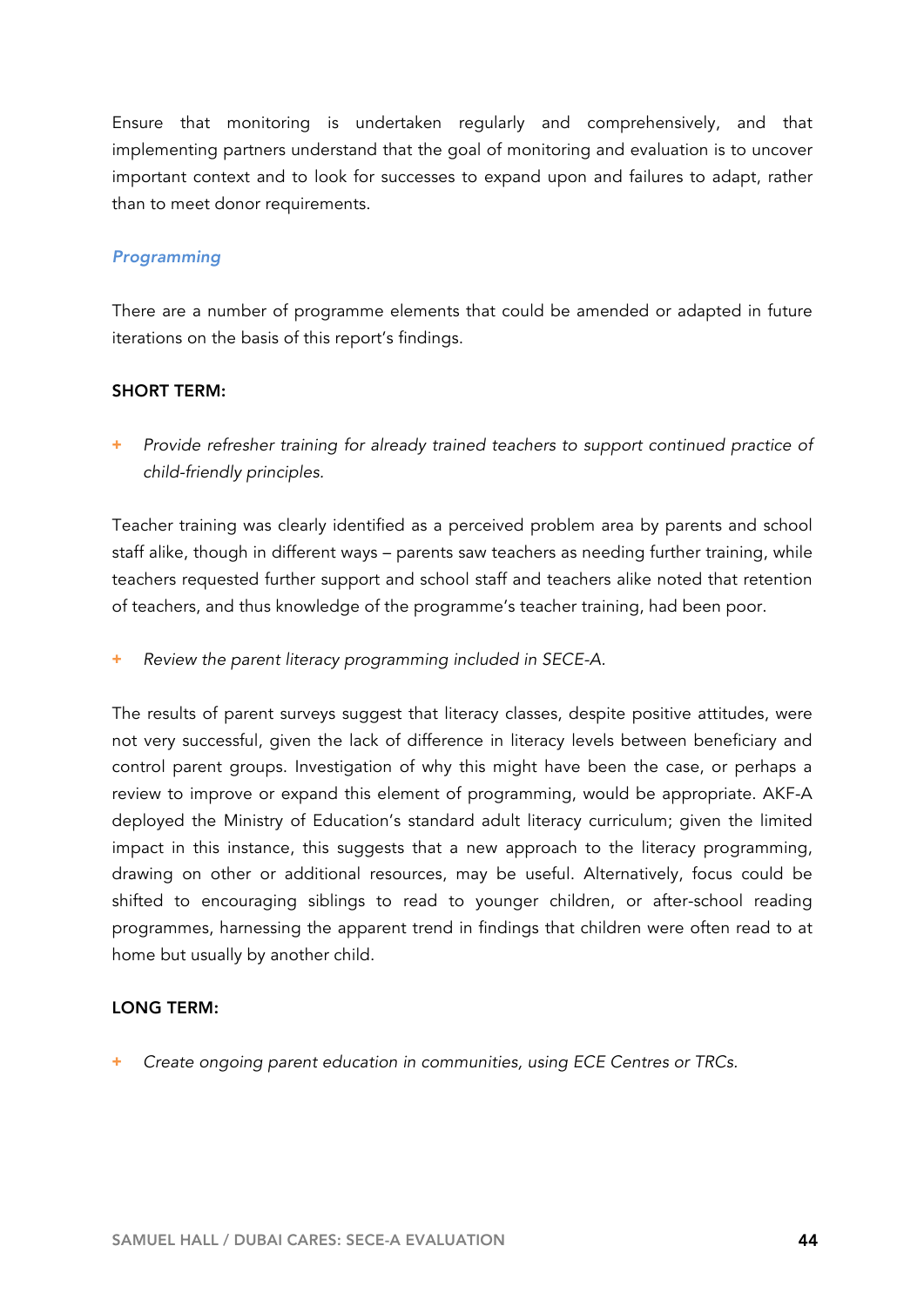Ensure that monitoring is undertaken regularly and comprehensively, and that implementing partners understand that the goal of monitoring and evaluation is to uncover important context and to look for successes to expand upon and failures to adapt, rather than to meet donor requirements.

### *Programming*

There are a number of programme elements that could be amended or adapted in future iterations on the basis of this report's findings.

**SHORT TERM:**

+ *Provide refresher training for already trained teachers to support continued practice of child-friendly principles.*

Teacher training was clearly identified as a perceived problem area by parents and school staff alike, though in different ways – parents saw teachers as needing further training, while teachers requested further support and school staff and teachers alike noted that retention of teachers, and thus knowledge of the programme's teacher training, had been poor.

+ *Review the parent literacy programming included in SECE-A.*

The results of parent surveys suggest that literacy classes, despite positive attitudes, were not very successful, given the lack of difference in literacy levels between beneficiary and control parent groups. Investigation of why this might have been the case, or perhaps a review to improve or expand this element of programming, would be appropriate. AKF-A deployed the Ministry of Education's standard adult literacy curriculum; given the limited impact in this instance, this suggests that a new approach to the literacy programming, drawing on other or additional resources, may be useful. Alternatively, focus could be shifted to encouraging siblings to read to younger children, or after-school reading programmes, harnessing the apparent trend in findings that children were often read to at home but usually by another child.

**LONG TERM:**

+ *Create ongoing parent education in communities, using ECE Centres or TRCs.*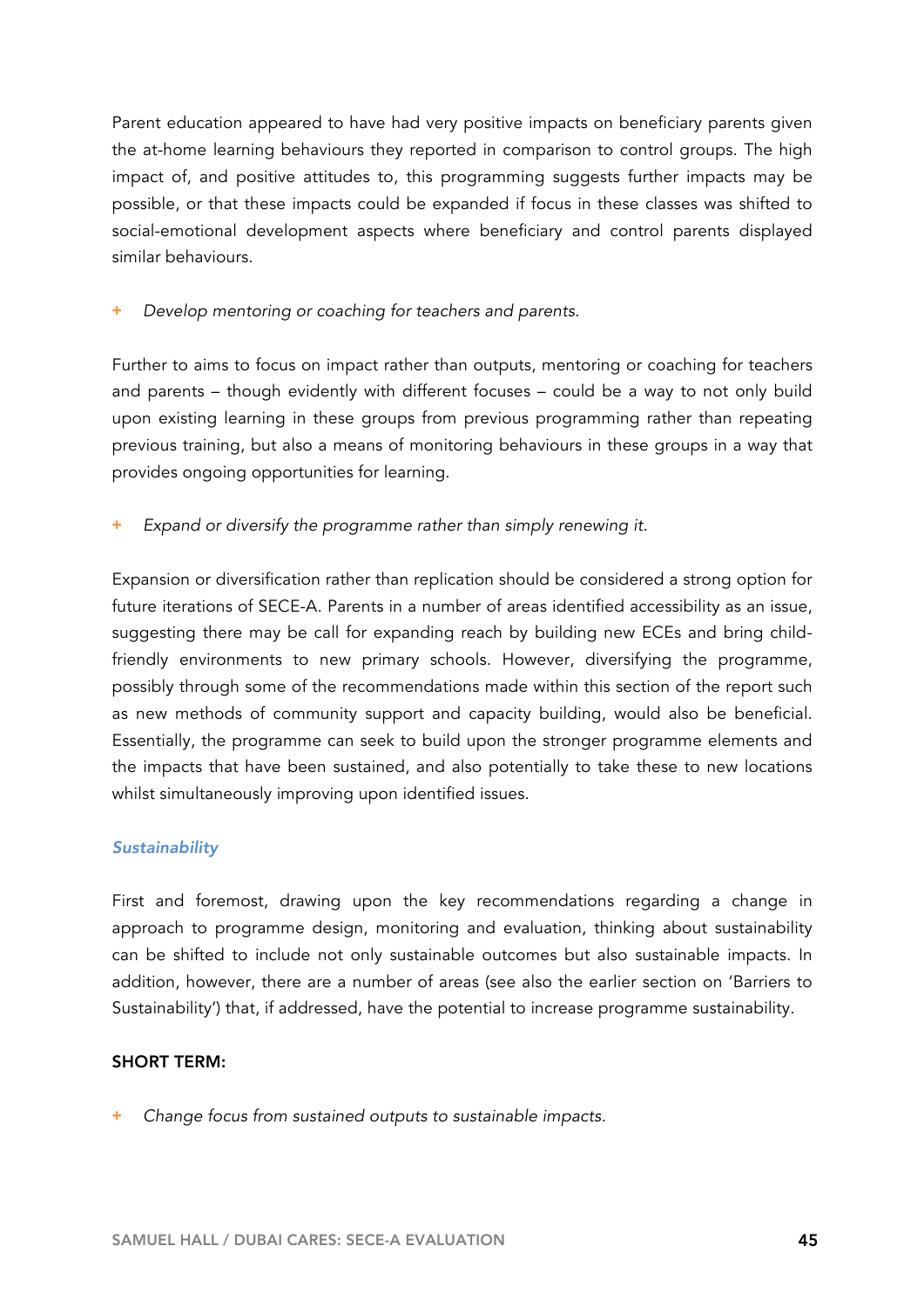Parent education appeared to have had very positive impacts on beneficiary parents given the at-home learning behaviours they reported in comparison to control groups. The high impact of, and positive attitudes to, this programming suggests further impacts may be possible, or that these impacts could be expanded if focus in these classes was shifted to social-emotional development aspects where beneficiary and control parents displayed similar behaviours.

+ *Develop mentoring or coaching for teachers and parents.*

Further to aims to focus on impact rather than outputs, mentoring or coaching for teachers and parents – though evidently with different focuses – could be a way to not only build upon existing learning in these groups from previous programming rather than repeating previous training, but also a means of monitoring behaviours in these groups in a way that provides ongoing opportunities for learning.

+ *Expand or diversify the programme rather than simply renewing it.*

Expansion or diversification rather than replication should be considered a strong option for future iterations of SECE-A. Parents in a number of areas identified accessibility as an issue, suggesting there may be call for expanding reach by building new ECEs and bring child-friendly environments to new primary schools. However, diversifying the programme, possibly through some of the recommendations made within this section of the report such as new methods of community support and capacity building, would also be beneficial. Essentially, the programme can seek to build upon the stronger programme elements and the impacts that have been sustained, and also potentially to take these to new locations whilst simultaneously improving upon identified issues.

### *Sustainability*

First and foremost, drawing upon the key recommendations regarding a change in approach to programme design, monitoring and evaluation, thinking about sustainability can be shifted to include not only sustainable outcomes but also sustainable impacts. In addition, however, there are a number of areas (see also the earlier section on 'Barriers to Sustainability') that, if addressed, have the potential to increase programme sustainability.

**SHORT TERM:**

+ *Change focus from sustained outputs to sustainable impacts.*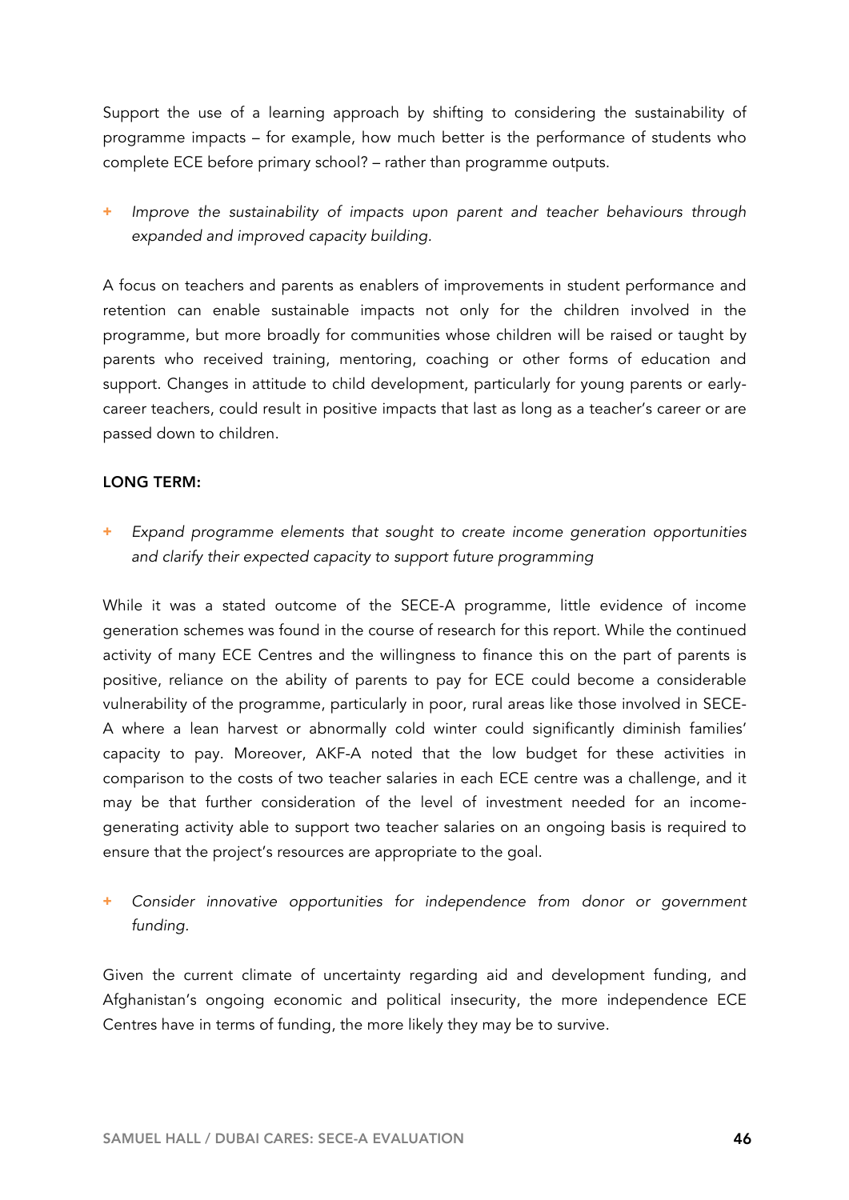Support the use of a learning approach by shifting to considering the sustainability of programme impacts – for example, how much better is the performance of students who complete ECE before primary school? – rather than programme outputs.

+ *Improve the sustainability of impacts upon parent and teacher behaviours through expanded and improved capacity building.*

A focus on teachers and parents as enablers of improvements in student performance and retention can enable sustainable impacts not only for the children involved in the programme, but more broadly for communities whose children will be raised or taught by parents who received training, mentoring, coaching or other forms of education and support. Changes in attitude to child development, particularly for young parents or early-career teachers, could result in positive impacts that last as long as a teacher's career or are passed down to children.

**LONG TERM:**

+ *Expand programme elements that sought to create income generation opportunities and clarify their expected capacity to support future programming*

While it was a stated outcome of the SECE-A programme, little evidence of income generation schemes was found in the course of research for this report. While the continued activity of many ECE Centres and the willingness to finance this on the part of parents is positive, reliance on the ability of parents to pay for ECE could become a considerable vulnerability of the programme, particularly in poor, rural areas like those involved in SECE-A where a lean harvest or abnormally cold winter could significantly diminish families' capacity to pay. Moreover, AKF-A noted that the low budget for these activities in comparison to the costs of two teacher salaries in each ECE centre was a challenge, and it may be that further consideration of the level of investment needed for an income-generating activity able to support two teacher salaries on an ongoing basis is required to ensure that the project's resources are appropriate to the goal.

+ *Consider innovative opportunities for independence from donor or government funding.*

Given the current climate of uncertainty regarding aid and development funding, and Afghanistan's ongoing economic and political insecurity, the more independence ECE Centres have in terms of funding, the more likely they may be to survive.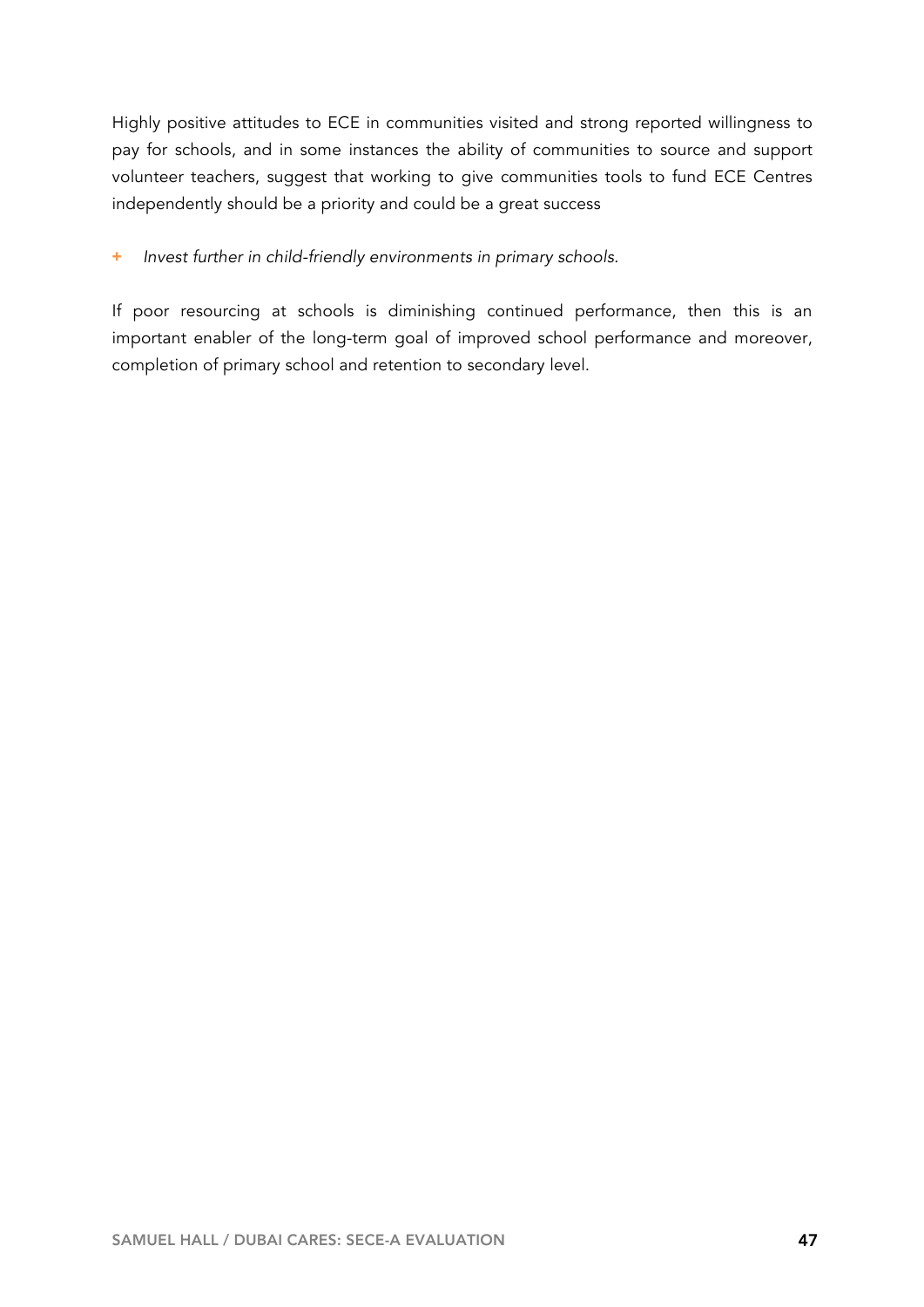Highly positive attitudes to ECE in communities visited and strong reported willingness to pay for schools, and in some instances the ability of communities to source and support volunteer teachers, suggest that working to give communities tools to fund ECE Centres independently should be a priority and could be a great success

+ *Invest further in child-friendly environments in primary schools.*

If poor resourcing at schools is diminishing continued performance, then this is an important enabler of the long-term goal of improved school performance and moreover, completion of primary school and retention to secondary level.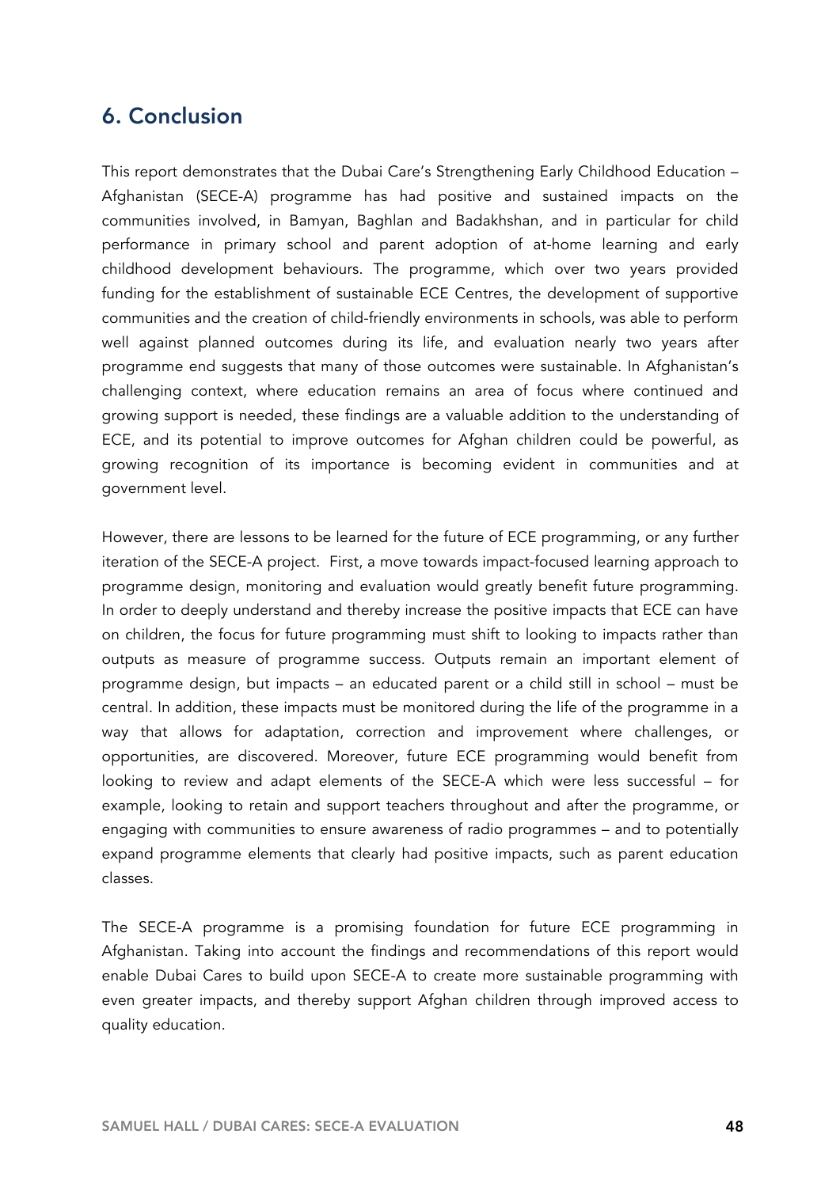## 6. Conclusion

This report demonstrates that the Dubai Care's Strengthening Early Childhood Education – Afghanistan (SECE-A) programme has had positive and sustained impacts on the communities involved, in Bamyan, Baghlan and Badakhshan, and in particular for child performance in primary school and parent adoption of at-home learning and early childhood development behaviours. The programme, which over two years provided funding for the establishment of sustainable ECE Centres, the development of supportive communities and the creation of child-friendly environments in schools, was able to perform well against planned outcomes during its life, and evaluation nearly two years after programme end suggests that many of those outcomes were sustainable. In Afghanistan's challenging context, where education remains an area of focus where continued and growing support is needed, these findings are a valuable addition to the understanding of ECE, and its potential to improve outcomes for Afghan children could be powerful, as growing recognition of its importance is becoming evident in communities and at government level.

However, there are lessons to be learned for the future of ECE programming, or any further iteration of the SECE-A project. First, a move towards impact-focused learning approach to programme design, monitoring and evaluation would greatly benefit future programming. In order to deeply understand and thereby increase the positive impacts that ECE can have on children, the focus for future programming must shift to looking to impacts rather than outputs as measure of programme success. Outputs remain an important element of programme design, but impacts – an educated parent or a child still in school – must be central. In addition, these impacts must be monitored during the life of the programme in a way that allows for adaptation, correction and improvement where challenges, or opportunities, are discovered. Moreover, future ECE programming would benefit from looking to review and adapt elements of the SECE-A which were less successful – for example, looking to retain and support teachers throughout and after the programme, or engaging with communities to ensure awareness of radio programmes – and to potentially expand programme elements that clearly had positive impacts, such as parent education classes.

The SECE-A programme is a promising foundation for future ECE programming in Afghanistan. Taking into account the findings and recommendations of this report would enable Dubai Cares to build upon SECE-A to create more sustainable programming with even greater impacts, and thereby support Afghan children through improved access to quality education.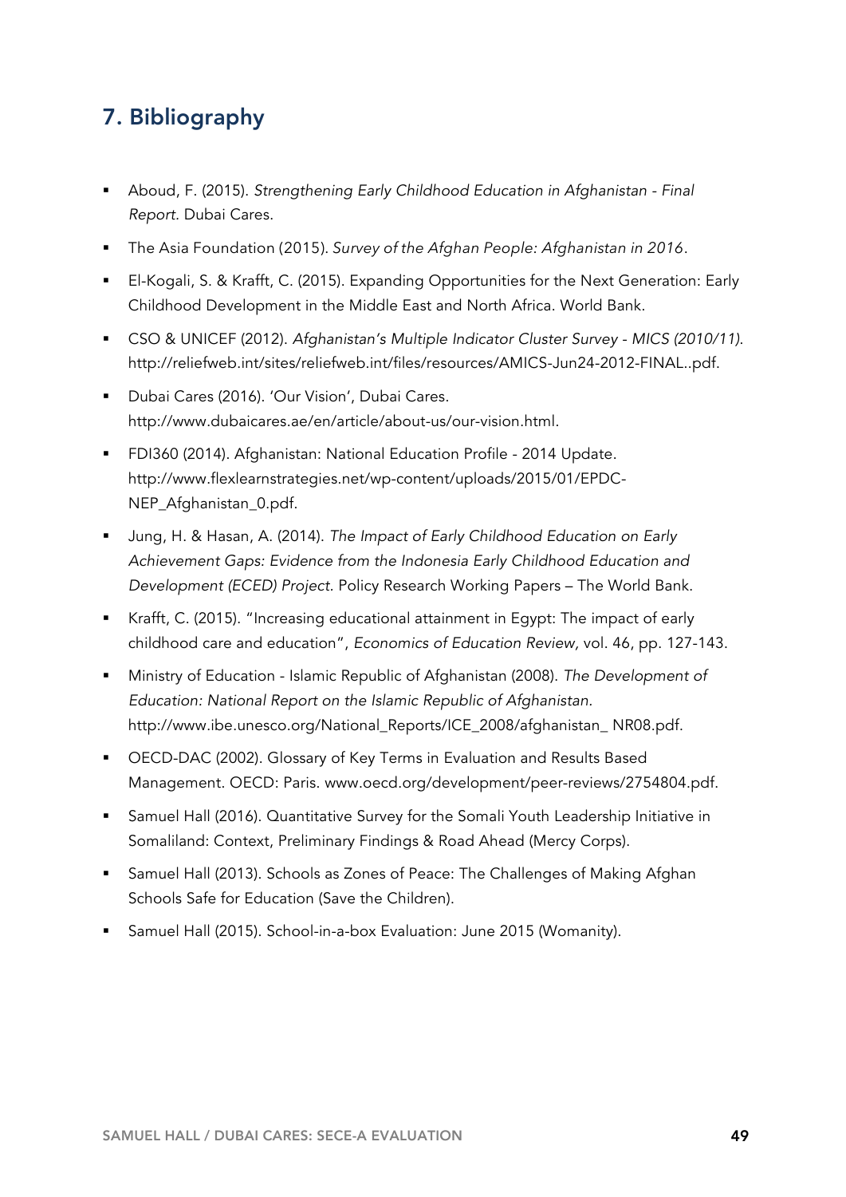## 7. Bibliography

- Aboud, F. (2015). *Strengthening Early Childhood Education in Afghanistan - Final Report.* Dubai Cares.
- The Asia Foundation (2015). *Survey of the Afghan People: Afghanistan in 2016*.
- El-Kogali, S. & Krafft, C. (2015). Expanding Opportunities for the Next Generation: Early Childhood Development in the Middle East and North Africa. World Bank.
- CSO & UNICEF (2012). *Afghanistan's Multiple Indicator Cluster Survey - MICS (2010/11).* http://reliefweb.int/sites/reliefweb.int/files/resources/AMICS-Jun24-2012-FINAL..pdf.
- Dubai Cares (2016). 'Our Vision', Dubai Cares. http://www.dubaicares.ae/en/article/about-us/our-vision.html.
- FDI360 (2014). Afghanistan: National Education Profile - 2014 Update. http://www.flexlearnstrategies.net/wp-content/uploads/2015/01/EPDC-NEP_Afghanistan_0.pdf.
- Jung, H. & Hasan, A. (2014). *The Impact of Early Childhood Education on Early Achievement Gaps: Evidence from the Indonesia Early Childhood Education and Development (ECED) Project.* Policy Research Working Papers – The World Bank.
- Krafft, C. (2015). "Increasing educational attainment in Egypt: The impact of early childhood care and education", *Economics of Education Review*, vol. 46, pp. 127-143.
- Ministry of Education - Islamic Republic of Afghanistan (2008). *The Development of Education: National Report on the Islamic Republic of Afghanistan.* http://www.ibe.unesco.org/National_Reports/ICE_2008/afghanistan_ NR08.pdf.
- OECD-DAC (2002). Glossary of Key Terms in Evaluation and Results Based Management. OECD: Paris. www.oecd.org/development/peer-reviews/2754804.pdf.
- Samuel Hall (2016). Quantitative Survey for the Somali Youth Leadership Initiative in Somaliland: Context, Preliminary Findings & Road Ahead (Mercy Corps).
- Samuel Hall (2013). Schools as Zones of Peace: The Challenges of Making Afghan Schools Safe for Education (Save the Children).
- Samuel Hall (2015). School-in-a-box Evaluation: June 2015 (Womanity).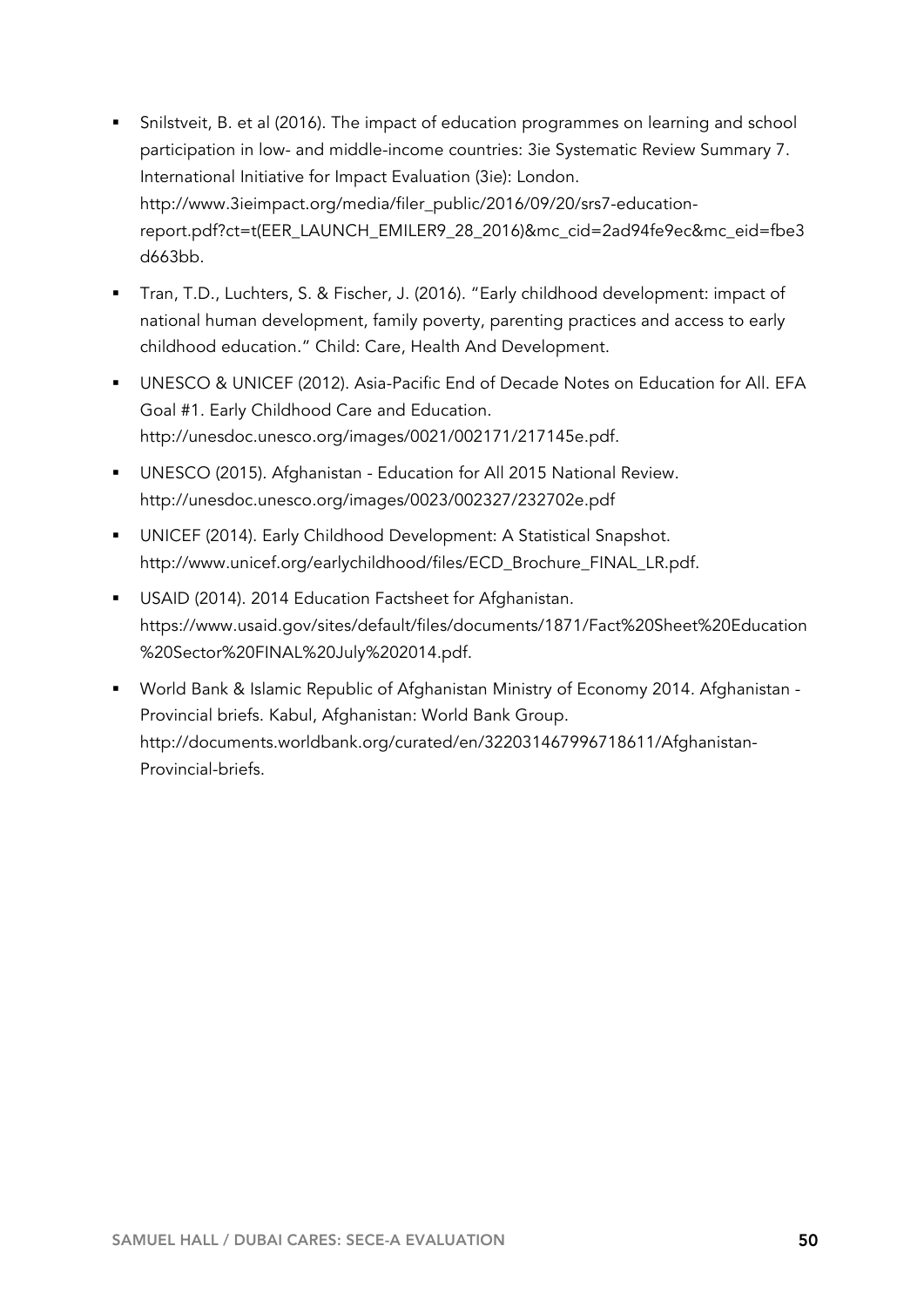- Snilstveit, B. et al (2016). The impact of education programmes on learning and school participation in low- and middle-income countries: 3ie Systematic Review Summary 7. International Initiative for Impact Evaluation (3ie): London. http://www.3ieimpact.org/media/filer_public/2016/09/20/srs7-education-report.pdf?ct=t(EER_LAUNCH_EMILER9_28_2016)&mc_cid=2ad94fe9ec&mc_eid=fbe3d663bb.
- Tran, T.D., Luchters, S. & Fischer, J. (2016). "Early childhood development: impact of national human development, family poverty, parenting practices and access to early childhood education." Child: Care, Health And Development.
- UNESCO & UNICEF (2012). Asia-Pacific End of Decade Notes on Education for All. EFA Goal #1. Early Childhood Care and Education. http://unesdoc.unesco.org/images/0021/002171/217145e.pdf.
- UNESCO (2015). Afghanistan - Education for All 2015 National Review. http://unesdoc.unesco.org/images/0023/002327/232702e.pdf
- UNICEF (2014). Early Childhood Development: A Statistical Snapshot. http://www.unicef.org/earlychildhood/files/ECD_Brochure_FINAL_LR.pdf.
- USAID (2014). 2014 Education Factsheet for Afghanistan. https://www.usaid.gov/sites/default/files/documents/1871/Fact%20Sheet%20Education%20Sector%20FINAL%20July%202014.pdf.
- World Bank & Islamic Republic of Afghanistan Ministry of Economy 2014. Afghanistan - Provincial briefs. Kabul, Afghanistan: World Bank Group. http://documents.worldbank.org/curated/en/322031467996718611/Afghanistan-Provincial-briefs.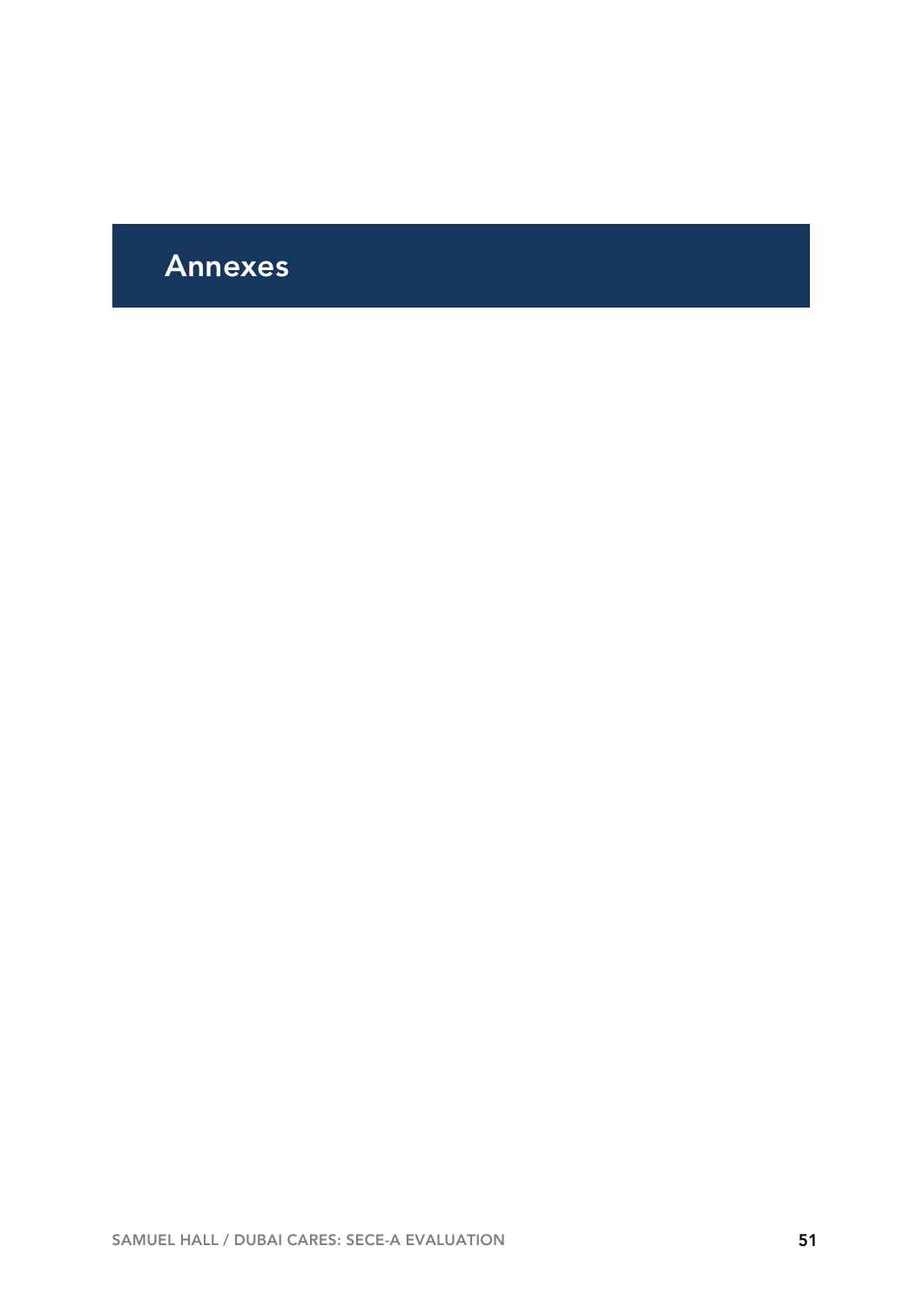# Annexes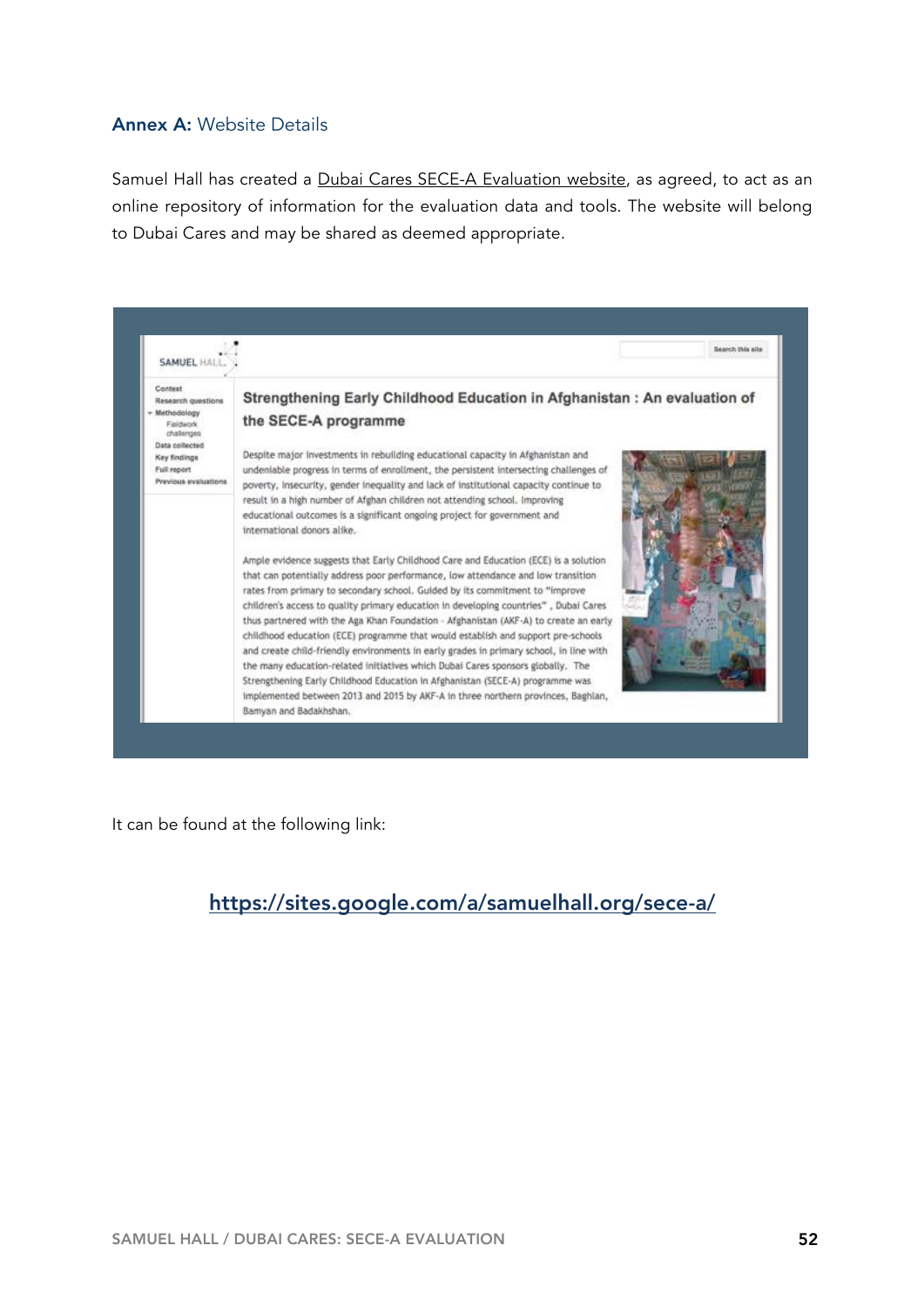**Annex A:** Website Details

Samuel Hall has created a Dubai Cares SECE-A Evaluation website, as agreed, to act as an online repository of information for the evaluation data and tools. The website will belong to Dubai Cares and may be shared as deemed appropriate.

It can be found at the following link:

**https://sites.google.com/a/samuelhall.org/sece-a/**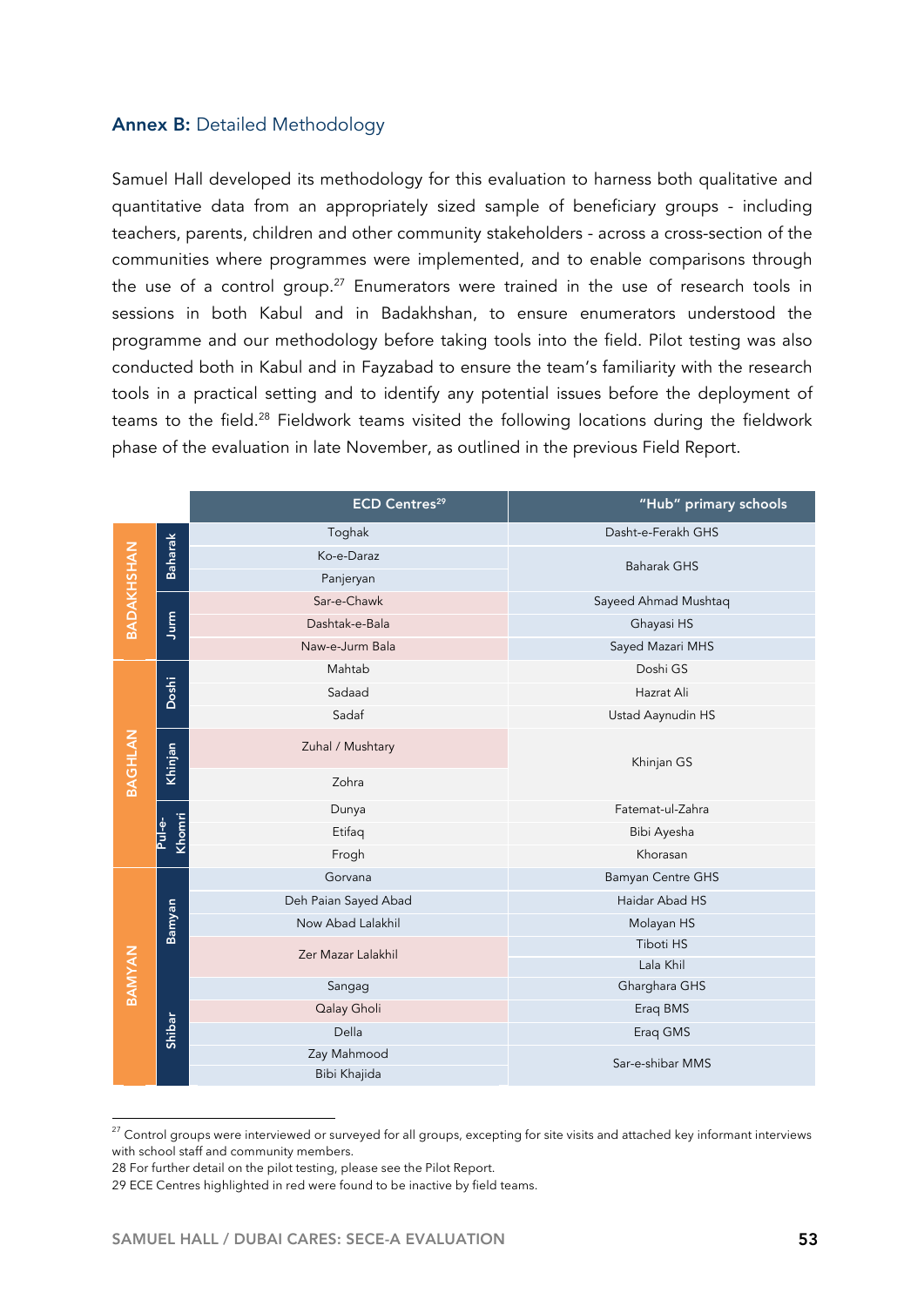**Annex B:** Detailed Methodology

Samuel Hall developed its methodology for this evaluation to harness both qualitative and quantitative data from an appropriately sized sample of beneficiary groups - including teachers, parents, children and other community stakeholders - across a cross-section of the communities where programmes were implemented, and to enable comparisons through the use of a control group.[27] Enumerators were trained in the use of research tools in sessions in both Kabul and in Badakhshan, to ensure enumerators understood the programme and our methodology before taking tools into the field. Pilot testing was also conducted both in Kabul and in Fayzabad to ensure the team's familiarity with the research tools in a practical setting and to identify any potential issues before the deployment of teams to the field.[28] Fieldwork teams visited the following locations during the fieldwork phase of the evaluation in late November, as outlined in the previous Field Report.

| Province | District | ECD Centres[29] | "Hub" primary schools |
|---|---|---|---|
| BADAKHSHAN | Baharak | Toghak | Dasht-e-Ferakh GHS |
| | | Ko-e-Daraz | Baharak GHS |
| | | Panjeryan | |
| | Jurm | Sar-e-Chawk | Sayeed Ahmad Mushtaq |
| | | Dashtak-e-Bala | Ghayasi HS |
| | | Naw-e-Jurm Bala | Sayed Mazari MHS |
| BAGHLAN | Doshi | Mahtab | Doshi GS |
| | | Sadaad | Hazrat Ali |
| | | Sadaf | Ustad Aaynudin HS |
| | Khinjan | Zuhal / Mushtary | Khinjan GS |
| | | Zohra | |
| | Pul-e-Khomri | Dunya | Fatemat-ul-Zahra |
| | | Etifaq | Bibi Ayesha |
| | | Frogh | Khorasan |
| BAMYAN | Bamyan | Gorvana | Bamyan Centre GHS |
| | | Deh Paian Sayed Abad | Haidar Abad HS |
| | | Now Abad Lalakhil | Molayan HS |
| | | Zer Mazar Lalakhil | Tiboti HS |
| | | | Lala Khil |
| | Shibar | Sangag | Gharghara GHS |
| | | Qalay Gholi | Eraq BMS |
| | | Della | Eraq GMS |
| | | Zay Mahmood | Sar-e-shibar MMS |
| | | Bibi Khajida | |

[27] Control groups were interviewed or surveyed for all groups, excepting for site visits and attached key informant interviews with school staff and community members.

28 For further detail on the pilot testing, please see the Pilot Report.

29 ECE Centres highlighted in red were found to be inactive by field teams.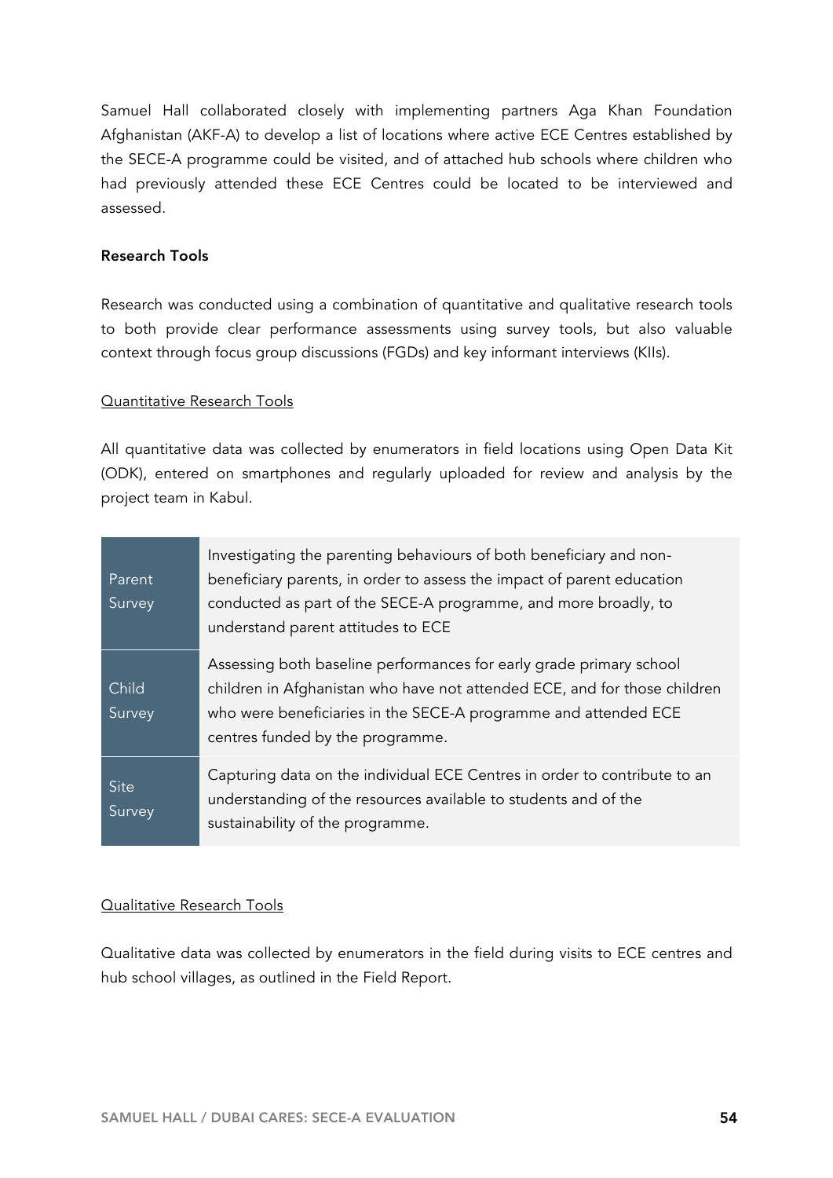Samuel Hall collaborated closely with implementing partners Aga Khan Foundation Afghanistan (AKF-A) to develop a list of locations where active ECE Centres established by the SECE-A programme could be visited, and of attached hub schools where children who had previously attended these ECE Centres could be located to be interviewed and assessed.

**Research Tools**

Research was conducted using a combination of quantitative and qualitative research tools to both provide clear performance assessments using survey tools, but also valuable context through focus group discussions (FGDs) and key informant interviews (KIIs).

<u>Quantitative Research Tools</u>

All quantitative data was collected by enumerators in field locations using Open Data Kit (ODK), entered on smartphones and regularly uploaded for review and analysis by the project team in Kabul.

| | |
|---|---|
| Parent Survey | Investigating the parenting behaviours of both beneficiary and non-beneficiary parents, in order to assess the impact of parent education conducted as part of the SECE-A programme, and more broadly, to understand parent attitudes to ECE |
| Child Survey | Assessing both baseline performances for early grade primary school children in Afghanistan who have not attended ECE, and for those children who were beneficiaries in the SECE-A programme and attended ECE centres funded by the programme. |
| Site Survey | Capturing data on the individual ECE Centres in order to contribute to an understanding of the resources available to students and of the sustainability of the programme. |

<u>Qualitative Research Tools</u>

Qualitative data was collected by enumerators in the field during visits to ECE centres and hub school villages, as outlined in the Field Report.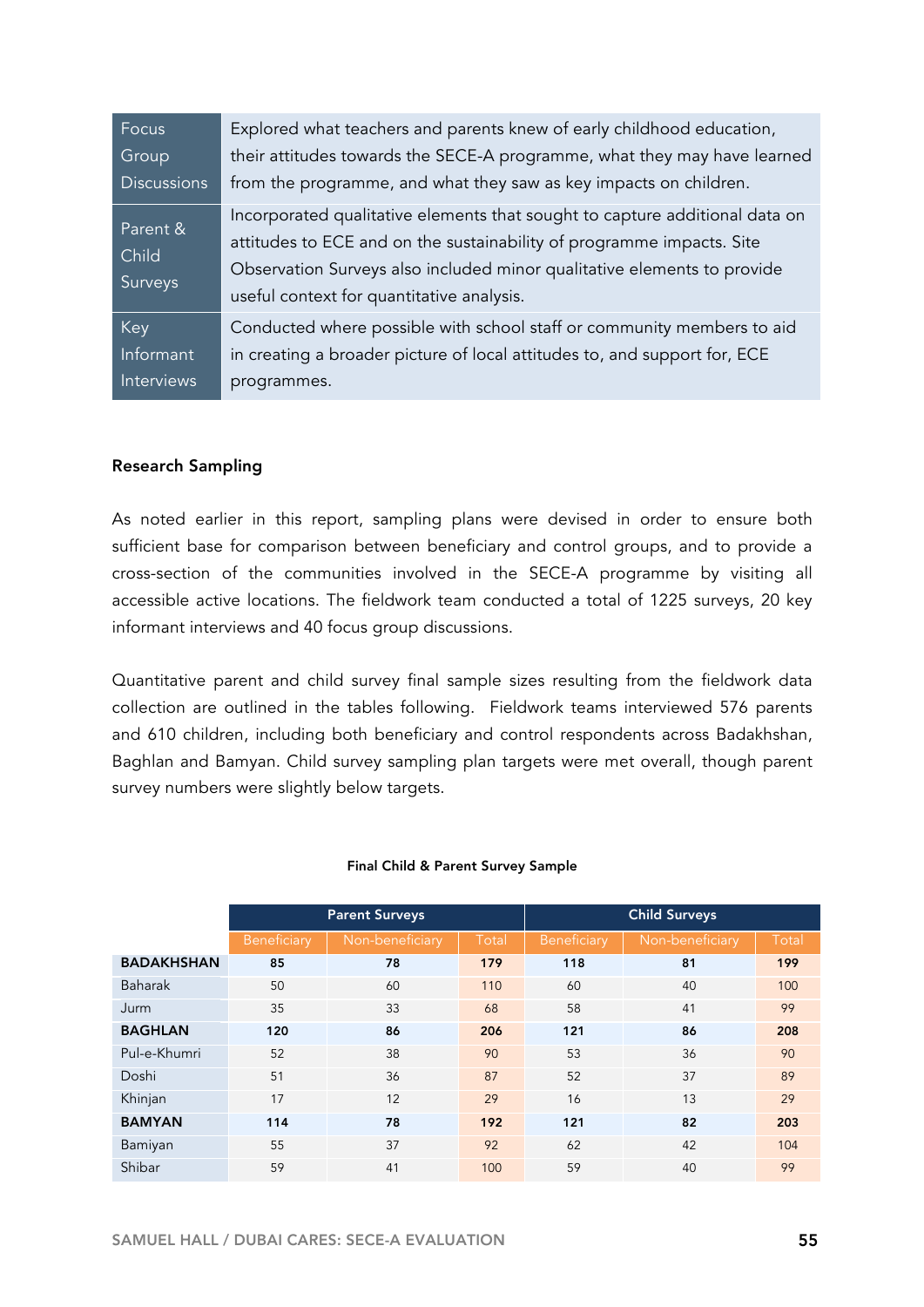| | |
|---|---|
| Focus Group Discussions | Explored what teachers and parents knew of early childhood education, their attitudes towards the SECE-A programme, what they may have learned from the programme, and what they saw as key impacts on children. |
| Parent & Child Surveys | Incorporated qualitative elements that sought to capture additional data on attitudes to ECE and on the sustainability of programme impacts. Site Observation Surveys also included minor qualitative elements to provide useful context for quantitative analysis. |
| Key Informant Interviews | Conducted where possible with school staff or community members to aid in creating a broader picture of local attitudes to, and support for, ECE programmes. |

**Research Sampling**

As noted earlier in this report, sampling plans were devised in order to ensure both sufficient base for comparison between beneficiary and control groups, and to provide a cross-section of the communities involved in the SECE-A programme by visiting all accessible active locations. The fieldwork team conducted a total of 1225 surveys, 20 key informant interviews and 40 focus group discussions.

Quantitative parent and child survey final sample sizes resulting from the fieldwork data collection are outlined in the tables following. Fieldwork teams interviewed 576 parents and 610 children, including both beneficiary and control respondents across Badakhshan, Baghlan and Bamyan. Child survey sampling plan targets were met overall, though parent survey numbers were slightly below targets.

**Final Child & Parent Survey Sample**

| | Parent Surveys | | | Child Surveys | | |
|---|---|---|---|---|---|---|
| | Beneficiary | Non-beneficiary | Total | Beneficiary | Non-beneficiary | Total |
| **BADAKHSHAN** | **85** | **78** | **179** | **118** | **81** | **199** |
| Baharak | 50 | 60 | 110 | 60 | 40 | 100 |
| Jurm | 35 | 33 | 68 | 58 | 41 | 99 |
| **BAGHLAN** | **120** | **86** | **206** | **121** | **86** | **208** |
| Pul-e-Khumri | 52 | 38 | 90 | 53 | 36 | 90 |
| Doshi | 51 | 36 | 87 | 52 | 37 | 89 |
| Khinjan | 17 | 12 | 29 | 16 | 13 | 29 |
| **BAMYAN** | **114** | **78** | **192** | **121** | **82** | **203** |
| Bamiyan | 55 | 37 | 92 | 62 | 42 | 104 |
| Shibar | 59 | 41 | 100 | 59 | 40 | 99 |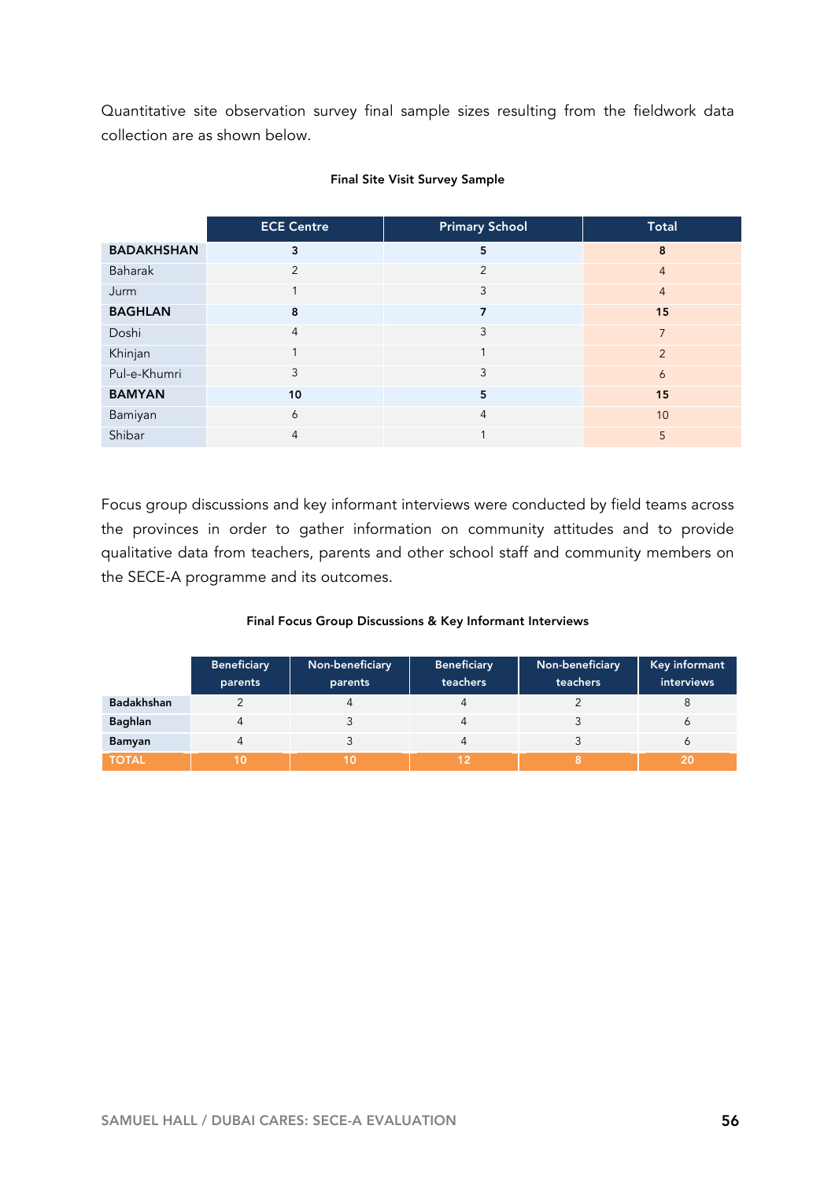Quantitative site observation survey final sample sizes resulting from the fieldwork data collection are as shown below.

**Final Site Visit Survey Sample**

| | ECE Centre | Primary School | Total |
|---|---|---|---|
| **BADAKHSHAN** | **3** | **5** | **8** |
| Baharak | 2 | 2 | 4 |
| Jurm | 1 | 3 | 4 |
| **BAGHLAN** | **8** | **7** | **15** |
| Doshi | 4 | 3 | 7 |
| Khinjan | 1 | 1 | 2 |
| Pul-e-Khumri | 3 | 3 | 6 |
| **BAMYAN** | **10** | **5** | **15** |
| Bamiyan | 6 | 4 | 10 |
| Shibar | 4 | 1 | 5 |

Focus group discussions and key informant interviews were conducted by field teams across the provinces in order to gather information on community attitudes and to provide qualitative data from teachers, parents and other school staff and community members on the SECE-A programme and its outcomes.

**Final Focus Group Discussions & Key Informant Interviews**

| | Beneficiary parents | Non-beneficiary parents | Beneficiary teachers | Non-beneficiary teachers | Key informant interviews |
|---|---|---|---|---|---|
| **Badakhshan** | 2 | 4 | 4 | 2 | 8 |
| **Baghlan** | 4 | 3 | 4 | 3 | 6 |
| **Bamyan** | 4 | 3 | 4 | 3 | 6 |
| **TOTAL** | **10** | **10** | **12** | **8** | **20** |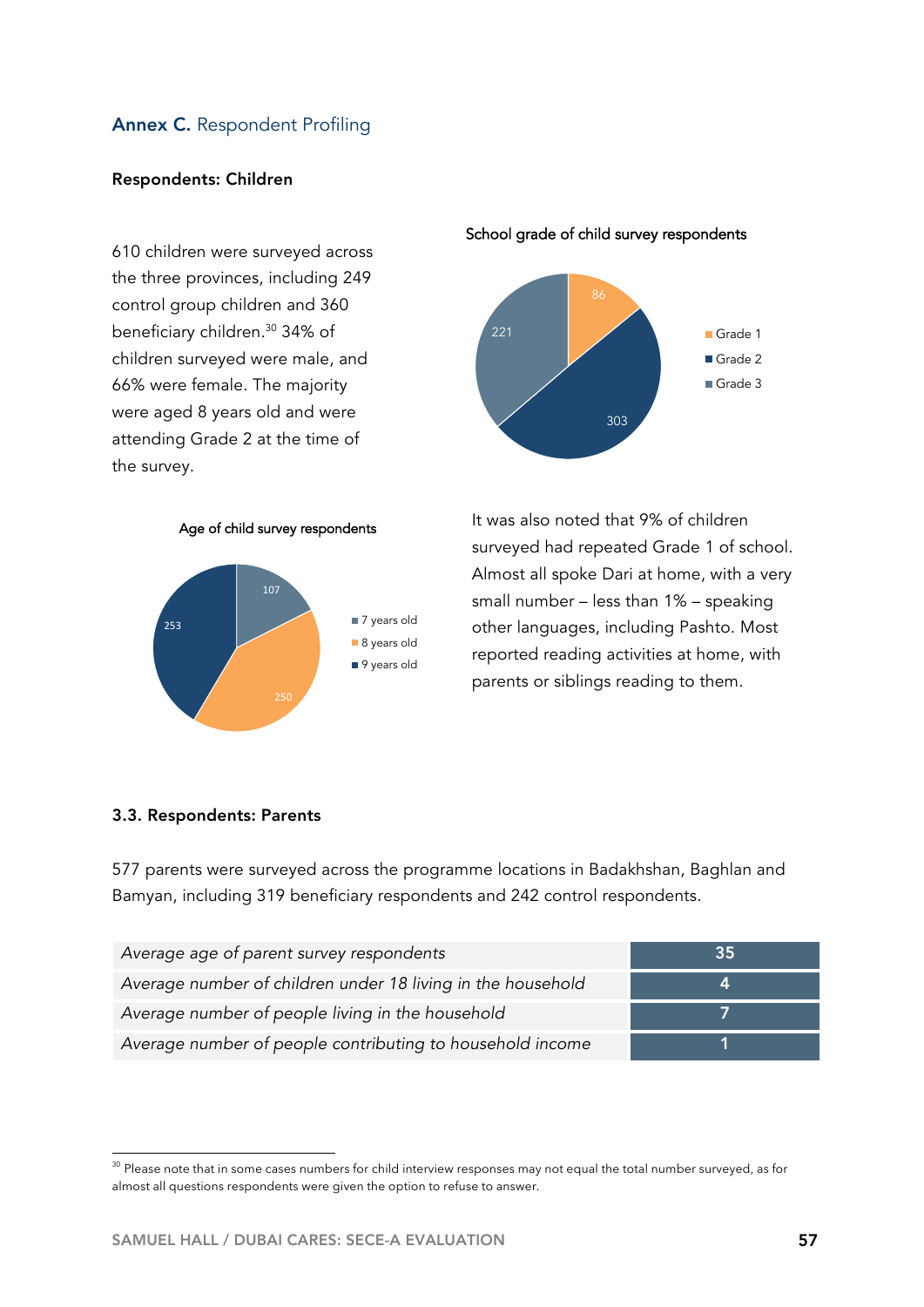## **Annex C.** Respondent Profiling

### Respondents: Children

610 children were surveyed across the three provinces, including 249 control group children and 360 beneficiary children.[30] 34% of children surveyed were male, and 66% were female. The majority were aged 8 years old and were attending Grade 2 at the time of the survey.

School grade of child survey respondents

| Grade | Number |
| --- | --- |
| Grade 1 | 86 |
| Grade 2 | 303 |
| Grade 3 | 221 |

Age of child survey respondents

| Age | Number |
| --- | --- |
| 7 years old | 107 |
| 8 years old | 250 |
| 9 years old | 253 |

It was also noted that 9% of children surveyed had repeated Grade 1 of school. Almost all spoke Dari at home, with a very small number – less than 1% – speaking other languages, including Pashto. Most reported reading activities at home, with parents or siblings reading to them.

### 3.3. Respondents: Parents

577 parents were surveyed across the programme locations in Badakhshan, Baghlan and Bamyan, including 319 beneficiary respondents and 242 control respondents.

| | |
| --- | --- |
| *Average age of parent survey respondents* | **35** |
| *Average number of children under 18 living in the household* | **4** |
| *Average number of people living in the household* | **7** |
| *Average number of people contributing to household income* | **1** |

[30] Please note that in some cases numbers for child interview responses may not equal the total number surveyed, as for almost all questions respondents were given the option to refuse to answer.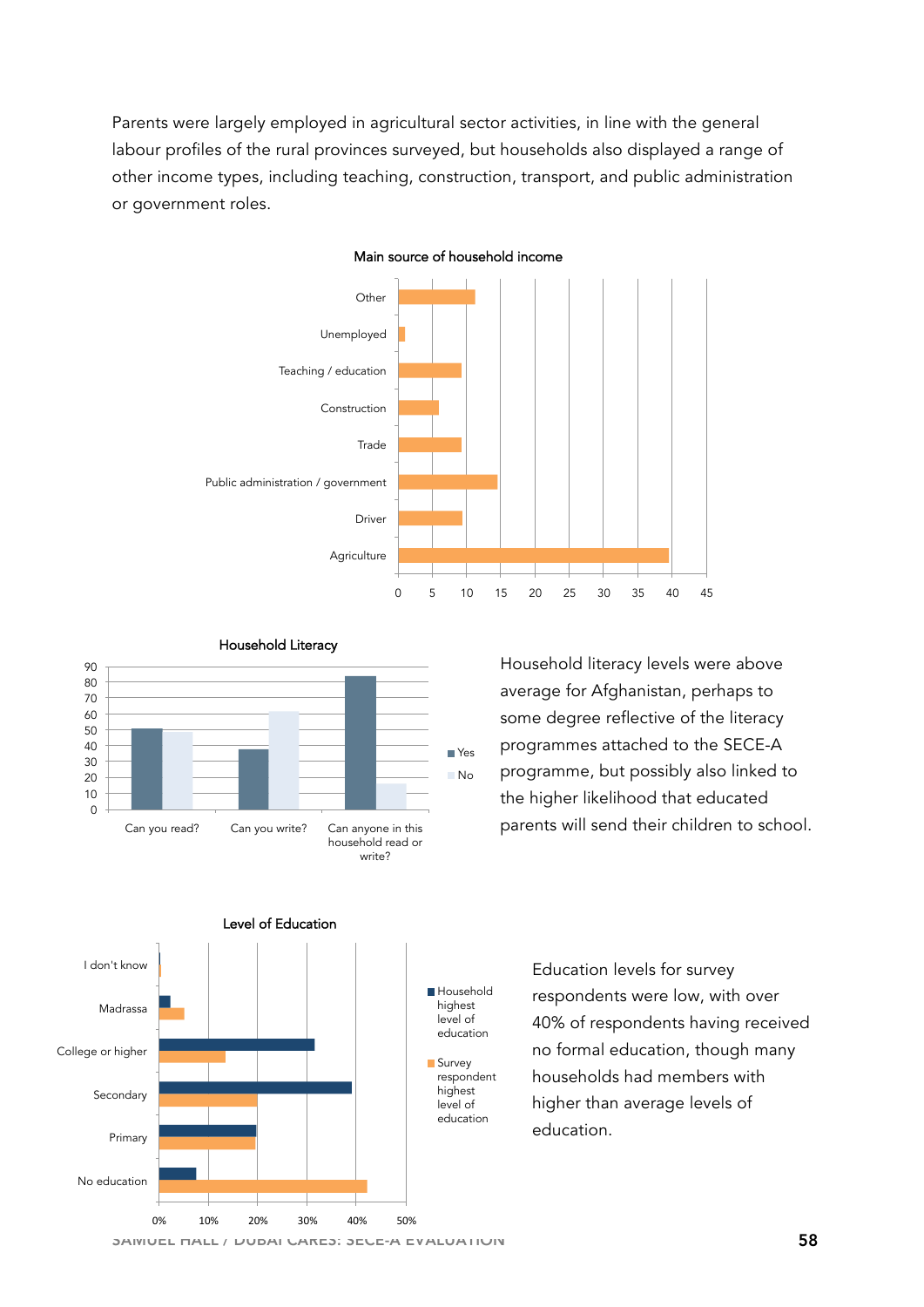Parents were largely employed in agricultural sector activities, in line with the general labour profiles of the rural provinces surveyed, but households also displayed a range of other income types, including teaching, construction, transport, and public administration or government roles.

Main source of household income

Household Literacy

Household literacy levels were above average for Afghanistan, perhaps to some degree reflective of the literacy programmes attached to the SECE-A programme, but possibly also linked to the higher likelihood that educated parents will send their children to school.

Level of Education

Education levels for survey respondents were low, with over 40% of respondents having received no formal education, though many households had members with higher than average levels of education.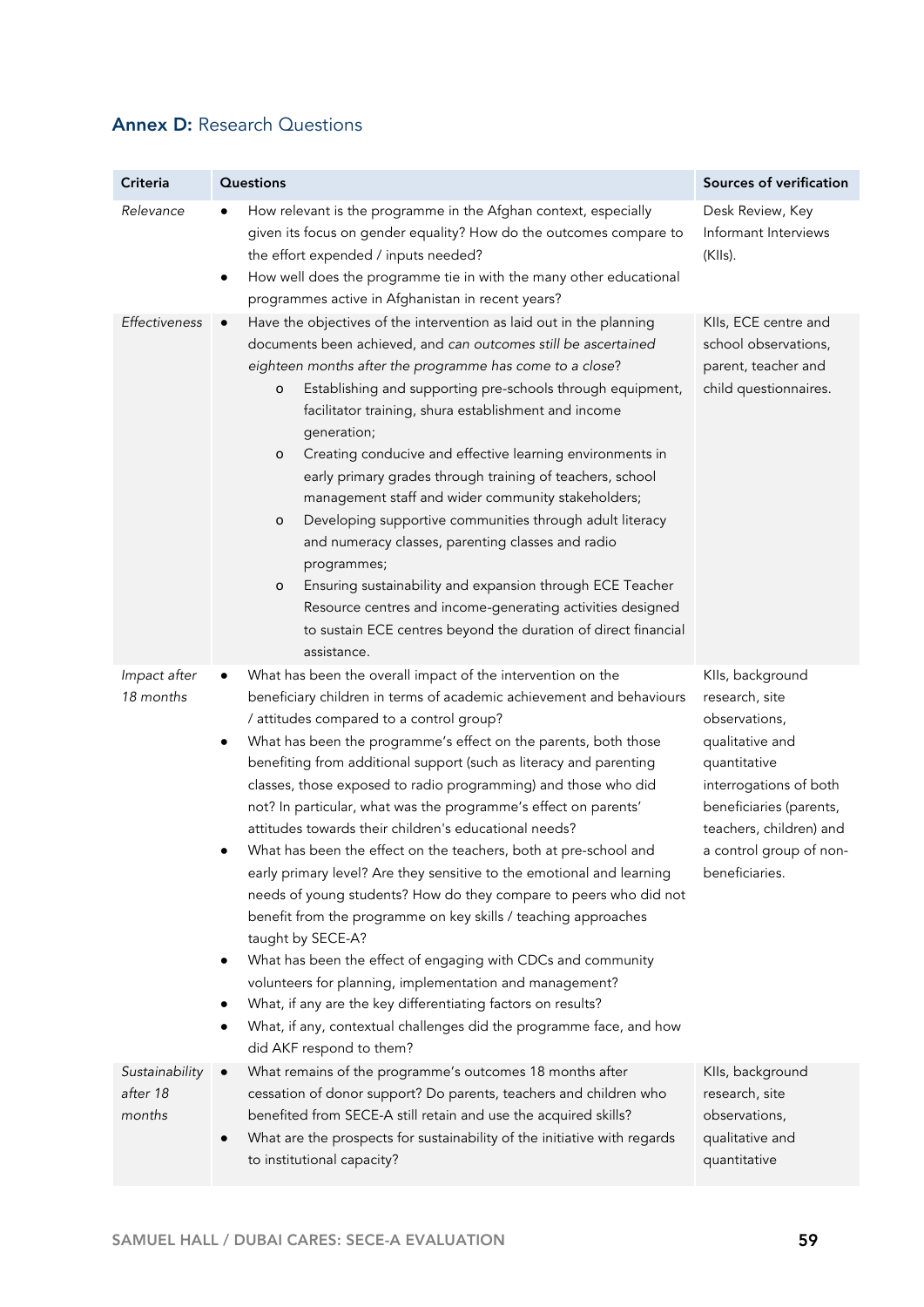## **Annex D:** Research Questions

| Criteria | Questions | Sources of verification |
|---|---|---|
| *Relevance* | • How relevant is the programme in the Afghan context, especially given its focus on gender equality? How do the outcomes compare to the effort expended / inputs needed?<br>• How well does the programme tie in with the many other educational programmes active in Afghanistan in recent years? | Desk Review, Key Informant Interviews (KIIs). |
| *Effectiveness* | • Have the objectives of the intervention as laid out in the planning documents been achieved, and *can outcomes still be ascertained eighteen months after the programme has come to a close*?<br>&nbsp;&nbsp;o Establishing and supporting pre-schools through equipment, facilitator training, shura establishment and income generation;<br>&nbsp;&nbsp;o Creating conducive and effective learning environments in early primary grades through training of teachers, school management staff and wider community stakeholders;<br>&nbsp;&nbsp;o Developing supportive communities through adult literacy and numeracy classes, parenting classes and radio programmes;<br>&nbsp;&nbsp;o Ensuring sustainability and expansion through ECE Teacher Resource centres and income-generating activities designed to sustain ECE centres beyond the duration of direct financial assistance. | KIIs, ECE centre and school observations, parent, teacher and child questionnaires. |
| *Impact after 18 months* | • What has been the overall impact of the intervention on the beneficiary children in terms of academic achievement and behaviours / attitudes compared to a control group?<br>• What has been the programme's effect on the parents, both those benefiting from additional support (such as literacy and parenting classes, those exposed to radio programming) and those who did not? In particular, what was the programme's effect on parents' attitudes towards their children's educational needs?<br>• What has been the effect on the teachers, both at pre-school and early primary level? Are they sensitive to the emotional and learning needs of young students? How do they compare to peers who did not benefit from the programme on key skills / teaching approaches taught by SECE-A?<br>• What has been the effect of engaging with CDCs and community volunteers for planning, implementation and management?<br>• What, if any are the key differentiating factors on results?<br>• What, if any, contextual challenges did the programme face, and how did AKF respond to them? | KIIs, background research, site observations, qualitative and quantitative interrogations of both beneficiaries (parents, teachers, children) and a control group of non-beneficiaries. |
| *Sustainability after 18 months* | • What remains of the programme's outcomes 18 months after cessation of donor support? Do parents, teachers and children who benefited from SECE-A still retain and use the acquired skills?<br>• What are the prospects for sustainability of the initiative with regards to institutional capacity? | KIIs, background research, site observations, qualitative and quantitative |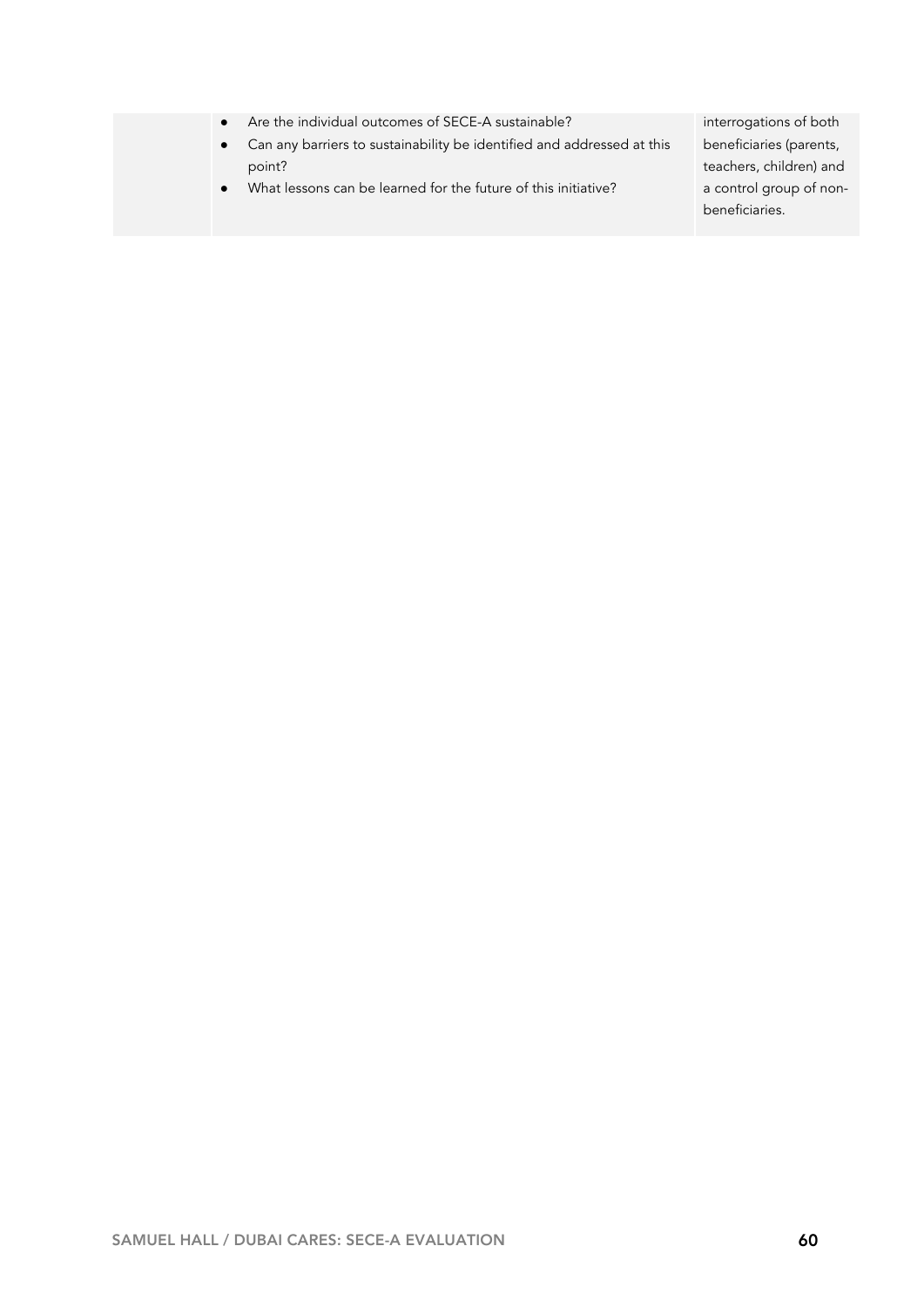| | | |
|---|---|---|
| | • Are the individual outcomes of SECE-A sustainable?<br>• Can any barriers to sustainability be identified and addressed at this point?<br>• What lessons can be learned for the future of this initiative? | interrogations of both beneficiaries (parents, teachers, children) and a control group of non-beneficiaries. |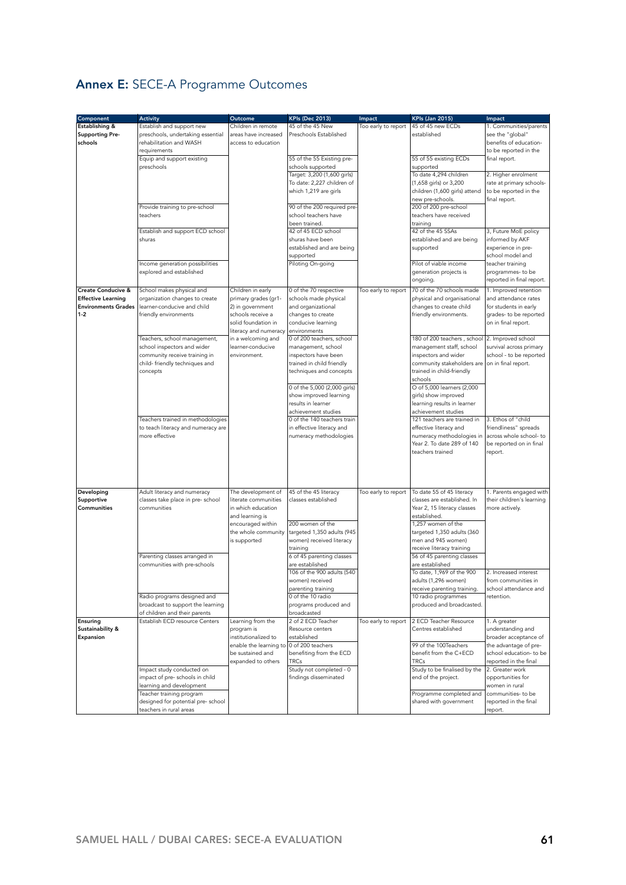## Annex E: SECE-A Programme Outcomes

| Component | Activity | Outcome | KPIs (Dec 2013) | Impact | KPIs (Jan 2015) | Impact |
|---|---|---|---|---|---|---|
| Establishing & Supporting Pre-schools | Establish and support new preschools, undertaking essential rehabilitation and WASH requirements | Children in remote areas have increased access to education | 45 of the 45 New Preschools Established | Too early to report | 45 of 45 new ECDs established | 1. Communities/parents see the "global" benefits of education- to be reported in the final report. |
| | Equip and support existing preschools | | 55 of the 55 Existing pre-schools supported | | 55 of 55 existing ECDs supported | |
| | | | Target: 3,200 (1,600 girls) To date: 2,227 children of which 1,219 are girls | | To date 4,294 children (1,658 girls) or 3,200 children (1,600 girls) attend new pre-schools. | 2. Higher enrolment rate at primary schools- to be reported in the final report. |
| | Provide training to pre-school teachers | | 90 of the 200 required pre-school teachers have been trained. | | 200 of 200 pre-school teachers have received training | |
| | Establish and support ECD school shuras | | 42 of 45 ECD school shuras have been established and are being supported | | 42 of the 45 SSAs established and are being supported | 3, Future MoE policy informed by AKF experience in pre-school model and teacher training programmes- to be reported in final report. |
| | Income generation possibilities explored and established | | Piloting On-going | | Pilot of viable income generation projects is ongoing. | |
| Create Conducive & Effective Learning Environments Grades 1-2 | School makes physical and organization changes to create learner-conducive and child friendly environments | Children in early primary grades (gr1-2) in government schools receive a solid foundation in literacy and numeracy in a welcoming and learner-conducive environment. | 0 of the 70 respective schools made physical and organizational changes to create conducive learning environments | Too early to report | 70 of the 70 schools made physical and organisational changes to create child friendly environments. | 1. Improved retention and attendance rates for students in early grades- to be reported on in final report. |
| | Teachers, school management, school inspectors and wider community receive training in child- friendly techniques and concepts | | 0 of 200 teachers, school management, school inspectors have been trained in child friendly techniques and concepts | | 180 of 200 teachers , school management staff, school inspectors and wider community stakeholders are trained in child-friendly schools | 2. Improved school survival across primary school - to be reported on in final report. |
| | | | 0 of the 5,000 (2,000 girls) show improved learning results in learner achievement studies | | O of 5,000 learners (2,000 girls) show improved learning results in learner achievement studies | |
| | Teachers trained in methodologies to teach literacy and numeracy are more effective | | 0 of the 140 teachers train in effective literacy and numeracy methodologies | | 121 teachers are trained in effective literacy and numeracy methodologies in Year 2. To date 289 of 140 teachers trained | 3. Ethos of "child friendliness" spreads across whole school- to be reported on in final report. |
| Developing Supportive Communities | Adult literacy and numeracy classes take place in pre- school communities | The development of literate communities in which education and learning is encouraged within the whole community is supported | 45 of the 45 literacy classes established | Too early to report | To date 55 of 45 literacy classes are established. In Year 2, 15 literacy classes established. | 1. Parents engaged with their children's learning more actively. |
| | | | 200 women of the targeted 1,350 adults (945 women) received literacy training | | 1,257 women of the targeted 1,350 adults (360 men and 945 women) receive literacy training | |
| | Parenting classes arranged in communities with pre-schools | | 6 of 45 parenting classes are established | | 56 of 45 parenting classes are established | |
| | | | 106 of the 900 adults (540 women) received parenting training | | To date, 1,969 of the 900 adults (1,296 women) receive parenting training. | 2. Increased interest from communities in school attendance and retention. |
| | Radio programs designed and broadcast to support the learning of children and their parents | | 0 of the 10 radio programs produced and broadcasted | | 10 radio programmes produced and broadcasted. | |
| Ensuring Sustainability & Expansion | Establish ECD resource Centers | Learning from the program is institutionalized to enable the learning to be sustained and expanded to others | 2 of 2 ECD Teacher Resource centers established | Too early to report | 2 ECD Teacher Resource Centres established | 1. A greater understanding and broader acceptance of the advantage of pre-school education- to be reported in the final |
| | | | 0 of 200 teachers benefiting from the ECD TRCs | | 99 of the 100Teachers benefit from the C+ECD TRCs | |
| | Impact study conducted on impact of pre- schools in child learning and development | | Study not completed - 0 findings disseminated | | Study to be finalised by the end of the project. | 2. Greater work opportunities for women in rural communities- to be reported in the final report. |
| | Teacher training program designed for potential pre- school teachers in rural areas | | | | Programme completed and shared with government | |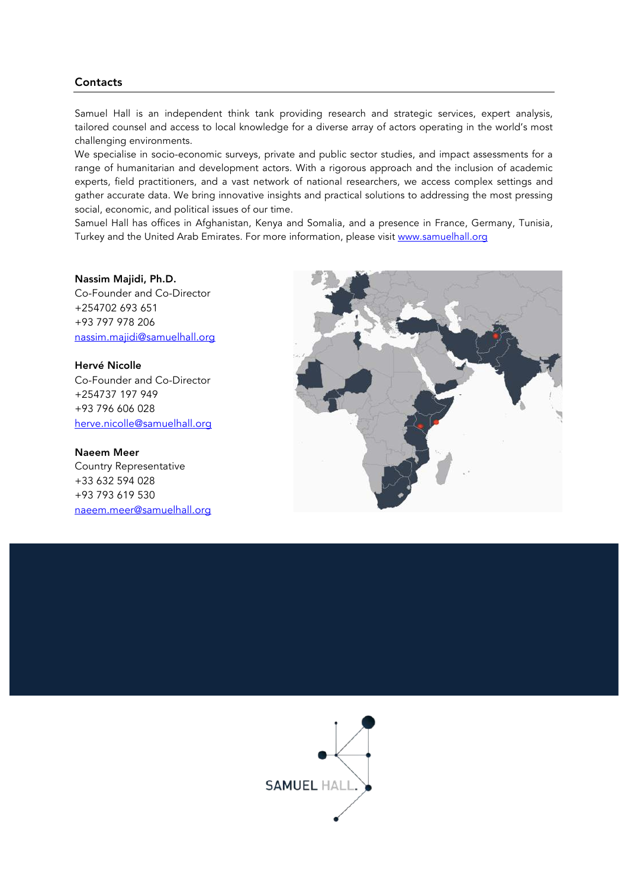## Contacts

Samuel Hall is an independent think tank providing research and strategic services, expert analysis, tailored counsel and access to local knowledge for a diverse array of actors operating in the world's most challenging environments.

We specialise in socio-economic surveys, private and public sector studies, and impact assessments for a range of humanitarian and development actors. With a rigorous approach and the inclusion of academic experts, field practitioners, and a vast network of national researchers, we access complex settings and gather accurate data. We bring innovative insights and practical solutions to addressing the most pressing social, economic, and political issues of our time.

Samuel Hall has offices in Afghanistan, Kenya and Somalia, and a presence in France, Germany, Tunisia, Turkey and the United Arab Emirates. For more information, please visit [www.samuelhall.org](www.samuelhall.org)

**Nassim Majidi, Ph.D.**
Co-Founder and Co-Director
+254702 693 651
+93 797 978 206
[nassim.majidi@samuelhall.org](mailto:nassim.majidi@samuelhall.org)

**Hervé Nicolle**
Co-Founder and Co-Director
+254737 197 949
+93 796 606 028
[herve.nicolle@samuelhall.org](mailto:herve.nicolle@samuelhall.org)

**Naeem Meer**
Country Representative
+33 632 594 028
+93 793 619 530
[naeem.meer@samuelhall.org](mailto:naeem.meer@samuelhall.org)

SAMUEL HALL.